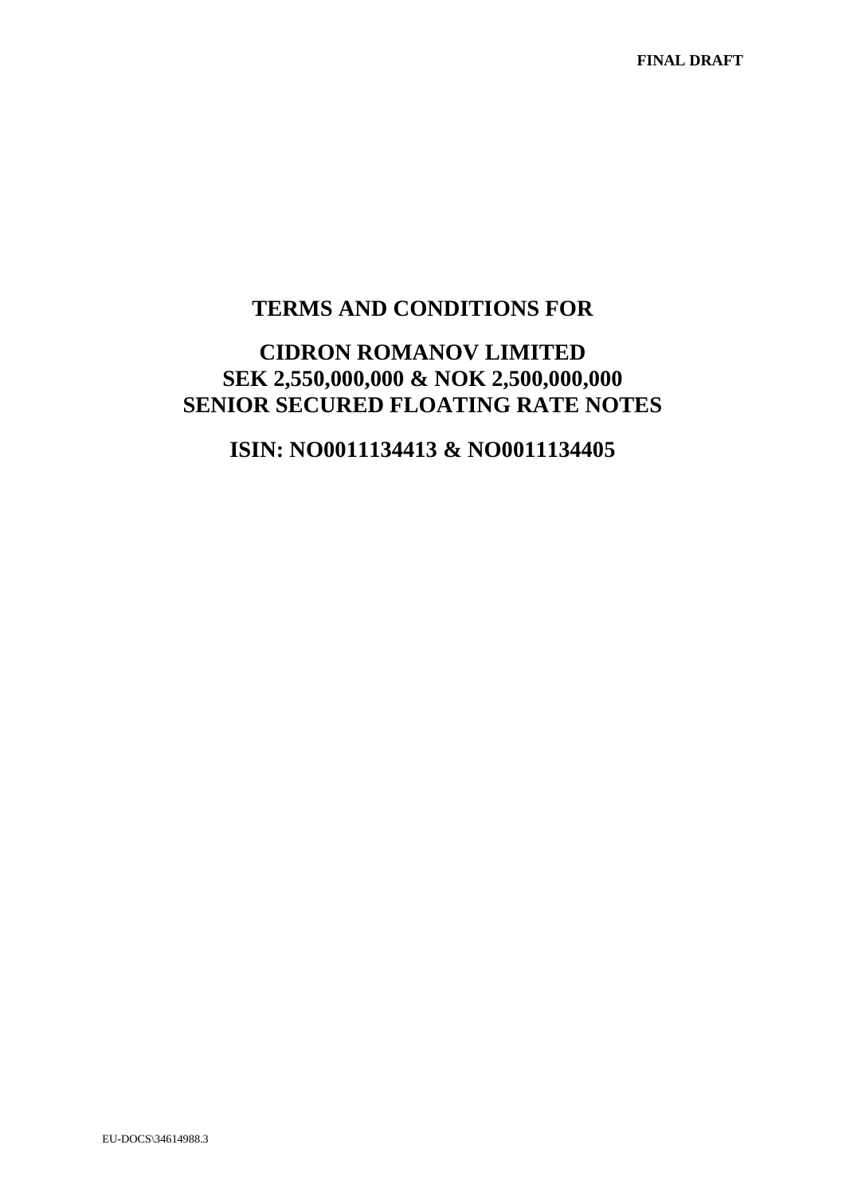**FINAL DRAFT**

# TERMS AND CONDITIONS FOR

# CIDRON ROMANOV LIMITED
# SEK 2,550,000,000 & NOK 2,500,000,000
# SENIOR SECURED FLOATING RATE NOTES

## ISIN: NO0011134413 & NO0011134405

EU-DOCS\34614988.3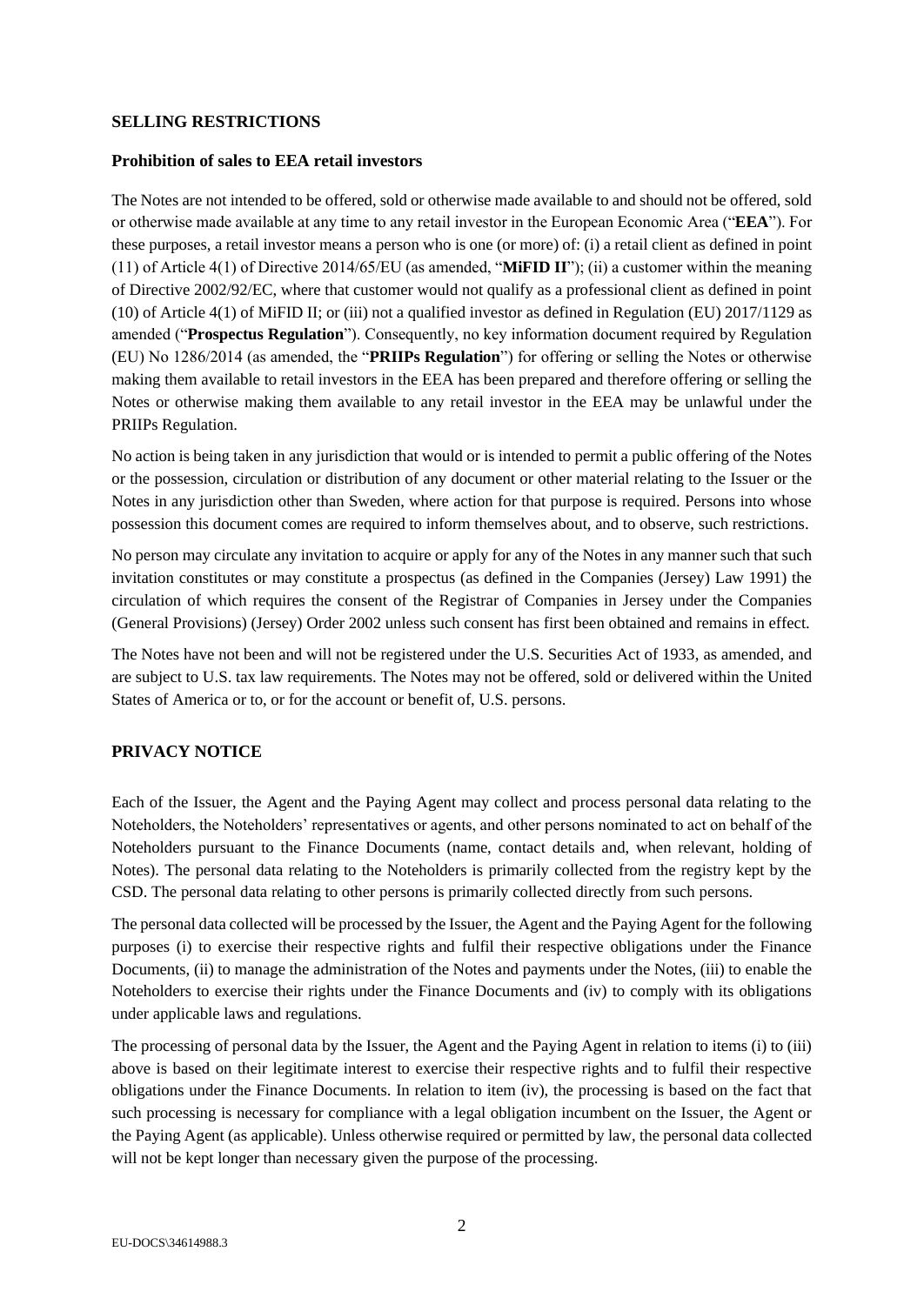## SELLING RESTRICTIONS

### Prohibition of sales to EEA retail investors

The Notes are not intended to be offered, sold or otherwise made available to and should not be offered, sold or otherwise made available at any time to any retail investor in the European Economic Area ("**EEA**"). For these purposes, a retail investor means a person who is one (or more) of: (i) a retail client as defined in point (11) of Article 4(1) of Directive 2014/65/EU (as amended, "**MiFID II**"); (ii) a customer within the meaning of Directive 2002/92/EC, where that customer would not qualify as a professional client as defined in point (10) of Article 4(1) of MiFID II; or (iii) not a qualified investor as defined in Regulation (EU) 2017/1129 as amended ("**Prospectus Regulation**"). Consequently, no key information document required by Regulation (EU) No 1286/2014 (as amended, the "**PRIIPs Regulation**") for offering or selling the Notes or otherwise making them available to retail investors in the EEA has been prepared and therefore offering or selling the Notes or otherwise making them available to any retail investor in the EEA may be unlawful under the PRIIPs Regulation.

No action is being taken in any jurisdiction that would or is intended to permit a public offering of the Notes or the possession, circulation or distribution of any document or other material relating to the Issuer or the Notes in any jurisdiction other than Sweden, where action for that purpose is required. Persons into whose possession this document comes are required to inform themselves about, and to observe, such restrictions.

No person may circulate any invitation to acquire or apply for any of the Notes in any manner such that such invitation constitutes or may constitute a prospectus (as defined in the Companies (Jersey) Law 1991) the circulation of which requires the consent of the Registrar of Companies in Jersey under the Companies (General Provisions) (Jersey) Order 2002 unless such consent has first been obtained and remains in effect.

The Notes have not been and will not be registered under the U.S. Securities Act of 1933, as amended, and are subject to U.S. tax law requirements. The Notes may not be offered, sold or delivered within the United States of America or to, or for the account or benefit of, U.S. persons.

## PRIVACY NOTICE

Each of the Issuer, the Agent and the Paying Agent may collect and process personal data relating to the Noteholders, the Noteholders' representatives or agents, and other persons nominated to act on behalf of the Noteholders pursuant to the Finance Documents (name, contact details and, when relevant, holding of Notes). The personal data relating to the Noteholders is primarily collected from the registry kept by the CSD. The personal data relating to other persons is primarily collected directly from such persons.

The personal data collected will be processed by the Issuer, the Agent and the Paying Agent for the following purposes (i) to exercise their respective rights and fulfil their respective obligations under the Finance Documents, (ii) to manage the administration of the Notes and payments under the Notes, (iii) to enable the Noteholders to exercise their rights under the Finance Documents and (iv) to comply with its obligations under applicable laws and regulations.

The processing of personal data by the Issuer, the Agent and the Paying Agent in relation to items (i) to (iii) above is based on their legitimate interest to exercise their respective rights and to fulfil their respective obligations under the Finance Documents. In relation to item (iv), the processing is based on the fact that such processing is necessary for compliance with a legal obligation incumbent on the Issuer, the Agent or the Paying Agent (as applicable). Unless otherwise required or permitted by law, the personal data collected will not be kept longer than necessary given the purpose of the processing.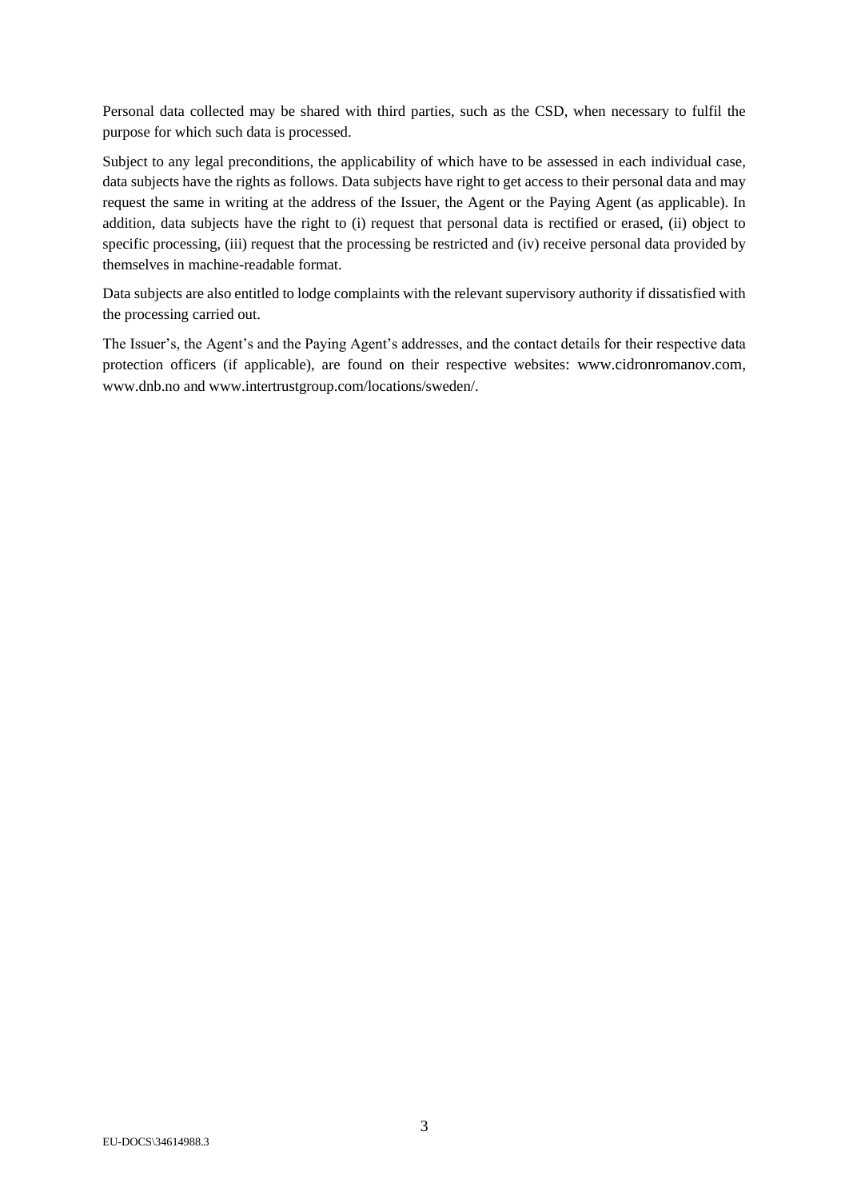Personal data collected may be shared with third parties, such as the CSD, when necessary to fulfil the purpose for which such data is processed.

Subject to any legal preconditions, the applicability of which have to be assessed in each individual case, data subjects have the rights as follows. Data subjects have right to get access to their personal data and may request the same in writing at the address of the Issuer, the Agent or the Paying Agent (as applicable). In addition, data subjects have the right to (i) request that personal data is rectified or erased, (ii) object to specific processing, (iii) request that the processing be restricted and (iv) receive personal data provided by themselves in machine-readable format.

Data subjects are also entitled to lodge complaints with the relevant supervisory authority if dissatisfied with the processing carried out.

The Issuer's, the Agent's and the Paying Agent's addresses, and the contact details for their respective data protection officers (if applicable), are found on their respective websites: www.cidronromanov.com, www.dnb.no and www.intertrustgroup.com/locations/sweden/.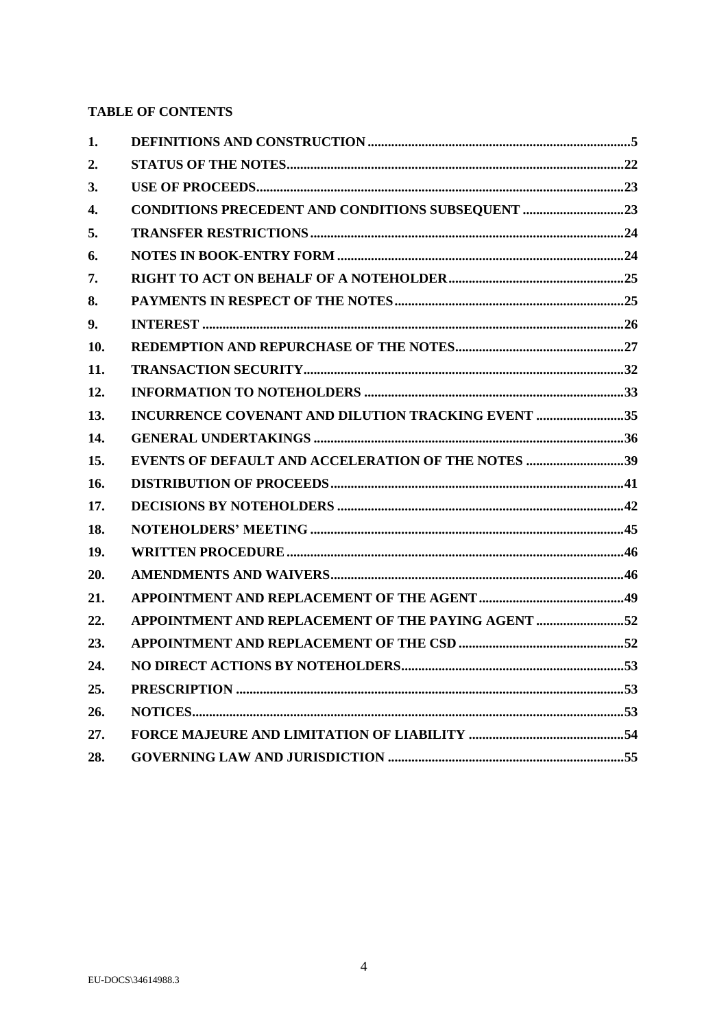**TABLE OF CONTENTS**

| | | |
|---|---|---|
| **1.** | **DEFINITIONS AND CONSTRUCTION** | **5** |
| **2.** | **STATUS OF THE NOTES** | **22** |
| **3.** | **USE OF PROCEEDS** | **23** |
| **4.** | **CONDITIONS PRECEDENT AND CONDITIONS SUBSEQUENT** | **23** |
| **5.** | **TRANSFER RESTRICTIONS** | **24** |
| **6.** | **NOTES IN BOOK-ENTRY FORM** | **24** |
| **7.** | **RIGHT TO ACT ON BEHALF OF A NOTEHOLDER** | **25** |
| **8.** | **PAYMENTS IN RESPECT OF THE NOTES** | **25** |
| **9.** | **INTEREST** | **26** |
| **10.** | **REDEMPTION AND REPURCHASE OF THE NOTES** | **27** |
| **11.** | **TRANSACTION SECURITY** | **32** |
| **12.** | **INFORMATION TO NOTEHOLDERS** | **33** |
| **13.** | **INCURRENCE COVENANT AND DILUTION TRACKING EVENT** | **35** |
| **14.** | **GENERAL UNDERTAKINGS** | **36** |
| **15.** | **EVENTS OF DEFAULT AND ACCELERATION OF THE NOTES** | **39** |
| **16.** | **DISTRIBUTION OF PROCEEDS** | **41** |
| **17.** | **DECISIONS BY NOTEHOLDERS** | **42** |
| **18.** | **NOTEHOLDERS' MEETING** | **45** |
| **19.** | **WRITTEN PROCEDURE** | **46** |
| **20.** | **AMENDMENTS AND WAIVERS** | **46** |
| **21.** | **APPOINTMENT AND REPLACEMENT OF THE AGENT** | **49** |
| **22.** | **APPOINTMENT AND REPLACEMENT OF THE PAYING AGENT** | **52** |
| **23.** | **APPOINTMENT AND REPLACEMENT OF THE CSD** | **52** |
| **24.** | **NO DIRECT ACTIONS BY NOTEHOLDERS** | **53** |
| **25.** | **PRESCRIPTION** | **53** |
| **26.** | **NOTICES** | **53** |
| **27.** | **FORCE MAJEURE AND LIMITATION OF LIABILITY** | **54** |
| **28.** | **GOVERNING LAW AND JURISDICTION** | **55** |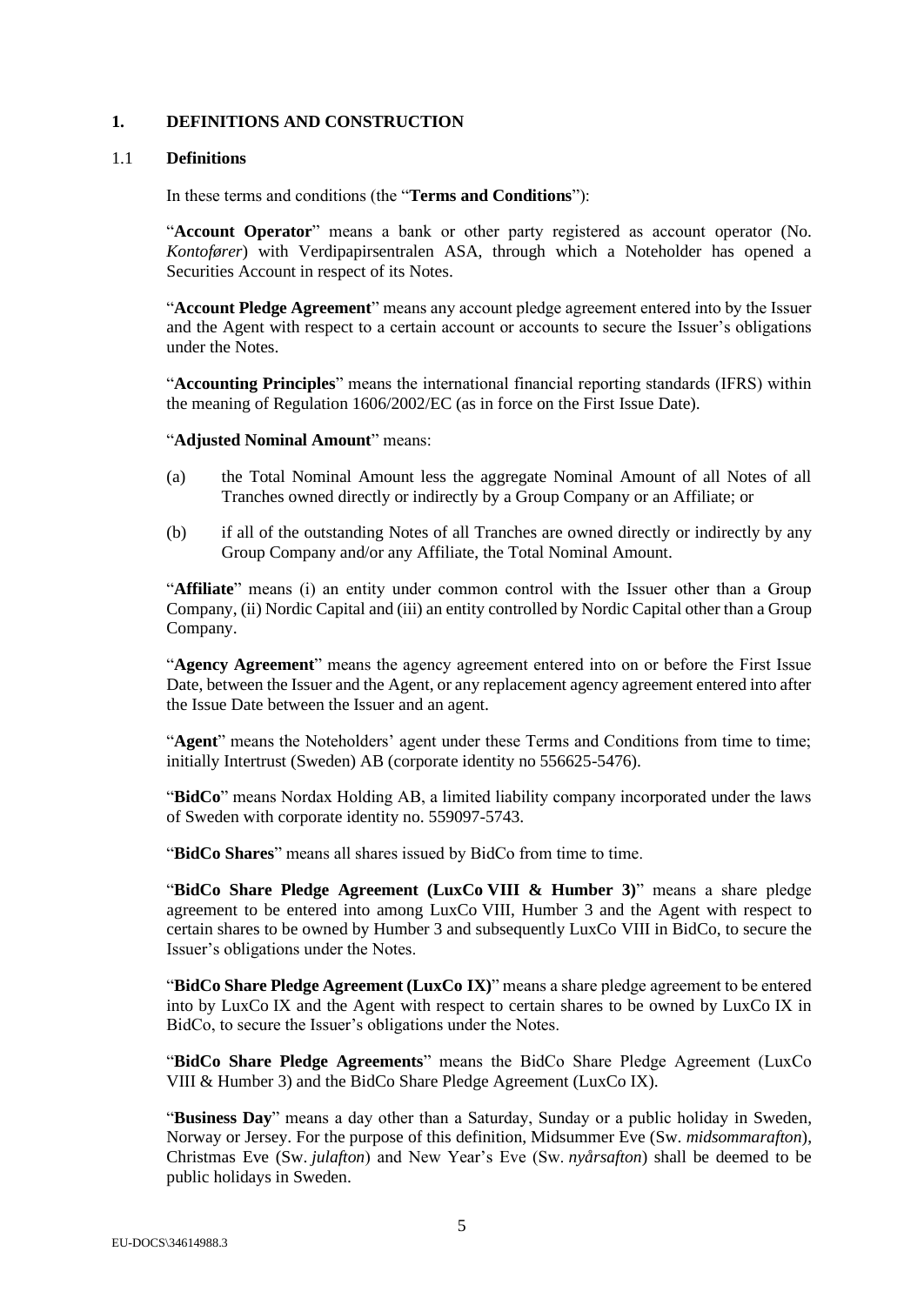## 1. DEFINITIONS AND CONSTRUCTION

### 1.1 Definitions

In these terms and conditions (the "**Terms and Conditions**"):

"**Account Operator**" means a bank or other party registered as account operator (No. *Kontofører*) with Verdipapirsentralen ASA, through which a Noteholder has opened a Securities Account in respect of its Notes.

"**Account Pledge Agreement**" means any account pledge agreement entered into by the Issuer and the Agent with respect to a certain account or accounts to secure the Issuer's obligations under the Notes.

"**Accounting Principles**" means the international financial reporting standards (IFRS) within the meaning of Regulation 1606/2002/EC (as in force on the First Issue Date).

"**Adjusted Nominal Amount**" means:

(a) the Total Nominal Amount less the aggregate Nominal Amount of all Notes of all Tranches owned directly or indirectly by a Group Company or an Affiliate; or

(b) if all of the outstanding Notes of all Tranches are owned directly or indirectly by any Group Company and/or any Affiliate, the Total Nominal Amount.

"**Affiliate**" means (i) an entity under common control with the Issuer other than a Group Company, (ii) Nordic Capital and (iii) an entity controlled by Nordic Capital other than a Group Company.

"**Agency Agreement**" means the agency agreement entered into on or before the First Issue Date, between the Issuer and the Agent, or any replacement agency agreement entered into after the Issue Date between the Issuer and an agent.

"**Agent**" means the Noteholders' agent under these Terms and Conditions from time to time; initially Intertrust (Sweden) AB (corporate identity no 556625-5476).

"**BidCo**" means Nordax Holding AB, a limited liability company incorporated under the laws of Sweden with corporate identity no. 559097-5743.

"**BidCo Shares**" means all shares issued by BidCo from time to time.

"**BidCo Share Pledge Agreement (LuxCo VIII & Humber 3)**" means a share pledge agreement to be entered into among LuxCo VIII, Humber 3 and the Agent with respect to certain shares to be owned by Humber 3 and subsequently LuxCo VIII in BidCo, to secure the Issuer's obligations under the Notes.

"**BidCo Share Pledge Agreement (LuxCo IX)**" means a share pledge agreement to be entered into by LuxCo IX and the Agent with respect to certain shares to be owned by LuxCo IX in BidCo, to secure the Issuer's obligations under the Notes.

"**BidCo Share Pledge Agreements**" means the BidCo Share Pledge Agreement (LuxCo VIII & Humber 3) and the BidCo Share Pledge Agreement (LuxCo IX).

"**Business Day**" means a day other than a Saturday, Sunday or a public holiday in Sweden, Norway or Jersey. For the purpose of this definition, Midsummer Eve (Sw. *midsommarafton*), Christmas Eve (Sw. *julafton*) and New Year's Eve (Sw. *nyårsafton*) shall be deemed to be public holidays in Sweden.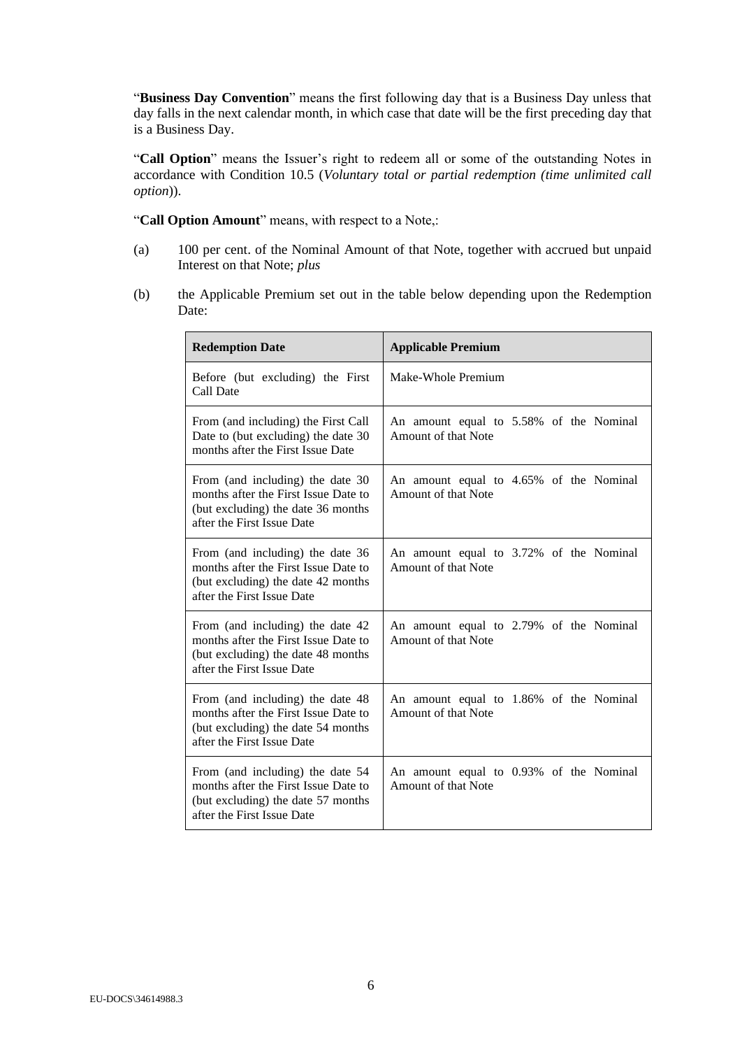"**Business Day Convention**" means the first following day that is a Business Day unless that day falls in the next calendar month, in which case that date will be the first preceding day that is a Business Day.

"**Call Option**" means the Issuer's right to redeem all or some of the outstanding Notes in accordance with Condition 10.5 (*Voluntary total or partial redemption (time unlimited call option)*).

"**Call Option Amount**" means, with respect to a Note,:

(a) 100 per cent. of the Nominal Amount of that Note, together with accrued but unpaid Interest on that Note; *plus*

(b) the Applicable Premium set out in the table below depending upon the Redemption Date:

| **Redemption Date** | **Applicable Premium** |
|---|---|
| Before (but excluding) the First Call Date | Make-Whole Premium |
| From (and including) the First Call Date to (but excluding) the date 30 months after the First Issue Date | An amount equal to 5.58% of the Nominal Amount of that Note |
| From (and including) the date 30 months after the First Issue Date to (but excluding) the date 36 months after the First Issue Date | An amount equal to 4.65% of the Nominal Amount of that Note |
| From (and including) the date 36 months after the First Issue Date to (but excluding) the date 42 months after the First Issue Date | An amount equal to 3.72% of the Nominal Amount of that Note |
| From (and including) the date 42 months after the First Issue Date to (but excluding) the date 48 months after the First Issue Date | An amount equal to 2.79% of the Nominal Amount of that Note |
| From (and including) the date 48 months after the First Issue Date to (but excluding) the date 54 months after the First Issue Date | An amount equal to 1.86% of the Nominal Amount of that Note |
| From (and including) the date 54 months after the First Issue Date to (but excluding) the date 57 months after the First Issue Date | An amount equal to 0.93% of the Nominal Amount of that Note |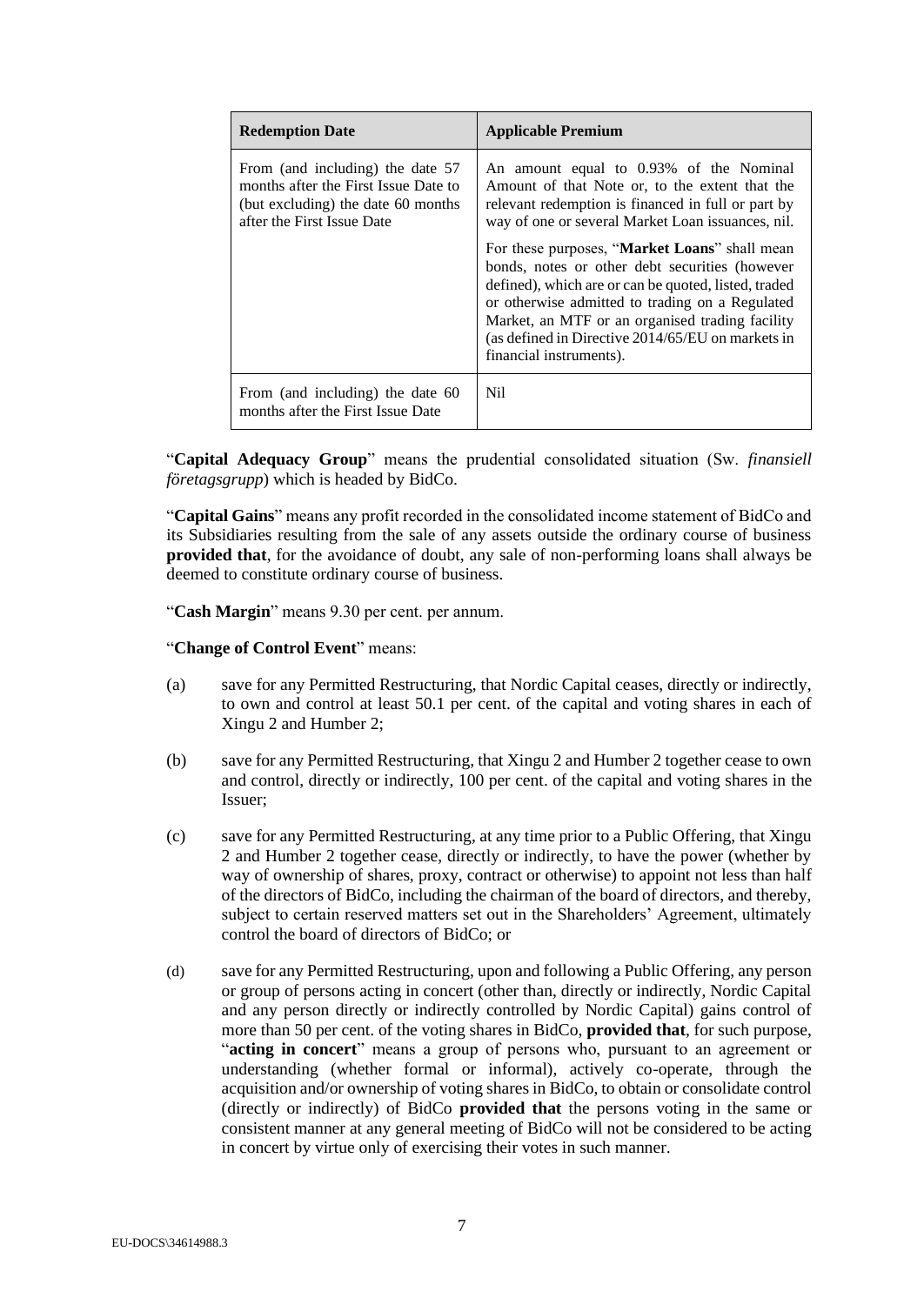| Redemption Date | Applicable Premium |
|---|---|
| From (and including) the date 57 months after the First Issue Date to (but excluding) the date 60 months after the First Issue Date | An amount equal to 0.93% of the Nominal Amount of that Note or, to the extent that the relevant redemption is financed in full or part by way of one or several Market Loan issuances, nil.<br><br>For these purposes, "**Market Loans**" shall mean bonds, notes or other debt securities (however defined), which are or can be quoted, listed, traded or otherwise admitted to trading on a Regulated Market, an MTF or an organised trading facility (as defined in Directive 2014/65/EU on markets in financial instruments). |
| From (and including) the date 60 months after the First Issue Date | Nil |

"**Capital Adequacy Group**" means the prudential consolidated situation (Sw. *finansiell företagsgrupp*) which is headed by BidCo.

"**Capital Gains**" means any profit recorded in the consolidated income statement of BidCo and its Subsidiaries resulting from the sale of any assets outside the ordinary course of business **provided that**, for the avoidance of doubt, any sale of non-performing loans shall always be deemed to constitute ordinary course of business.

"**Cash Margin**" means 9.30 per cent. per annum.

"**Change of Control Event**" means:

(a) save for any Permitted Restructuring, that Nordic Capital ceases, directly or indirectly, to own and control at least 50.1 per cent. of the capital and voting shares in each of Xingu 2 and Humber 2;

(b) save for any Permitted Restructuring, that Xingu 2 and Humber 2 together cease to own and control, directly or indirectly, 100 per cent. of the capital and voting shares in the Issuer;

(c) save for any Permitted Restructuring, at any time prior to a Public Offering, that Xingu 2 and Humber 2 together cease, directly or indirectly, to have the power (whether by way of ownership of shares, proxy, contract or otherwise) to appoint not less than half of the directors of BidCo, including the chairman of the board of directors, and thereby, subject to certain reserved matters set out in the Shareholders' Agreement, ultimately control the board of directors of BidCo; or

(d) save for any Permitted Restructuring, upon and following a Public Offering, any person or group of persons acting in concert (other than, directly or indirectly, Nordic Capital and any person directly or indirectly controlled by Nordic Capital) gains control of more than 50 per cent. of the voting shares in BidCo, **provided that**, for such purpose, "**acting in concert**" means a group of persons who, pursuant to an agreement or understanding (whether formal or informal), actively co-operate, through the acquisition and/or ownership of voting shares in BidCo, to obtain or consolidate control (directly or indirectly) of BidCo **provided that** the persons voting in the same or consistent manner at any general meeting of BidCo will not be considered to be acting in concert by virtue only of exercising their votes in such manner.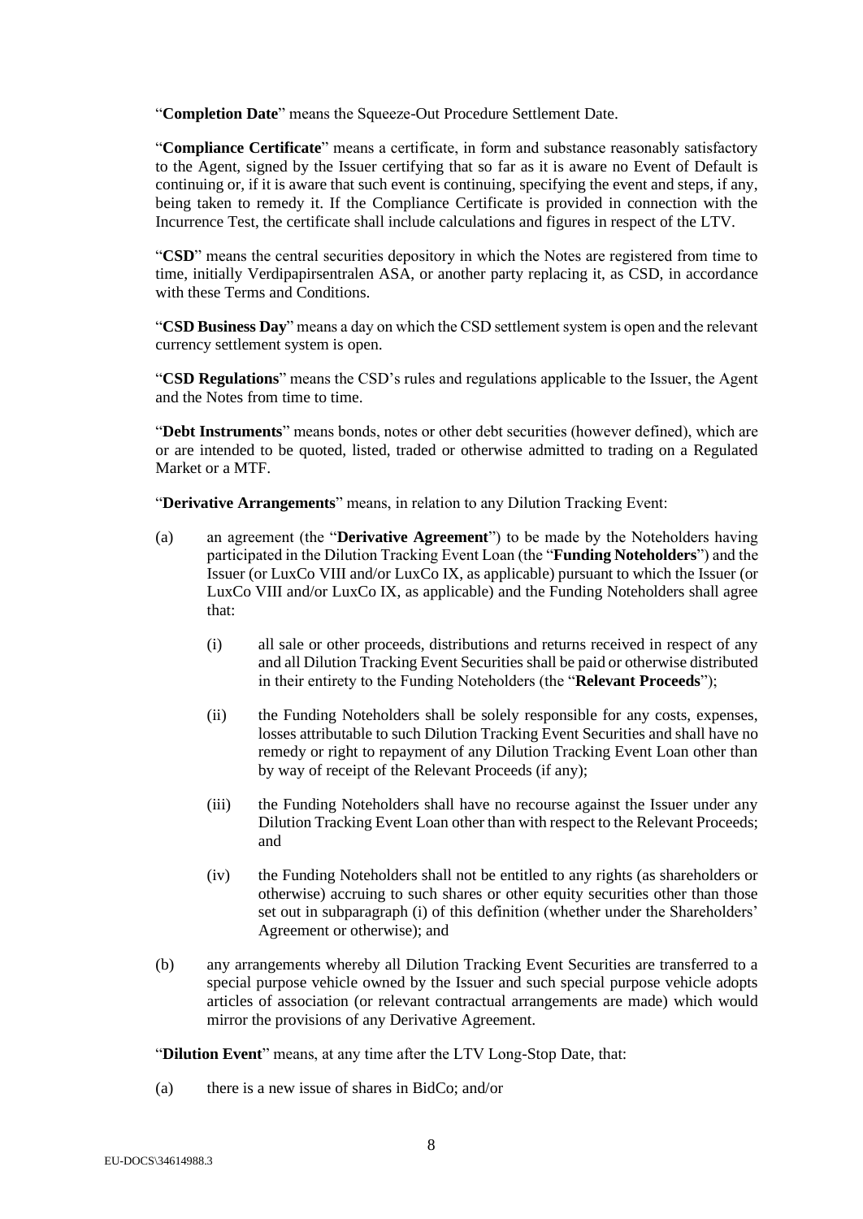"**Completion Date**" means the Squeeze-Out Procedure Settlement Date.

"**Compliance Certificate**" means a certificate, in form and substance reasonably satisfactory to the Agent, signed by the Issuer certifying that so far as it is aware no Event of Default is continuing or, if it is aware that such event is continuing, specifying the event and steps, if any, being taken to remedy it. If the Compliance Certificate is provided in connection with the Incurrence Test, the certificate shall include calculations and figures in respect of the LTV.

"**CSD**" means the central securities depository in which the Notes are registered from time to time, initially Verdipapirsentralen ASA, or another party replacing it, as CSD, in accordance with these Terms and Conditions.

"**CSD Business Day**" means a day on which the CSD settlement system is open and the relevant currency settlement system is open.

"**CSD Regulations**" means the CSD's rules and regulations applicable to the Issuer, the Agent and the Notes from time to time.

"**Debt Instruments**" means bonds, notes or other debt securities (however defined), which are or are intended to be quoted, listed, traded or otherwise admitted to trading on a Regulated Market or a MTF.

"**Derivative Arrangements**" means, in relation to any Dilution Tracking Event:

(a) an agreement (the "**Derivative Agreement**") to be made by the Noteholders having participated in the Dilution Tracking Event Loan (the "**Funding Noteholders**") and the Issuer (or LuxCo VIII and/or LuxCo IX, as applicable) pursuant to which the Issuer (or LuxCo VIII and/or LuxCo IX, as applicable) and the Funding Noteholders shall agree that:

   (i) all sale or other proceeds, distributions and returns received in respect of any and all Dilution Tracking Event Securities shall be paid or otherwise distributed in their entirety to the Funding Noteholders (the "**Relevant Proceeds**");

   (ii) the Funding Noteholders shall be solely responsible for any costs, expenses, losses attributable to such Dilution Tracking Event Securities and shall have no remedy or right to repayment of any Dilution Tracking Event Loan other than by way of receipt of the Relevant Proceeds (if any);

   (iii) the Funding Noteholders shall have no recourse against the Issuer under any Dilution Tracking Event Loan other than with respect to the Relevant Proceeds; and

   (iv) the Funding Noteholders shall not be entitled to any rights (as shareholders or otherwise) accruing to such shares or other equity securities other than those set out in subparagraph (i) of this definition (whether under the Shareholders' Agreement or otherwise); and

(b) any arrangements whereby all Dilution Tracking Event Securities are transferred to a special purpose vehicle owned by the Issuer and such special purpose vehicle adopts articles of association (or relevant contractual arrangements are made) which would mirror the provisions of any Derivative Agreement.

"**Dilution Event**" means, at any time after the LTV Long-Stop Date, that:

(a) there is a new issue of shares in BidCo; and/or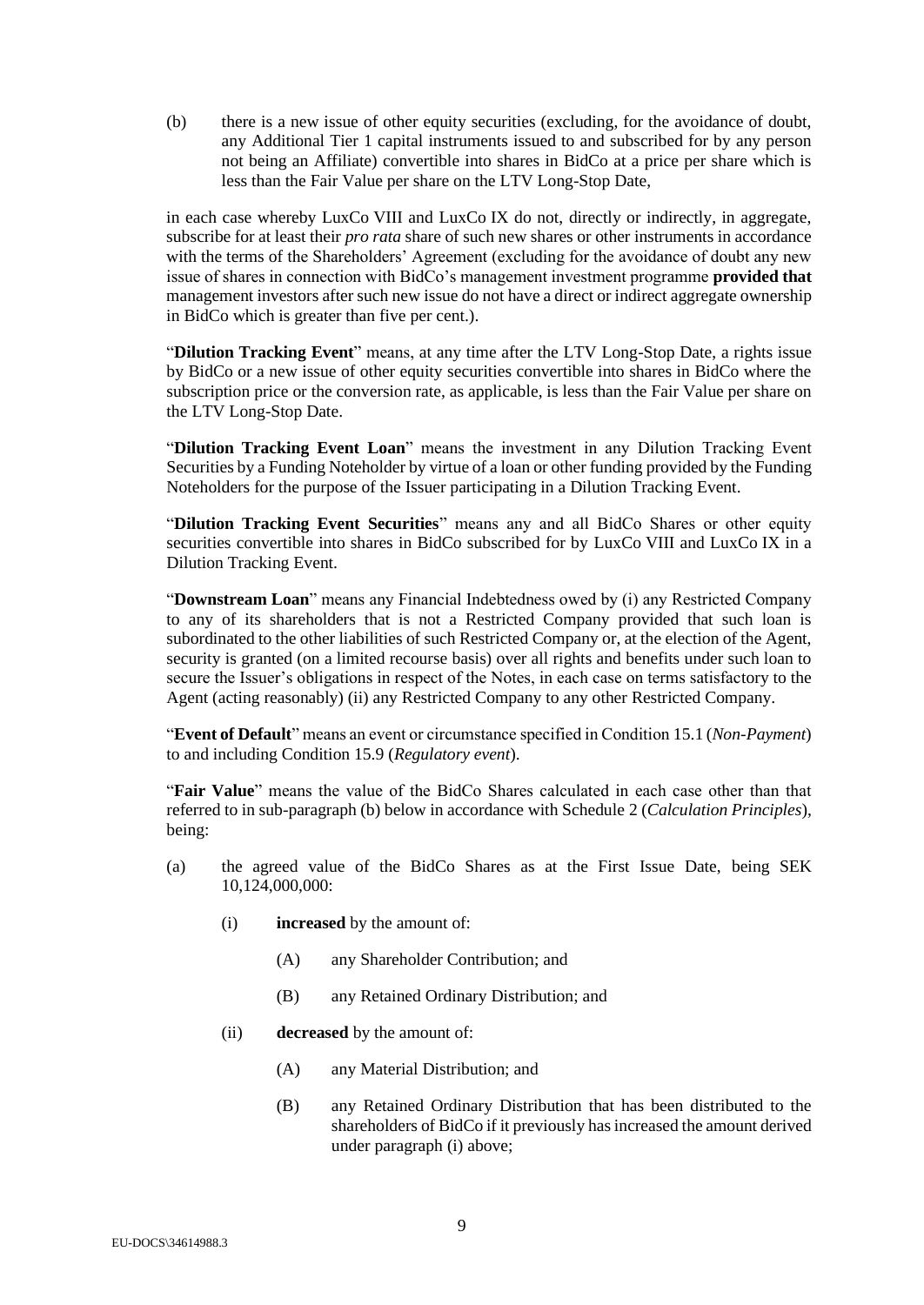(b) there is a new issue of other equity securities (excluding, for the avoidance of doubt, any Additional Tier 1 capital instruments issued to and subscribed for by any person not being an Affiliate) convertible into shares in BidCo at a price per share which is less than the Fair Value per share on the LTV Long-Stop Date,

in each case whereby LuxCo VIII and LuxCo IX do not, directly or indirectly, in aggregate, subscribe for at least their *pro rata* share of such new shares or other instruments in accordance with the terms of the Shareholders' Agreement (excluding for the avoidance of doubt any new issue of shares in connection with BidCo's management investment programme **provided that** management investors after such new issue do not have a direct or indirect aggregate ownership in BidCo which is greater than five per cent.).

"**Dilution Tracking Event**" means, at any time after the LTV Long-Stop Date, a rights issue by BidCo or a new issue of other equity securities convertible into shares in BidCo where the subscription price or the conversion rate, as applicable, is less than the Fair Value per share on the LTV Long-Stop Date.

"**Dilution Tracking Event Loan**" means the investment in any Dilution Tracking Event Securities by a Funding Noteholder by virtue of a loan or other funding provided by the Funding Noteholders for the purpose of the Issuer participating in a Dilution Tracking Event.

"**Dilution Tracking Event Securities**" means any and all BidCo Shares or other equity securities convertible into shares in BidCo subscribed for by LuxCo VIII and LuxCo IX in a Dilution Tracking Event.

"**Downstream Loan**" means any Financial Indebtedness owed by (i) any Restricted Company to any of its shareholders that is not a Restricted Company provided that such loan is subordinated to the other liabilities of such Restricted Company or, at the election of the Agent, security is granted (on a limited recourse basis) over all rights and benefits under such loan to secure the Issuer's obligations in respect of the Notes, in each case on terms satisfactory to the Agent (acting reasonably) (ii) any Restricted Company to any other Restricted Company.

"**Event of Default**" means an event or circumstance specified in Condition 15.1 (*Non-Payment*) to and including Condition 15.9 (*Regulatory event*).

"**Fair Value**" means the value of the BidCo Shares calculated in each case other than that referred to in sub-paragraph (b) below in accordance with Schedule 2 (*Calculation Principles*), being:

(a) the agreed value of the BidCo Shares as at the First Issue Date, being SEK 10,124,000,000:

  (i) **increased** by the amount of:

    (A) any Shareholder Contribution; and

    (B) any Retained Ordinary Distribution; and

  (ii) **decreased** by the amount of:

    (A) any Material Distribution; and

    (B) any Retained Ordinary Distribution that has been distributed to the shareholders of BidCo if it previously has increased the amount derived under paragraph (i) above;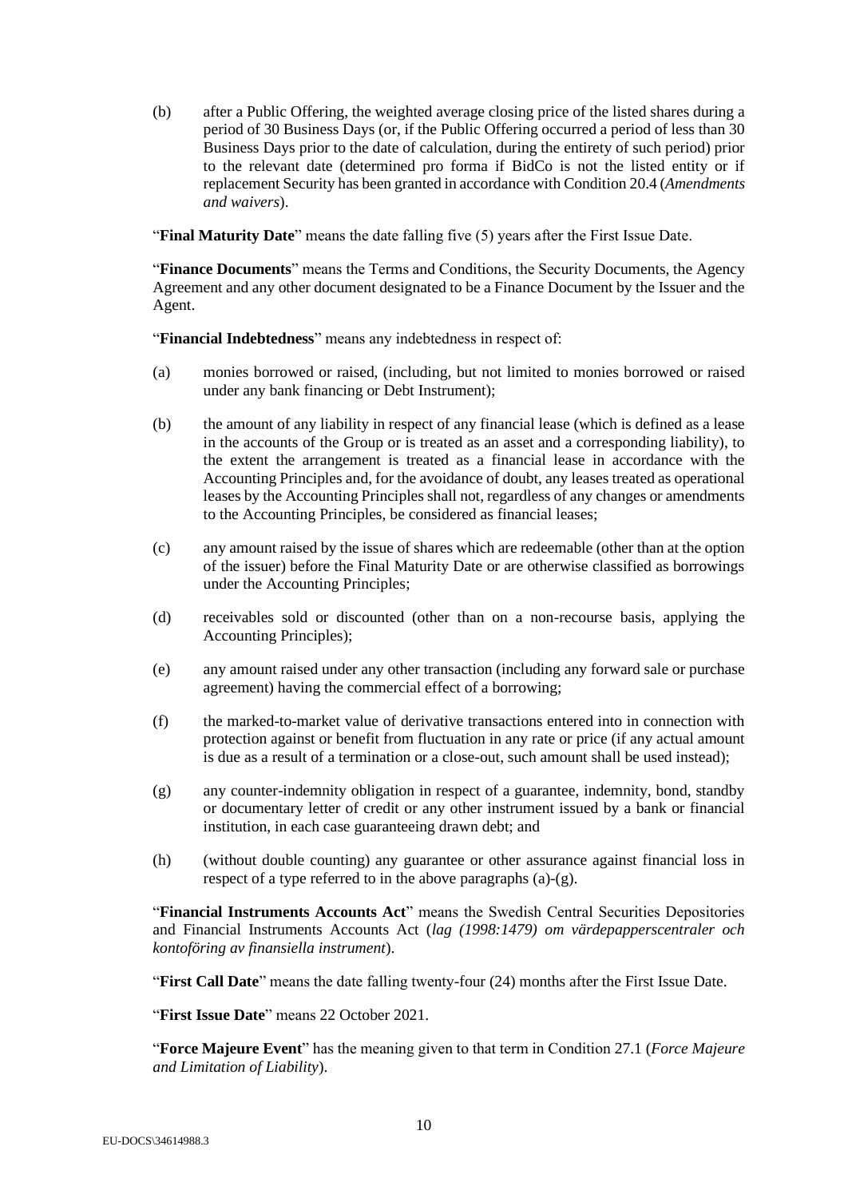(b) after a Public Offering, the weighted average closing price of the listed shares during a period of 30 Business Days (or, if the Public Offering occurred a period of less than 30 Business Days prior to the date of calculation, during the entirety of such period) prior to the relevant date (determined pro forma if BidCo is not the listed entity or if replacement Security has been granted in accordance with Condition 20.4 (*Amendments and waivers*).

"**Final Maturity Date**" means the date falling five (5) years after the First Issue Date.

"**Finance Documents**" means the Terms and Conditions, the Security Documents, the Agency Agreement and any other document designated to be a Finance Document by the Issuer and the Agent.

"**Financial Indebtedness**" means any indebtedness in respect of:

(a) monies borrowed or raised, (including, but not limited to monies borrowed or raised under any bank financing or Debt Instrument);

(b) the amount of any liability in respect of any financial lease (which is defined as a lease in the accounts of the Group or is treated as an asset and a corresponding liability), to the extent the arrangement is treated as a financial lease in accordance with the Accounting Principles and, for the avoidance of doubt, any leases treated as operational leases by the Accounting Principles shall not, regardless of any changes or amendments to the Accounting Principles, be considered as financial leases;

(c) any amount raised by the issue of shares which are redeemable (other than at the option of the issuer) before the Final Maturity Date or are otherwise classified as borrowings under the Accounting Principles;

(d) receivables sold or discounted (other than on a non-recourse basis, applying the Accounting Principles);

(e) any amount raised under any other transaction (including any forward sale or purchase agreement) having the commercial effect of a borrowing;

(f) the marked-to-market value of derivative transactions entered into in connection with protection against or benefit from fluctuation in any rate or price (if any actual amount is due as a result of a termination or a close-out, such amount shall be used instead);

(g) any counter-indemnity obligation in respect of a guarantee, indemnity, bond, standby or documentary letter of credit or any other instrument issued by a bank or financial institution, in each case guaranteeing drawn debt; and

(h) (without double counting) any guarantee or other assurance against financial loss in respect of a type referred to in the above paragraphs (a)-(g).

"**Financial Instruments Accounts Act**" means the Swedish Central Securities Depositories and Financial Instruments Accounts Act (*lag (1998:1479) om värdepapperscentraler och kontoföring av finansiella instrument*).

"**First Call Date**" means the date falling twenty-four (24) months after the First Issue Date.

"**First Issue Date**" means 22 October 2021.

"**Force Majeure Event**" has the meaning given to that term in Condition 27.1 (*Force Majeure and Limitation of Liability*).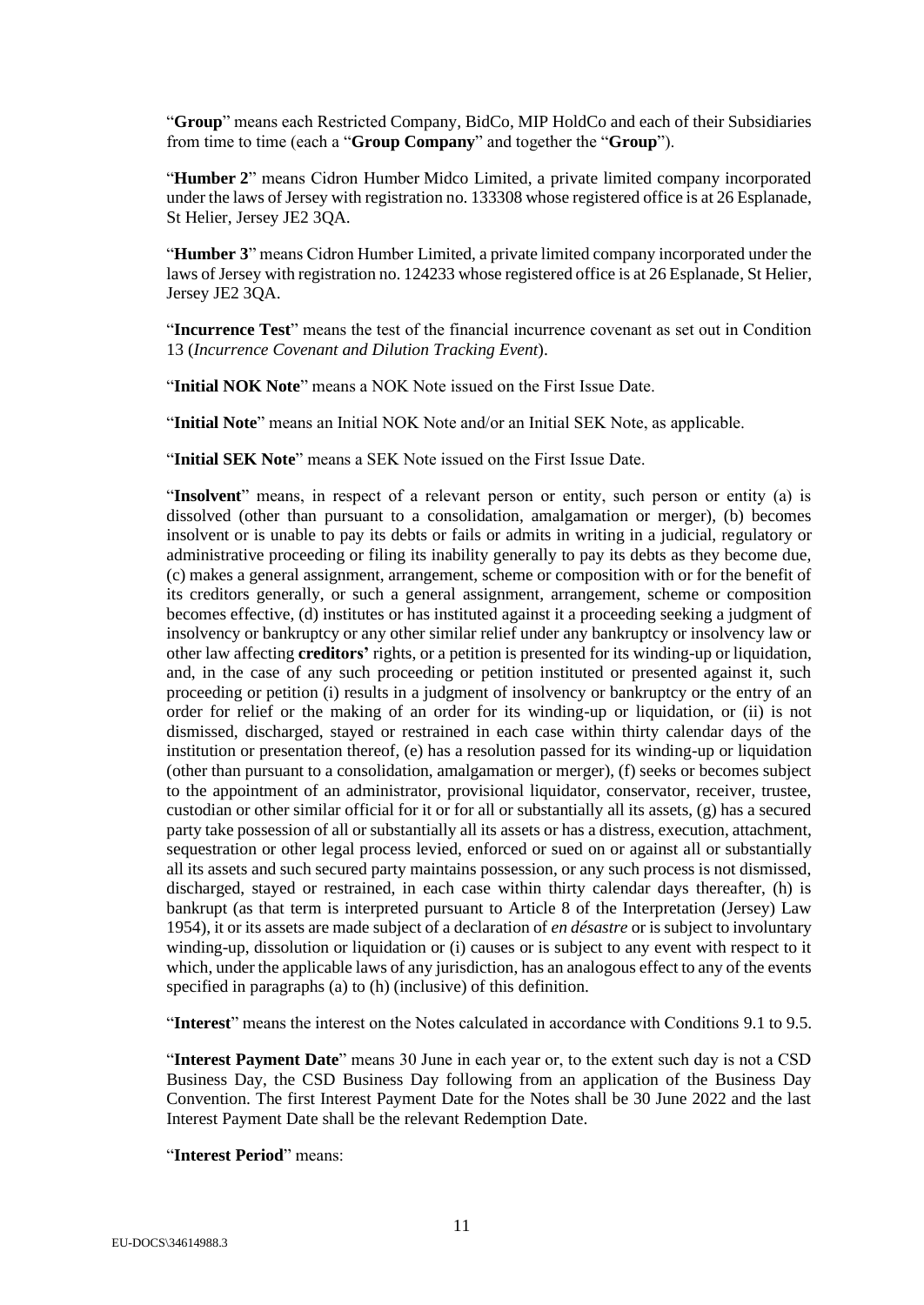"**Group**" means each Restricted Company, BidCo, MIP HoldCo and each of their Subsidiaries from time to time (each a "**Group Company**" and together the "**Group**").

"**Humber 2**" means Cidron Humber Midco Limited, a private limited company incorporated under the laws of Jersey with registration no. 133308 whose registered office is at 26 Esplanade, St Helier, Jersey JE2 3QA.

"**Humber 3**" means Cidron Humber Limited, a private limited company incorporated under the laws of Jersey with registration no. 124233 whose registered office is at 26 Esplanade, St Helier, Jersey JE2 3QA.

"**Incurrence Test**" means the test of the financial incurrence covenant as set out in Condition 13 (*Incurrence Covenant and Dilution Tracking Event*).

"**Initial NOK Note**" means a NOK Note issued on the First Issue Date.

"**Initial Note**" means an Initial NOK Note and/or an Initial SEK Note, as applicable.

"**Initial SEK Note**" means a SEK Note issued on the First Issue Date.

"**Insolvent**" means, in respect of a relevant person or entity, such person or entity (a) is dissolved (other than pursuant to a consolidation, amalgamation or merger), (b) becomes insolvent or is unable to pay its debts or fails or admits in writing in a judicial, regulatory or administrative proceeding or filing its inability generally to pay its debts as they become due, (c) makes a general assignment, arrangement, scheme or composition with or for the benefit of its creditors generally, or such a general assignment, arrangement, scheme or composition becomes effective, (d) institutes or has instituted against it a proceeding seeking a judgment of insolvency or bankruptcy or any other similar relief under any bankruptcy or insolvency law or other law affecting **creditors'** rights, or a petition is presented for its winding-up or liquidation, and, in the case of any such proceeding or petition instituted or presented against it, such proceeding or petition (i) results in a judgment of insolvency or bankruptcy or the entry of an order for relief or the making of an order for its winding-up or liquidation, or (ii) is not dismissed, discharged, stayed or restrained in each case within thirty calendar days of the institution or presentation thereof, (e) has a resolution passed for its winding-up or liquidation (other than pursuant to a consolidation, amalgamation or merger), (f) seeks or becomes subject to the appointment of an administrator, provisional liquidator, conservator, receiver, trustee, custodian or other similar official for it or for all or substantially all its assets, (g) has a secured party take possession of all or substantially all its assets or has a distress, execution, attachment, sequestration or other legal process levied, enforced or sued on or against all or substantially all its assets and such secured party maintains possession, or any such process is not dismissed, discharged, stayed or restrained, in each case within thirty calendar days thereafter, (h) is bankrupt (as that term is interpreted pursuant to Article 8 of the Interpretation (Jersey) Law 1954), it or its assets are made subject of a declaration of *en désastre* or is subject to involuntary winding-up, dissolution or liquidation or (i) causes or is subject to any event with respect to it which, under the applicable laws of any jurisdiction, has an analogous effect to any of the events specified in paragraphs (a) to (h) (inclusive) of this definition.

"**Interest**" means the interest on the Notes calculated in accordance with Conditions 9.1 to 9.5.

"**Interest Payment Date**" means 30 June in each year or, to the extent such day is not a CSD Business Day, the CSD Business Day following from an application of the Business Day Convention. The first Interest Payment Date for the Notes shall be 30 June 2022 and the last Interest Payment Date shall be the relevant Redemption Date.

"**Interest Period**" means: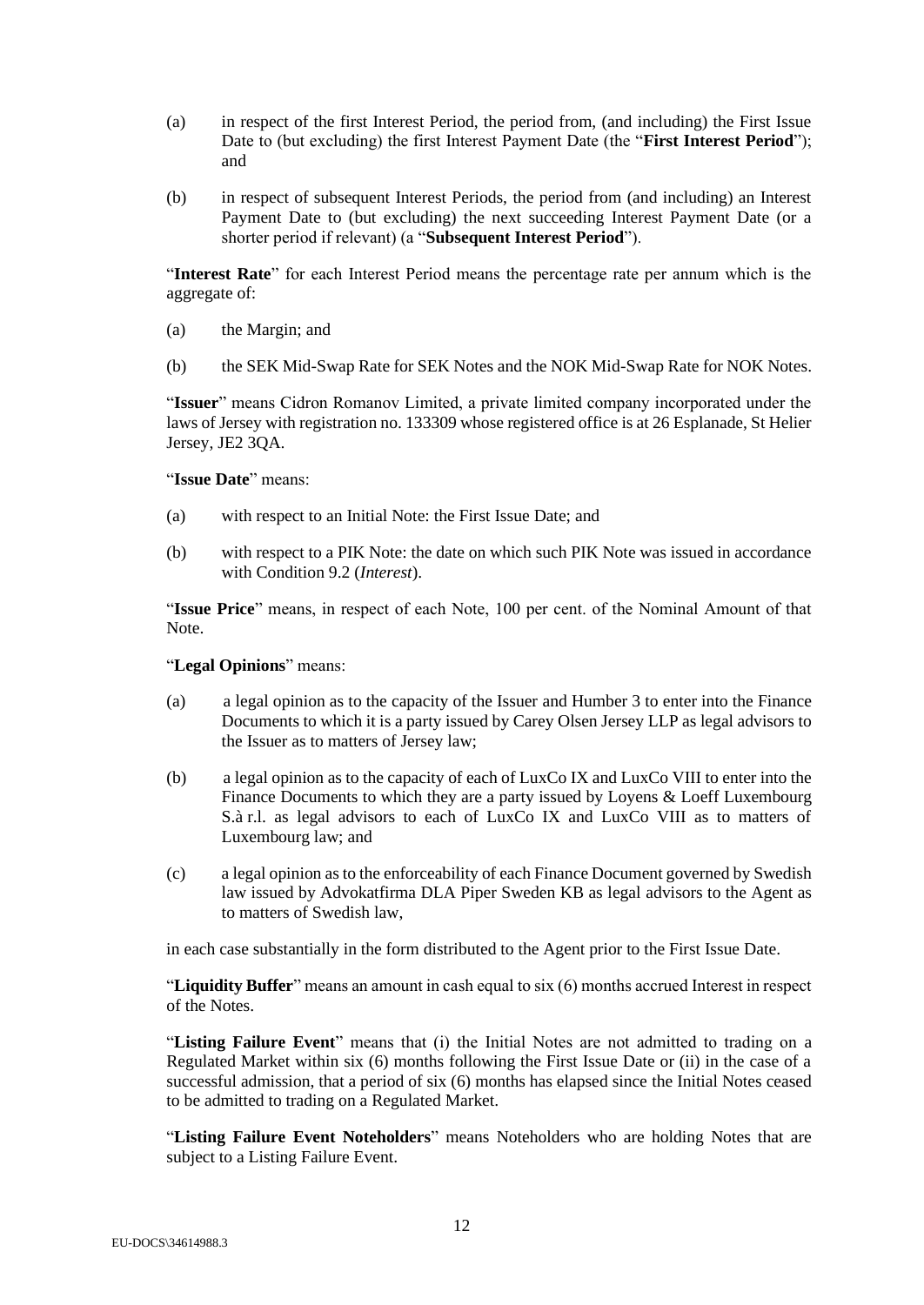(a) in respect of the first Interest Period, the period from, (and including) the First Issue Date to (but excluding) the first Interest Payment Date (the "**First Interest Period**"); and

(b) in respect of subsequent Interest Periods, the period from (and including) an Interest Payment Date to (but excluding) the next succeeding Interest Payment Date (or a shorter period if relevant) (a "**Subsequent Interest Period**").

"**Interest Rate**" for each Interest Period means the percentage rate per annum which is the aggregate of:

(a) the Margin; and

(b) the SEK Mid-Swap Rate for SEK Notes and the NOK Mid-Swap Rate for NOK Notes.

"**Issuer**" means Cidron Romanov Limited, a private limited company incorporated under the laws of Jersey with registration no. 133309 whose registered office is at 26 Esplanade, St Helier Jersey, JE2 3QA.

"**Issue Date**" means:

(a) with respect to an Initial Note: the First Issue Date; and

(b) with respect to a PIK Note: the date on which such PIK Note was issued in accordance with Condition 9.2 (*Interest*).

"**Issue Price**" means, in respect of each Note, 100 per cent. of the Nominal Amount of that Note.

"**Legal Opinions**" means:

(a) a legal opinion as to the capacity of the Issuer and Humber 3 to enter into the Finance Documents to which it is a party issued by Carey Olsen Jersey LLP as legal advisors to the Issuer as to matters of Jersey law;

(b) a legal opinion as to the capacity of each of LuxCo IX and LuxCo VIII to enter into the Finance Documents to which they are a party issued by Loyens & Loeff Luxembourg S.à r.l. as legal advisors to each of LuxCo IX and LuxCo VIII as to matters of Luxembourg law; and

(c) a legal opinion as to the enforceability of each Finance Document governed by Swedish law issued by Advokatfirma DLA Piper Sweden KB as legal advisors to the Agent as to matters of Swedish law,

in each case substantially in the form distributed to the Agent prior to the First Issue Date.

"**Liquidity Buffer**" means an amount in cash equal to six (6) months accrued Interest in respect of the Notes.

"**Listing Failure Event**" means that (i) the Initial Notes are not admitted to trading on a Regulated Market within six (6) months following the First Issue Date or (ii) in the case of a successful admission, that a period of six (6) months has elapsed since the Initial Notes ceased to be admitted to trading on a Regulated Market.

"**Listing Failure Event Noteholders**" means Noteholders who are holding Notes that are subject to a Listing Failure Event.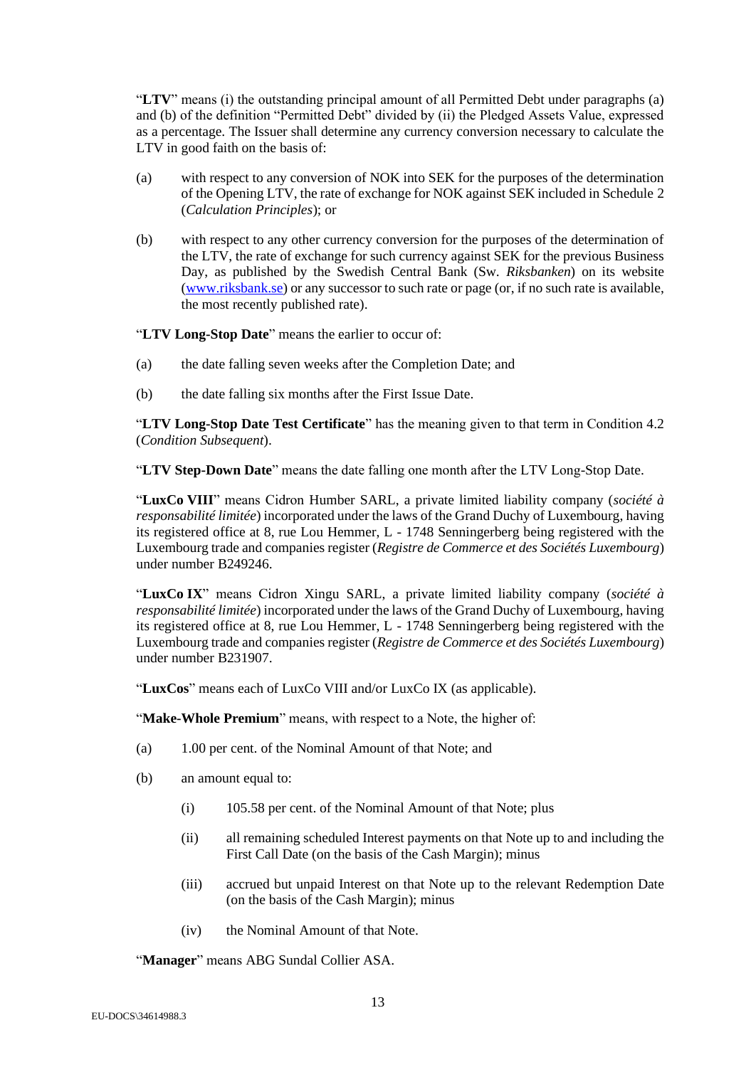"**LTV**" means (i) the outstanding principal amount of all Permitted Debt under paragraphs (a) and (b) of the definition "Permitted Debt" divided by (ii) the Pledged Assets Value, expressed as a percentage. The Issuer shall determine any currency conversion necessary to calculate the LTV in good faith on the basis of:

(a) with respect to any conversion of NOK into SEK for the purposes of the determination of the Opening LTV, the rate of exchange for NOK against SEK included in Schedule 2 (*Calculation Principles*); or

(b) with respect to any other currency conversion for the purposes of the determination of the LTV, the rate of exchange for such currency against SEK for the previous Business Day, as published by the Swedish Central Bank (Sw. *Riksbanken*) on its website (www.riksbank.se) or any successor to such rate or page (or, if no such rate is available, the most recently published rate).

"**LTV Long-Stop Date**" means the earlier to occur of:

(a) the date falling seven weeks after the Completion Date; and

(b) the date falling six months after the First Issue Date.

"**LTV Long-Stop Date Test Certificate**" has the meaning given to that term in Condition 4.2 (*Condition Subsequent*).

"**LTV Step-Down Date**" means the date falling one month after the LTV Long-Stop Date.

"**LuxCo VIII**" means Cidron Humber SARL, a private limited liability company (*société à responsabilité limitée*) incorporated under the laws of the Grand Duchy of Luxembourg, having its registered office at 8, rue Lou Hemmer, L - 1748 Senningerberg being registered with the Luxembourg trade and companies register (*Registre de Commerce et des Sociétés Luxembourg*) under number B249246.

"**LuxCo IX**" means Cidron Xingu SARL, a private limited liability company (*société à responsabilité limitée*) incorporated under the laws of the Grand Duchy of Luxembourg, having its registered office at 8, rue Lou Hemmer, L - 1748 Senningerberg being registered with the Luxembourg trade and companies register (*Registre de Commerce et des Sociétés Luxembourg*) under number B231907.

"**LuxCos**" means each of LuxCo VIII and/or LuxCo IX (as applicable).

"**Make-Whole Premium**" means, with respect to a Note, the higher of:

(a) 1.00 per cent. of the Nominal Amount of that Note; and

(b) an amount equal to:

  (i) 105.58 per cent. of the Nominal Amount of that Note; plus

  (ii) all remaining scheduled Interest payments on that Note up to and including the First Call Date (on the basis of the Cash Margin); minus

  (iii) accrued but unpaid Interest on that Note up to the relevant Redemption Date (on the basis of the Cash Margin); minus

  (iv) the Nominal Amount of that Note.

"**Manager**" means ABG Sundal Collier ASA.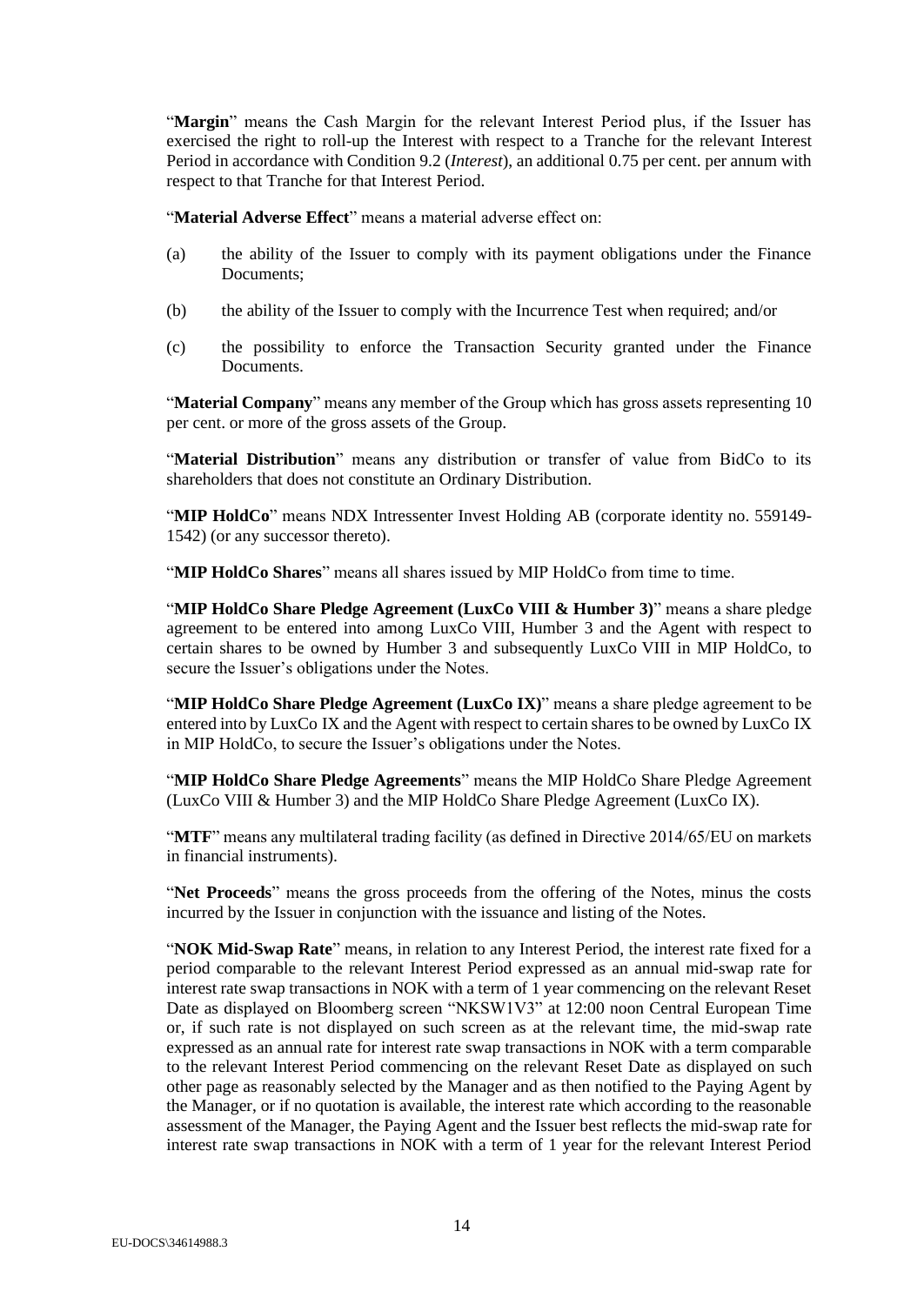"**Margin**" means the Cash Margin for the relevant Interest Period plus, if the Issuer has exercised the right to roll-up the Interest with respect to a Tranche for the relevant Interest Period in accordance with Condition 9.2 (*Interest*), an additional 0.75 per cent. per annum with respect to that Tranche for that Interest Period.

"**Material Adverse Effect**" means a material adverse effect on:

(a) the ability of the Issuer to comply with its payment obligations under the Finance Documents;

(b) the ability of the Issuer to comply with the Incurrence Test when required; and/or

(c) the possibility to enforce the Transaction Security granted under the Finance Documents.

"**Material Company**" means any member of the Group which has gross assets representing 10 per cent. or more of the gross assets of the Group.

"**Material Distribution**" means any distribution or transfer of value from BidCo to its shareholders that does not constitute an Ordinary Distribution.

"**MIP HoldCo**" means NDX Intressenter Invest Holding AB (corporate identity no. 559149-1542) (or any successor thereto).

"**MIP HoldCo Shares**" means all shares issued by MIP HoldCo from time to time.

"**MIP HoldCo Share Pledge Agreement (LuxCo VIII & Humber 3)**" means a share pledge agreement to be entered into among LuxCo VIII, Humber 3 and the Agent with respect to certain shares to be owned by Humber 3 and subsequently LuxCo VIII in MIP HoldCo, to secure the Issuer's obligations under the Notes.

"**MIP HoldCo Share Pledge Agreement (LuxCo IX)**" means a share pledge agreement to be entered into by LuxCo IX and the Agent with respect to certain shares to be owned by LuxCo IX in MIP HoldCo, to secure the Issuer's obligations under the Notes.

"**MIP HoldCo Share Pledge Agreements**" means the MIP HoldCo Share Pledge Agreement (LuxCo VIII & Humber 3) and the MIP HoldCo Share Pledge Agreement (LuxCo IX).

"**MTF**" means any multilateral trading facility (as defined in Directive 2014/65/EU on markets in financial instruments).

"**Net Proceeds**" means the gross proceeds from the offering of the Notes, minus the costs incurred by the Issuer in conjunction with the issuance and listing of the Notes.

"**NOK Mid-Swap Rate**" means, in relation to any Interest Period, the interest rate fixed for a period comparable to the relevant Interest Period expressed as an annual mid-swap rate for interest rate swap transactions in NOK with a term of 1 year commencing on the relevant Reset Date as displayed on Bloomberg screen "NKSW1V3" at 12:00 noon Central European Time or, if such rate is not displayed on such screen as at the relevant time, the mid-swap rate expressed as an annual rate for interest rate swap transactions in NOK with a term comparable to the relevant Interest Period commencing on the relevant Reset Date as displayed on such other page as reasonably selected by the Manager and as then notified to the Paying Agent by the Manager, or if no quotation is available, the interest rate which according to the reasonable assessment of the Manager, the Paying Agent and the Issuer best reflects the mid-swap rate for interest rate swap transactions in NOK with a term of 1 year for the relevant Interest Period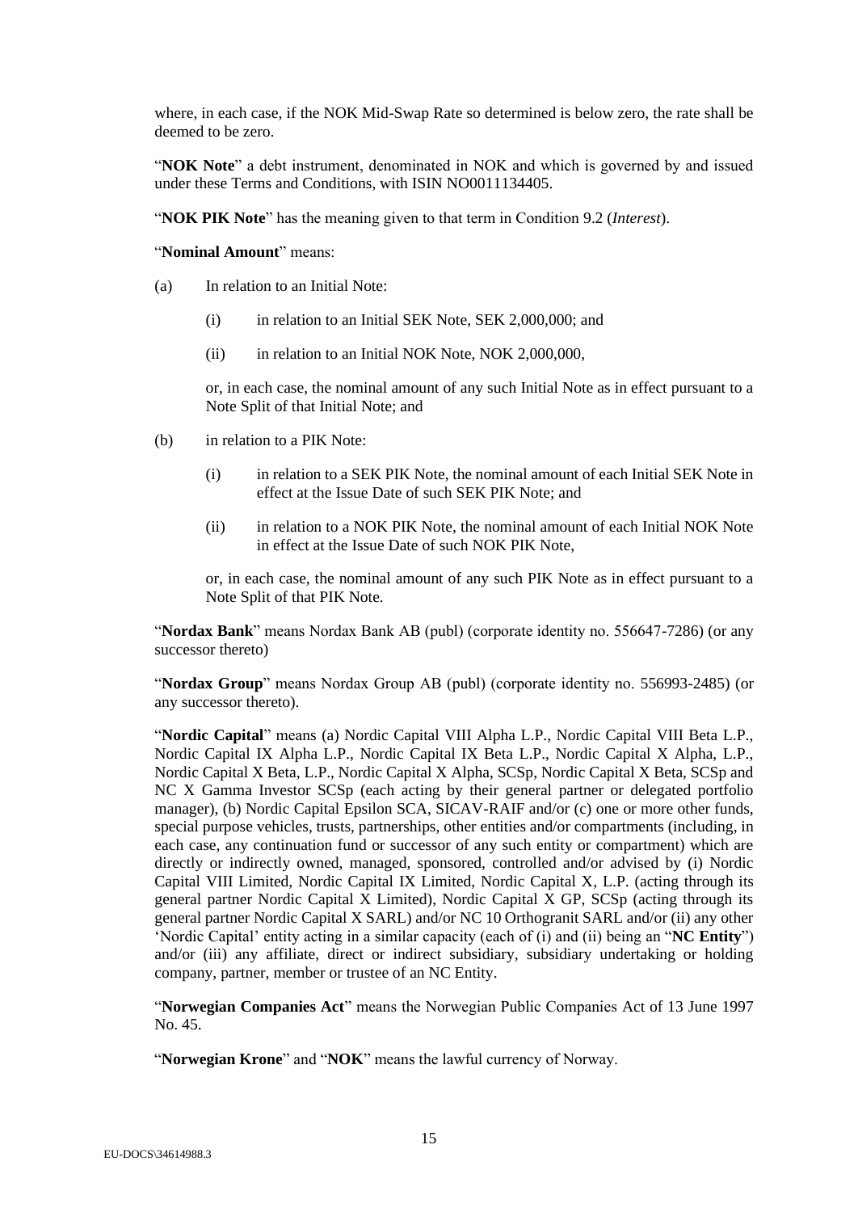where, in each case, if the NOK Mid-Swap Rate so determined is below zero, the rate shall be deemed to be zero.

"**NOK Note**" a debt instrument, denominated in NOK and which is governed by and issued under these Terms and Conditions, with ISIN NO0011134405.

"**NOK PIK Note**" has the meaning given to that term in Condition 9.2 (*Interest*).

"**Nominal Amount**" means:

(a) In relation to an Initial Note:

 (i) in relation to an Initial SEK Note, SEK 2,000,000; and

 (ii) in relation to an Initial NOK Note, NOK 2,000,000,

 or, in each case, the nominal amount of any such Initial Note as in effect pursuant to a Note Split of that Initial Note; and

(b) in relation to a PIK Note:

 (i) in relation to a SEK PIK Note, the nominal amount of each Initial SEK Note in effect at the Issue Date of such SEK PIK Note; and

 (ii) in relation to a NOK PIK Note, the nominal amount of each Initial NOK Note in effect at the Issue Date of such NOK PIK Note,

 or, in each case, the nominal amount of any such PIK Note as in effect pursuant to a Note Split of that PIK Note.

"**Nordax Bank**" means Nordax Bank AB (publ) (corporate identity no. 556647-7286) (or any successor thereto)

"**Nordax Group**" means Nordax Group AB (publ) (corporate identity no. 556993-2485) (or any successor thereto).

"**Nordic Capital**" means (a) Nordic Capital VIII Alpha L.P., Nordic Capital VIII Beta L.P., Nordic Capital IX Alpha L.P., Nordic Capital IX Beta L.P., Nordic Capital X Alpha, L.P., Nordic Capital X Beta, L.P., Nordic Capital X Alpha, SCSp, Nordic Capital X Beta, SCSp and NC X Gamma Investor SCSp (each acting by their general partner or delegated portfolio manager), (b) Nordic Capital Epsilon SCA, SICAV-RAIF and/or (c) one or more other funds, special purpose vehicles, trusts, partnerships, other entities and/or compartments (including, in each case, any continuation fund or successor of any such entity or compartment) which are directly or indirectly owned, managed, sponsored, controlled and/or advised by (i) Nordic Capital VIII Limited, Nordic Capital IX Limited, Nordic Capital X, L.P. (acting through its general partner Nordic Capital X Limited), Nordic Capital X GP, SCSp (acting through its general partner Nordic Capital X SARL) and/or NC 10 Orthogranit SARL and/or (ii) any other 'Nordic Capital' entity acting in a similar capacity (each of (i) and (ii) being an "**NC Entity**") and/or (iii) any affiliate, direct or indirect subsidiary, subsidiary undertaking or holding company, partner, member or trustee of an NC Entity.

"**Norwegian Companies Act**" means the Norwegian Public Companies Act of 13 June 1997 No. 45.

"**Norwegian Krone**" and "**NOK**" means the lawful currency of Norway.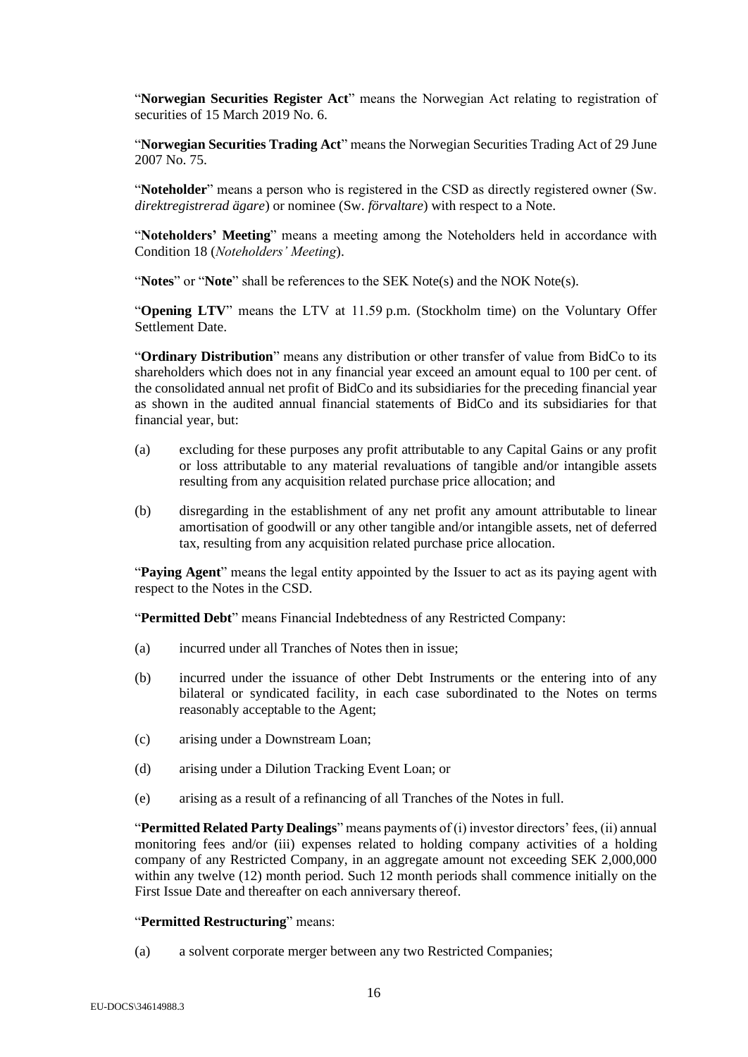"**Norwegian Securities Register Act**" means the Norwegian Act relating to registration of securities of 15 March 2019 No. 6.

"**Norwegian Securities Trading Act**" means the Norwegian Securities Trading Act of 29 June 2007 No. 75.

"**Noteholder**" means a person who is registered in the CSD as directly registered owner (Sw. *direktregistrerad ägare*) or nominee (Sw. *förvaltare*) with respect to a Note.

"**Noteholders' Meeting**" means a meeting among the Noteholders held in accordance with Condition 18 (*Noteholders' Meeting*).

"**Notes**" or "**Note**" shall be references to the SEK Note(s) and the NOK Note(s).

"**Opening LTV**" means the LTV at 11.59 p.m. (Stockholm time) on the Voluntary Offer Settlement Date.

"**Ordinary Distribution**" means any distribution or other transfer of value from BidCo to its shareholders which does not in any financial year exceed an amount equal to 100 per cent. of the consolidated annual net profit of BidCo and its subsidiaries for the preceding financial year as shown in the audited annual financial statements of BidCo and its subsidiaries for that financial year, but:

(a) excluding for these purposes any profit attributable to any Capital Gains or any profit or loss attributable to any material revaluations of tangible and/or intangible assets resulting from any acquisition related purchase price allocation; and

(b) disregarding in the establishment of any net profit any amount attributable to linear amortisation of goodwill or any other tangible and/or intangible assets, net of deferred tax, resulting from any acquisition related purchase price allocation.

"**Paying Agent**" means the legal entity appointed by the Issuer to act as its paying agent with respect to the Notes in the CSD.

"**Permitted Debt**" means Financial Indebtedness of any Restricted Company:

(a) incurred under all Tranches of Notes then in issue;

(b) incurred under the issuance of other Debt Instruments or the entering into of any bilateral or syndicated facility, in each case subordinated to the Notes on terms reasonably acceptable to the Agent;

(c) arising under a Downstream Loan;

(d) arising under a Dilution Tracking Event Loan; or

(e) arising as a result of a refinancing of all Tranches of the Notes in full.

"**Permitted Related Party Dealings**" means payments of (i) investor directors' fees, (ii) annual monitoring fees and/or (iii) expenses related to holding company activities of a holding company of any Restricted Company, in an aggregate amount not exceeding SEK 2,000,000 within any twelve (12) month period. Such 12 month periods shall commence initially on the First Issue Date and thereafter on each anniversary thereof.

"**Permitted Restructuring**" means:

(a) a solvent corporate merger between any two Restricted Companies;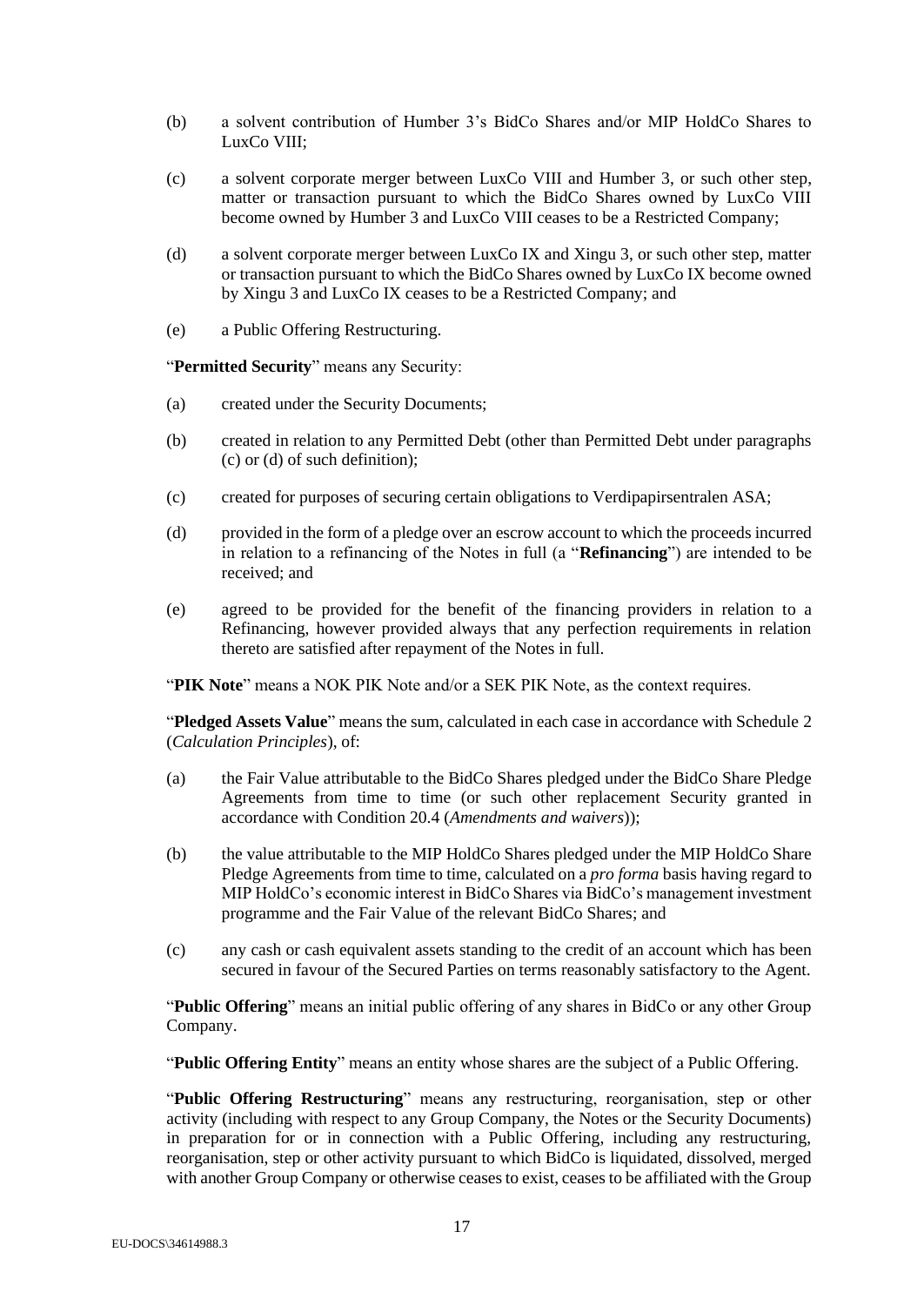(b) a solvent contribution of Humber 3's BidCo Shares and/or MIP HoldCo Shares to LuxCo VIII;

(c) a solvent corporate merger between LuxCo VIII and Humber 3, or such other step, matter or transaction pursuant to which the BidCo Shares owned by LuxCo VIII become owned by Humber 3 and LuxCo VIII ceases to be a Restricted Company;

(d) a solvent corporate merger between LuxCo IX and Xingu 3, or such other step, matter or transaction pursuant to which the BidCo Shares owned by LuxCo IX become owned by Xingu 3 and LuxCo IX ceases to be a Restricted Company; and

(e) a Public Offering Restructuring.

"**Permitted Security**" means any Security:

(a) created under the Security Documents;

(b) created in relation to any Permitted Debt (other than Permitted Debt under paragraphs (c) or (d) of such definition);

(c) created for purposes of securing certain obligations to Verdipapirsentralen ASA;

(d) provided in the form of a pledge over an escrow account to which the proceeds incurred in relation to a refinancing of the Notes in full (a "**Refinancing**") are intended to be received; and

(e) agreed to be provided for the benefit of the financing providers in relation to a Refinancing, however provided always that any perfection requirements in relation thereto are satisfied after repayment of the Notes in full.

"**PIK Note**" means a NOK PIK Note and/or a SEK PIK Note, as the context requires.

"**Pledged Assets Value**" means the sum, calculated in each case in accordance with Schedule 2 (*Calculation Principles*), of:

(a) the Fair Value attributable to the BidCo Shares pledged under the BidCo Share Pledge Agreements from time to time (or such other replacement Security granted in accordance with Condition 20.4 (*Amendments and waivers*));

(b) the value attributable to the MIP HoldCo Shares pledged under the MIP HoldCo Share Pledge Agreements from time to time, calculated on a *pro forma* basis having regard to MIP HoldCo's economic interest in BidCo Shares via BidCo's management investment programme and the Fair Value of the relevant BidCo Shares; and

(c) any cash or cash equivalent assets standing to the credit of an account which has been secured in favour of the Secured Parties on terms reasonably satisfactory to the Agent.

"**Public Offering**" means an initial public offering of any shares in BidCo or any other Group Company.

"**Public Offering Entity**" means an entity whose shares are the subject of a Public Offering.

"**Public Offering Restructuring**" means any restructuring, reorganisation, step or other activity (including with respect to any Group Company, the Notes or the Security Documents) in preparation for or in connection with a Public Offering, including any restructuring, reorganisation, step or other activity pursuant to which BidCo is liquidated, dissolved, merged with another Group Company or otherwise ceases to exist, ceases to be affiliated with the Group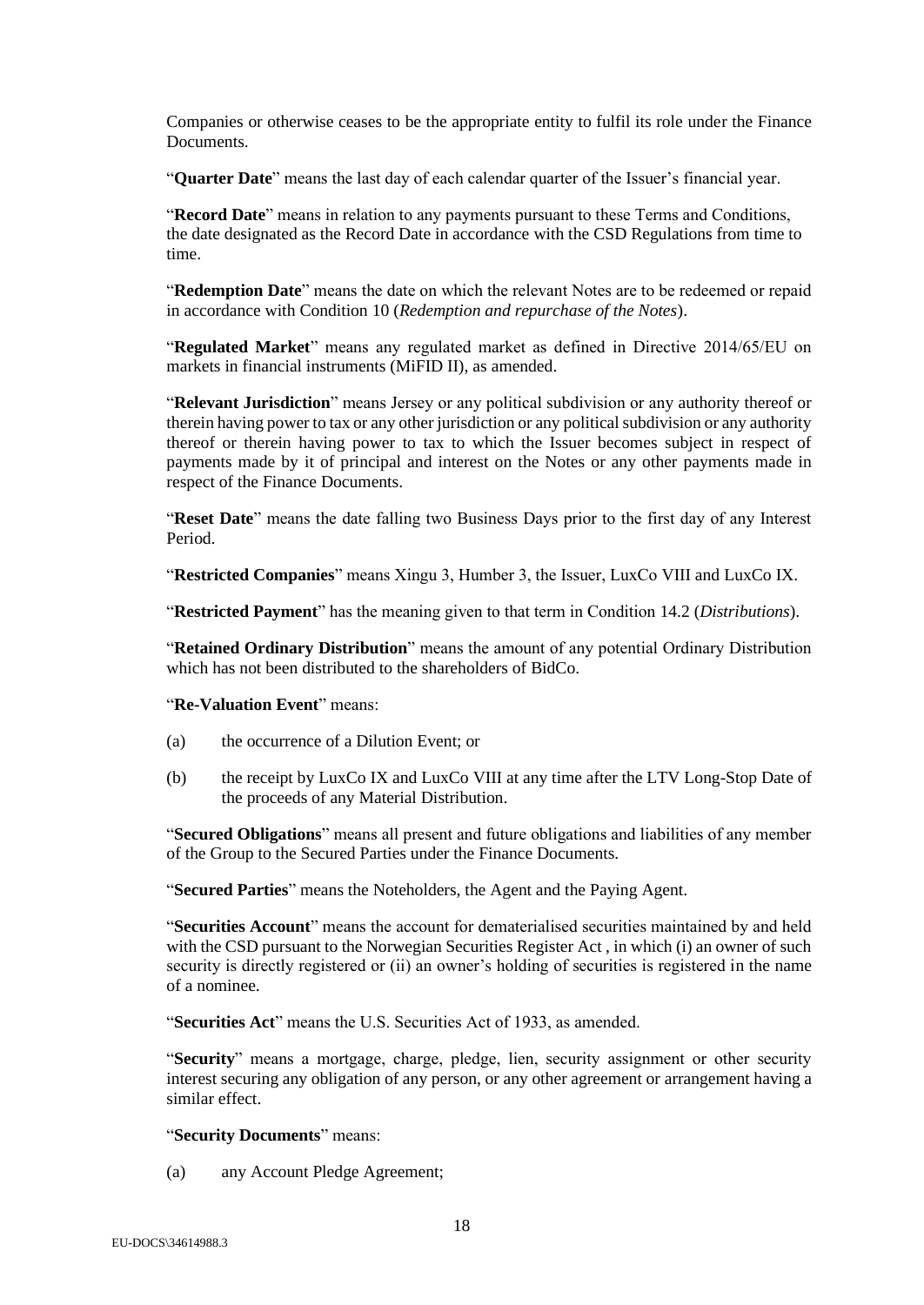Companies or otherwise ceases to be the appropriate entity to fulfil its role under the Finance Documents.

"**Quarter Date**" means the last day of each calendar quarter of the Issuer's financial year.

"**Record Date**" means in relation to any payments pursuant to these Terms and Conditions, the date designated as the Record Date in accordance with the CSD Regulations from time to time.

"**Redemption Date**" means the date on which the relevant Notes are to be redeemed or repaid in accordance with Condition 10 (*Redemption and repurchase of the Notes*).

"**Regulated Market**" means any regulated market as defined in Directive 2014/65/EU on markets in financial instruments (MiFID II), as amended.

"**Relevant Jurisdiction**" means Jersey or any political subdivision or any authority thereof or therein having power to tax or any other jurisdiction or any political subdivision or any authority thereof or therein having power to tax to which the Issuer becomes subject in respect of payments made by it of principal and interest on the Notes or any other payments made in respect of the Finance Documents.

"**Reset Date**" means the date falling two Business Days prior to the first day of any Interest Period.

"**Restricted Companies**" means Xingu 3, Humber 3, the Issuer, LuxCo VIII and LuxCo IX.

"**Restricted Payment**" has the meaning given to that term in Condition 14.2 (*Distributions*).

"**Retained Ordinary Distribution**" means the amount of any potential Ordinary Distribution which has not been distributed to the shareholders of BidCo.

"**Re-Valuation Event**" means:

(a) the occurrence of a Dilution Event; or

(b) the receipt by LuxCo IX and LuxCo VIII at any time after the LTV Long-Stop Date of the proceeds of any Material Distribution.

"**Secured Obligations**" means all present and future obligations and liabilities of any member of the Group to the Secured Parties under the Finance Documents.

"**Secured Parties**" means the Noteholders, the Agent and the Paying Agent.

"**Securities Account**" means the account for dematerialised securities maintained by and held with the CSD pursuant to the Norwegian Securities Register Act , in which (i) an owner of such security is directly registered or (ii) an owner's holding of securities is registered in the name of a nominee.

"**Securities Act**" means the U.S. Securities Act of 1933, as amended.

"**Security**" means a mortgage, charge, pledge, lien, security assignment or other security interest securing any obligation of any person, or any other agreement or arrangement having a similar effect.

"**Security Documents**" means:

(a) any Account Pledge Agreement;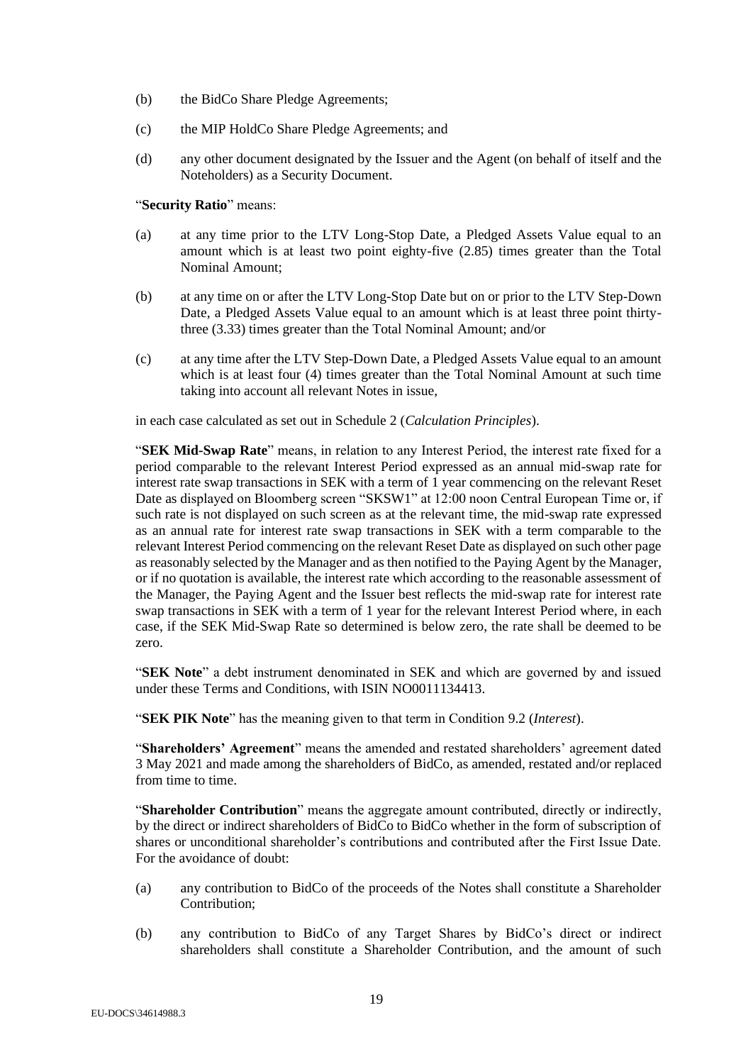(b) the BidCo Share Pledge Agreements;

(c) the MIP HoldCo Share Pledge Agreements; and

(d) any other document designated by the Issuer and the Agent (on behalf of itself and the Noteholders) as a Security Document.

"**Security Ratio**" means:

(a) at any time prior to the LTV Long-Stop Date, a Pledged Assets Value equal to an amount which is at least two point eighty-five (2.85) times greater than the Total Nominal Amount;

(b) at any time on or after the LTV Long-Stop Date but on or prior to the LTV Step-Down Date, a Pledged Assets Value equal to an amount which is at least three point thirty-three (3.33) times greater than the Total Nominal Amount; and/or

(c) at any time after the LTV Step-Down Date, a Pledged Assets Value equal to an amount which is at least four (4) times greater than the Total Nominal Amount at such time taking into account all relevant Notes in issue,

in each case calculated as set out in Schedule 2 (*Calculation Principles*).

"**SEK Mid-Swap Rate**" means, in relation to any Interest Period, the interest rate fixed for a period comparable to the relevant Interest Period expressed as an annual mid-swap rate for interest rate swap transactions in SEK with a term of 1 year commencing on the relevant Reset Date as displayed on Bloomberg screen "SKSW1" at 12:00 noon Central European Time or, if such rate is not displayed on such screen as at the relevant time, the mid-swap rate expressed as an annual rate for interest rate swap transactions in SEK with a term comparable to the relevant Interest Period commencing on the relevant Reset Date as displayed on such other page as reasonably selected by the Manager and as then notified to the Paying Agent by the Manager, or if no quotation is available, the interest rate which according to the reasonable assessment of the Manager, the Paying Agent and the Issuer best reflects the mid-swap rate for interest rate swap transactions in SEK with a term of 1 year for the relevant Interest Period where, in each case, if the SEK Mid-Swap Rate so determined is below zero, the rate shall be deemed to be zero.

"**SEK Note**" a debt instrument denominated in SEK and which are governed by and issued under these Terms and Conditions, with ISIN NO0011134413.

"**SEK PIK Note**" has the meaning given to that term in Condition 9.2 (*Interest*).

"**Shareholders' Agreement**" means the amended and restated shareholders' agreement dated 3 May 2021 and made among the shareholders of BidCo, as amended, restated and/or replaced from time to time.

"**Shareholder Contribution**" means the aggregate amount contributed, directly or indirectly, by the direct or indirect shareholders of BidCo to BidCo whether in the form of subscription of shares or unconditional shareholder's contributions and contributed after the First Issue Date. For the avoidance of doubt:

(a) any contribution to BidCo of the proceeds of the Notes shall constitute a Shareholder Contribution;

(b) any contribution to BidCo of any Target Shares by BidCo's direct or indirect shareholders shall constitute a Shareholder Contribution, and the amount of such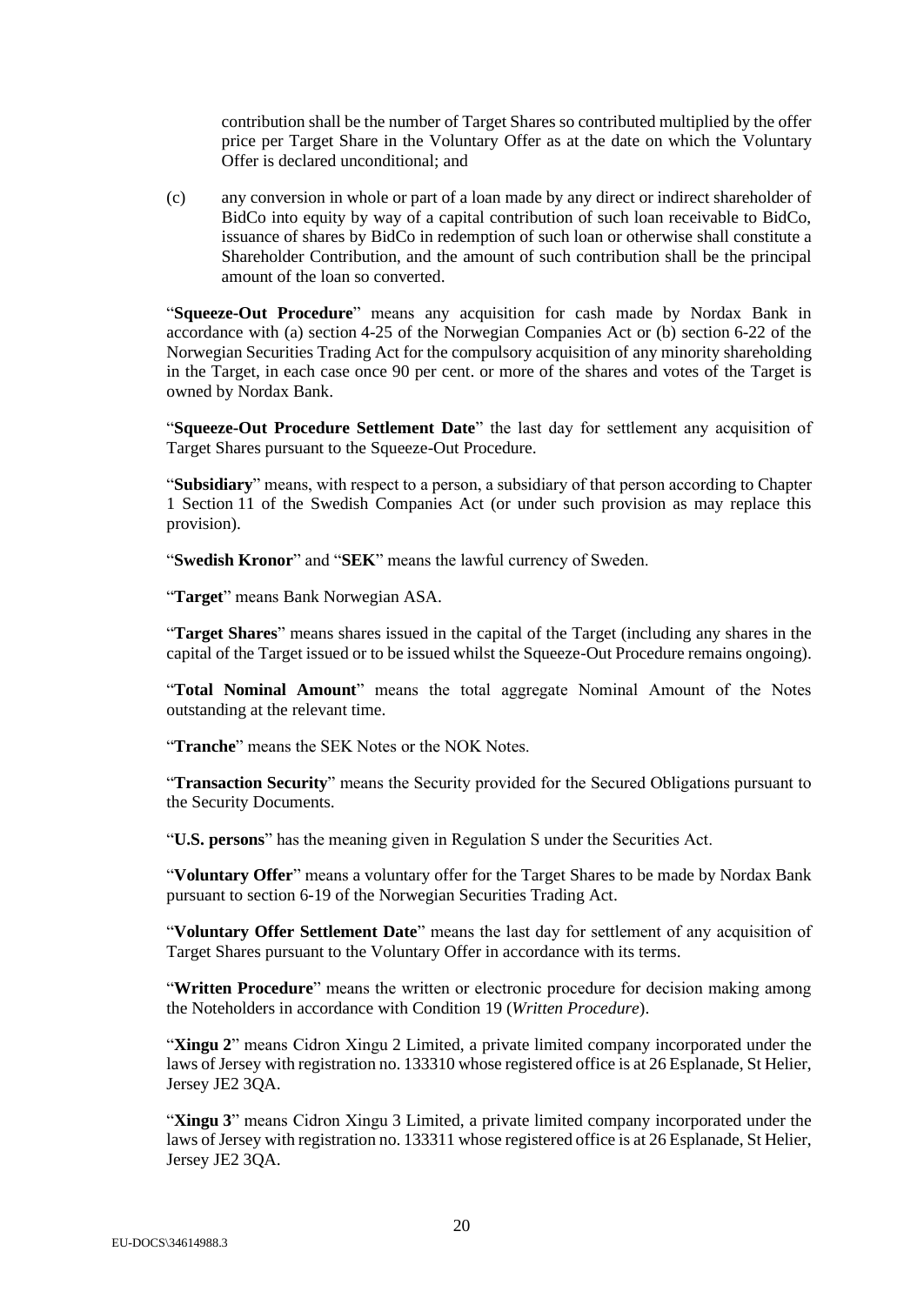contribution shall be the number of Target Shares so contributed multiplied by the offer price per Target Share in the Voluntary Offer as at the date on which the Voluntary Offer is declared unconditional; and

(c) any conversion in whole or part of a loan made by any direct or indirect shareholder of BidCo into equity by way of a capital contribution of such loan receivable to BidCo, issuance of shares by BidCo in redemption of such loan or otherwise shall constitute a Shareholder Contribution, and the amount of such contribution shall be the principal amount of the loan so converted.

"**Squeeze-Out Procedure**" means any acquisition for cash made by Nordax Bank in accordance with (a) section 4-25 of the Norwegian Companies Act or (b) section 6-22 of the Norwegian Securities Trading Act for the compulsory acquisition of any minority shareholding in the Target, in each case once 90 per cent. or more of the shares and votes of the Target is owned by Nordax Bank.

"**Squeeze-Out Procedure Settlement Date**" the last day for settlement any acquisition of Target Shares pursuant to the Squeeze-Out Procedure.

"**Subsidiary**" means, with respect to a person, a subsidiary of that person according to Chapter 1 Section 11 of the Swedish Companies Act (or under such provision as may replace this provision).

"**Swedish Kronor**" and "**SEK**" means the lawful currency of Sweden.

"**Target**" means Bank Norwegian ASA.

"**Target Shares**" means shares issued in the capital of the Target (including any shares in the capital of the Target issued or to be issued whilst the Squeeze-Out Procedure remains ongoing).

"**Total Nominal Amount**" means the total aggregate Nominal Amount of the Notes outstanding at the relevant time.

"**Tranche**" means the SEK Notes or the NOK Notes.

"**Transaction Security**" means the Security provided for the Secured Obligations pursuant to the Security Documents.

"**U.S. persons**" has the meaning given in Regulation S under the Securities Act.

"**Voluntary Offer**" means a voluntary offer for the Target Shares to be made by Nordax Bank pursuant to section 6-19 of the Norwegian Securities Trading Act.

"**Voluntary Offer Settlement Date**" means the last day for settlement of any acquisition of Target Shares pursuant to the Voluntary Offer in accordance with its terms.

"**Written Procedure**" means the written or electronic procedure for decision making among the Noteholders in accordance with Condition 19 (*Written Procedure*).

"**Xingu 2**" means Cidron Xingu 2 Limited, a private limited company incorporated under the laws of Jersey with registration no. 133310 whose registered office is at 26 Esplanade, St Helier, Jersey JE2 3QA.

"**Xingu 3**" means Cidron Xingu 3 Limited, a private limited company incorporated under the laws of Jersey with registration no. 133311 whose registered office is at 26 Esplanade, St Helier, Jersey JE2 3QA.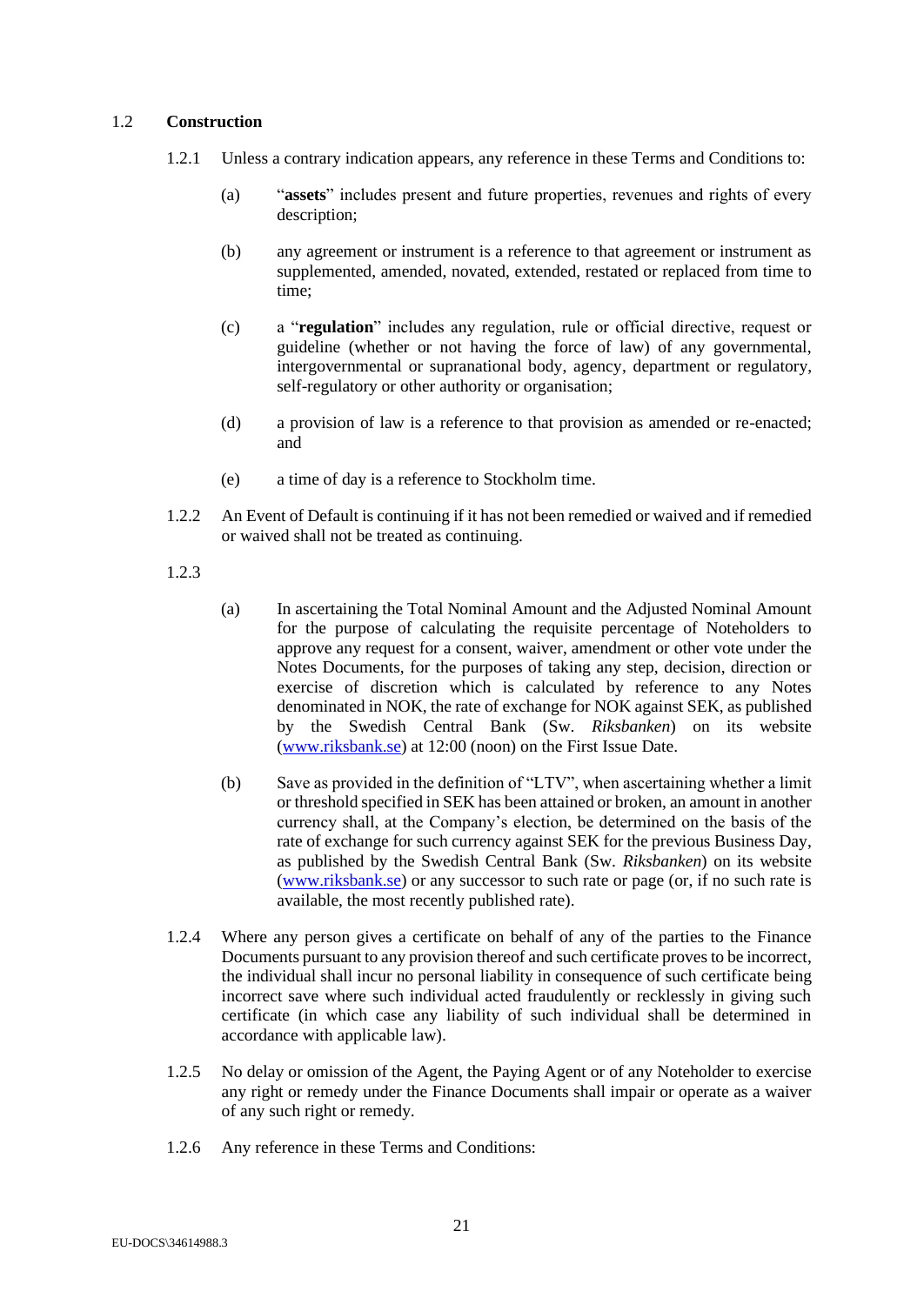## 1.2 Construction

1.2.1 Unless a contrary indication appears, any reference in these Terms and Conditions to:

(a) "**assets**" includes present and future properties, revenues and rights of every description;

(b) any agreement or instrument is a reference to that agreement or instrument as supplemented, amended, novated, extended, restated or replaced from time to time;

(c) a "**regulation**" includes any regulation, rule or official directive, request or guideline (whether or not having the force of law) of any governmental, intergovernmental or supranational body, agency, department or regulatory, self-regulatory or other authority or organisation;

(d) a provision of law is a reference to that provision as amended or re-enacted; and

(e) a time of day is a reference to Stockholm time.

1.2.2 An Event of Default is continuing if it has not been remedied or waived and if remedied or waived shall not be treated as continuing.

1.2.3

(a) In ascertaining the Total Nominal Amount and the Adjusted Nominal Amount for the purpose of calculating the requisite percentage of Noteholders to approve any request for a consent, waiver, amendment or other vote under the Notes Documents, for the purposes of taking any step, decision, direction or exercise of discretion which is calculated by reference to any Notes denominated in NOK, the rate of exchange for NOK against SEK, as published by the Swedish Central Bank (Sw. *Riksbanken*) on its website (www.riksbank.se) at 12:00 (noon) on the First Issue Date.

(b) Save as provided in the definition of "LTV", when ascertaining whether a limit or threshold specified in SEK has been attained or broken, an amount in another currency shall, at the Company's election, be determined on the basis of the rate of exchange for such currency against SEK for the previous Business Day, as published by the Swedish Central Bank (Sw. *Riksbanken*) on its website (www.riksbank.se) or any successor to such rate or page (or, if no such rate is available, the most recently published rate).

1.2.4 Where any person gives a certificate on behalf of any of the parties to the Finance Documents pursuant to any provision thereof and such certificate proves to be incorrect, the individual shall incur no personal liability in consequence of such certificate being incorrect save where such individual acted fraudulently or recklessly in giving such certificate (in which case any liability of such individual shall be determined in accordance with applicable law).

1.2.5 No delay or omission of the Agent, the Paying Agent or of any Noteholder to exercise any right or remedy under the Finance Documents shall impair or operate as a waiver of any such right or remedy.

1.2.6 Any reference in these Terms and Conditions: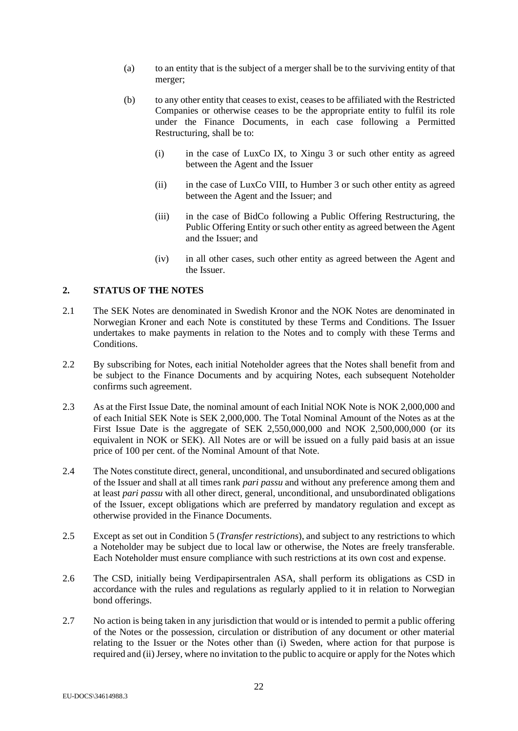(a) to an entity that is the subject of a merger shall be to the surviving entity of that merger;

(b) to any other entity that ceases to exist, ceases to be affiliated with the Restricted Companies or otherwise ceases to be the appropriate entity to fulfil its role under the Finance Documents, in each case following a Permitted Restructuring, shall be to:

(i) in the case of LuxCo IX, to Xingu 3 or such other entity as agreed between the Agent and the Issuer

(ii) in the case of LuxCo VIII, to Humber 3 or such other entity as agreed between the Agent and the Issuer; and

(iii) in the case of BidCo following a Public Offering Restructuring, the Public Offering Entity or such other entity as agreed between the Agent and the Issuer; and

(iv) in all other cases, such other entity as agreed between the Agent and the Issuer.

## 2. STATUS OF THE NOTES

2.1 The SEK Notes are denominated in Swedish Kronor and the NOK Notes are denominated in Norwegian Kroner and each Note is constituted by these Terms and Conditions. The Issuer undertakes to make payments in relation to the Notes and to comply with these Terms and Conditions.

2.2 By subscribing for Notes, each initial Noteholder agrees that the Notes shall benefit from and be subject to the Finance Documents and by acquiring Notes, each subsequent Noteholder confirms such agreement.

2.3 As at the First Issue Date, the nominal amount of each Initial NOK Note is NOK 2,000,000 and of each Initial SEK Note is SEK 2,000,000. The Total Nominal Amount of the Notes as at the First Issue Date is the aggregate of SEK 2,550,000,000 and NOK 2,500,000,000 (or its equivalent in NOK or SEK). All Notes are or will be issued on a fully paid basis at an issue price of 100 per cent. of the Nominal Amount of that Note.

2.4 The Notes constitute direct, general, unconditional, and unsubordinated and secured obligations of the Issuer and shall at all times rank *pari passu* and without any preference among them and at least *pari passu* with all other direct, general, unconditional, and unsubordinated obligations of the Issuer, except obligations which are preferred by mandatory regulation and except as otherwise provided in the Finance Documents.

2.5 Except as set out in Condition 5 (*Transfer restrictions*), and subject to any restrictions to which a Noteholder may be subject due to local law or otherwise, the Notes are freely transferable. Each Noteholder must ensure compliance with such restrictions at its own cost and expense.

2.6 The CSD, initially being Verdipapirsentralen ASA, shall perform its obligations as CSD in accordance with the rules and regulations as regularly applied to it in relation to Norwegian bond offerings.

2.7 No action is being taken in any jurisdiction that would or is intended to permit a public offering of the Notes or the possession, circulation or distribution of any document or other material relating to the Issuer or the Notes other than (i) Sweden, where action for that purpose is required and (ii) Jersey, where no invitation to the public to acquire or apply for the Notes which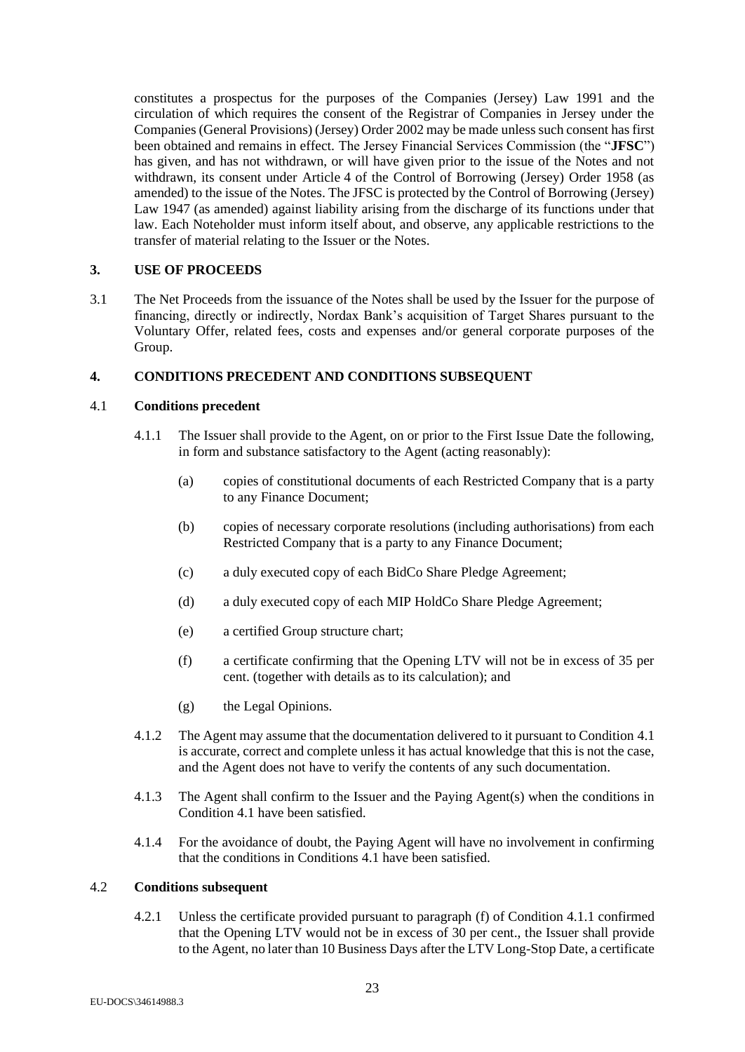constitutes a prospectus for the purposes of the Companies (Jersey) Law 1991 and the circulation of which requires the consent of the Registrar of Companies in Jersey under the Companies (General Provisions) (Jersey) Order 2002 may be made unless such consent has first been obtained and remains in effect. The Jersey Financial Services Commission (the "**JFSC**") has given, and has not withdrawn, or will have given prior to the issue of the Notes and not withdrawn, its consent under Article 4 of the Control of Borrowing (Jersey) Order 1958 (as amended) to the issue of the Notes. The JFSC is protected by the Control of Borrowing (Jersey) Law 1947 (as amended) against liability arising from the discharge of its functions under that law. Each Noteholder must inform itself about, and observe, any applicable restrictions to the transfer of material relating to the Issuer or the Notes.

## 3. USE OF PROCEEDS

3.1 The Net Proceeds from the issuance of the Notes shall be used by the Issuer for the purpose of financing, directly or indirectly, Nordax Bank's acquisition of Target Shares pursuant to the Voluntary Offer, related fees, costs and expenses and/or general corporate purposes of the Group.

## 4. CONDITIONS PRECEDENT AND CONDITIONS SUBSEQUENT

### 4.1 Conditions precedent

4.1.1 The Issuer shall provide to the Agent, on or prior to the First Issue Date the following, in form and substance satisfactory to the Agent (acting reasonably):

(a) copies of constitutional documents of each Restricted Company that is a party to any Finance Document;

(b) copies of necessary corporate resolutions (including authorisations) from each Restricted Company that is a party to any Finance Document;

(c) a duly executed copy of each BidCo Share Pledge Agreement;

(d) a duly executed copy of each MIP HoldCo Share Pledge Agreement;

(e) a certified Group structure chart;

(f) a certificate confirming that the Opening LTV will not be in excess of 35 per cent. (together with details as to its calculation); and

(g) the Legal Opinions.

4.1.2 The Agent may assume that the documentation delivered to it pursuant to Condition 4.1 is accurate, correct and complete unless it has actual knowledge that this is not the case, and the Agent does not have to verify the contents of any such documentation.

4.1.3 The Agent shall confirm to the Issuer and the Paying Agent(s) when the conditions in Condition 4.1 have been satisfied.

4.1.4 For the avoidance of doubt, the Paying Agent will have no involvement in confirming that the conditions in Conditions 4.1 have been satisfied.

### 4.2 Conditions subsequent

4.2.1 Unless the certificate provided pursuant to paragraph (f) of Condition 4.1.1 confirmed that the Opening LTV would not be in excess of 30 per cent., the Issuer shall provide to the Agent, no later than 10 Business Days after the LTV Long-Stop Date, a certificate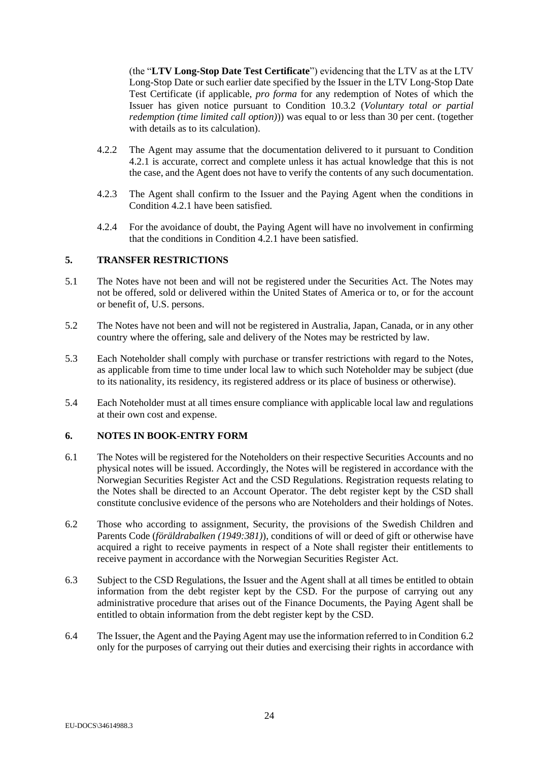(the "**LTV Long-Stop Date Test Certificate**") evidencing that the LTV as at the LTV Long-Stop Date or such earlier date specified by the Issuer in the LTV Long-Stop Date Test Certificate (if applicable, *pro forma* for any redemption of Notes of which the Issuer has given notice pursuant to Condition 10.3.2 (*Voluntary total or partial redemption (time limited call option)*)) was equal to or less than 30 per cent. (together with details as to its calculation).

4.2.2 The Agent may assume that the documentation delivered to it pursuant to Condition 4.2.1 is accurate, correct and complete unless it has actual knowledge that this is not the case, and the Agent does not have to verify the contents of any such documentation.

4.2.3 The Agent shall confirm to the Issuer and the Paying Agent when the conditions in Condition 4.2.1 have been satisfied.

4.2.4 For the avoidance of doubt, the Paying Agent will have no involvement in confirming that the conditions in Condition 4.2.1 have been satisfied.

## 5. TRANSFER RESTRICTIONS

5.1 The Notes have not been and will not be registered under the Securities Act. The Notes may not be offered, sold or delivered within the United States of America or to, or for the account or benefit of, U.S. persons.

5.2 The Notes have not been and will not be registered in Australia, Japan, Canada, or in any other country where the offering, sale and delivery of the Notes may be restricted by law.

5.3 Each Noteholder shall comply with purchase or transfer restrictions with regard to the Notes, as applicable from time to time under local law to which such Noteholder may be subject (due to its nationality, its residency, its registered address or its place of business or otherwise).

5.4 Each Noteholder must at all times ensure compliance with applicable local law and regulations at their own cost and expense.

## 6. NOTES IN BOOK-ENTRY FORM

6.1 The Notes will be registered for the Noteholders on their respective Securities Accounts and no physical notes will be issued. Accordingly, the Notes will be registered in accordance with the Norwegian Securities Register Act and the CSD Regulations. Registration requests relating to the Notes shall be directed to an Account Operator. The debt register kept by the CSD shall constitute conclusive evidence of the persons who are Noteholders and their holdings of Notes.

6.2 Those who according to assignment, Security, the provisions of the Swedish Children and Parents Code (*föräldrabalken (1949:381)*), conditions of will or deed of gift or otherwise have acquired a right to receive payments in respect of a Note shall register their entitlements to receive payment in accordance with the Norwegian Securities Register Act.

6.3 Subject to the CSD Regulations, the Issuer and the Agent shall at all times be entitled to obtain information from the debt register kept by the CSD. For the purpose of carrying out any administrative procedure that arises out of the Finance Documents, the Paying Agent shall be entitled to obtain information from the debt register kept by the CSD.

6.4 The Issuer, the Agent and the Paying Agent may use the information referred to in Condition 6.2 only for the purposes of carrying out their duties and exercising their rights in accordance with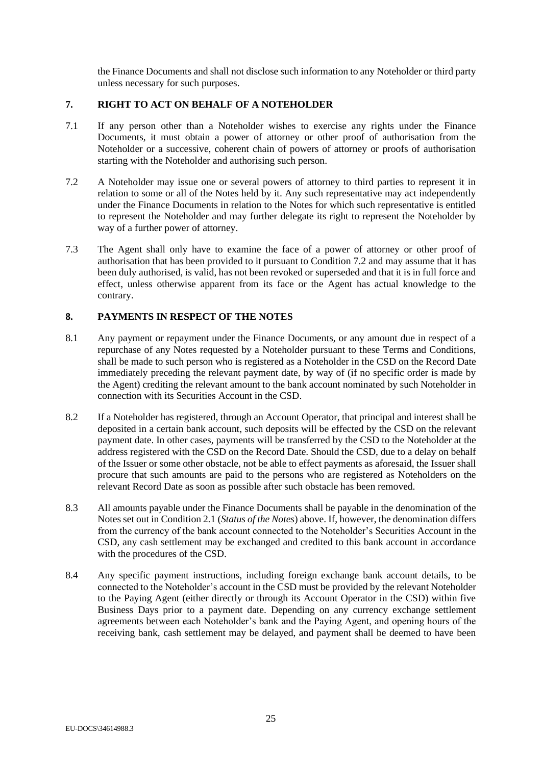the Finance Documents and shall not disclose such information to any Noteholder or third party unless necessary for such purposes.

## 7. RIGHT TO ACT ON BEHALF OF A NOTEHOLDER

7.1 If any person other than a Noteholder wishes to exercise any rights under the Finance Documents, it must obtain a power of attorney or other proof of authorisation from the Noteholder or a successive, coherent chain of powers of attorney or proofs of authorisation starting with the Noteholder and authorising such person.

7.2 A Noteholder may issue one or several powers of attorney to third parties to represent it in relation to some or all of the Notes held by it. Any such representative may act independently under the Finance Documents in relation to the Notes for which such representative is entitled to represent the Noteholder and may further delegate its right to represent the Noteholder by way of a further power of attorney.

7.3 The Agent shall only have to examine the face of a power of attorney or other proof of authorisation that has been provided to it pursuant to Condition 7.2 and may assume that it has been duly authorised, is valid, has not been revoked or superseded and that it is in full force and effect, unless otherwise apparent from its face or the Agent has actual knowledge to the contrary.

## 8. PAYMENTS IN RESPECT OF THE NOTES

8.1 Any payment or repayment under the Finance Documents, or any amount due in respect of a repurchase of any Notes requested by a Noteholder pursuant to these Terms and Conditions, shall be made to such person who is registered as a Noteholder in the CSD on the Record Date immediately preceding the relevant payment date, by way of (if no specific order is made by the Agent) crediting the relevant amount to the bank account nominated by such Noteholder in connection with its Securities Account in the CSD.

8.2 If a Noteholder has registered, through an Account Operator, that principal and interest shall be deposited in a certain bank account, such deposits will be effected by the CSD on the relevant payment date. In other cases, payments will be transferred by the CSD to the Noteholder at the address registered with the CSD on the Record Date. Should the CSD, due to a delay on behalf of the Issuer or some other obstacle, not be able to effect payments as aforesaid, the Issuer shall procure that such amounts are paid to the persons who are registered as Noteholders on the relevant Record Date as soon as possible after such obstacle has been removed.

8.3 All amounts payable under the Finance Documents shall be payable in the denomination of the Notes set out in Condition 2.1 (*Status of the Notes*) above. If, however, the denomination differs from the currency of the bank account connected to the Noteholder's Securities Account in the CSD, any cash settlement may be exchanged and credited to this bank account in accordance with the procedures of the CSD.

8.4 Any specific payment instructions, including foreign exchange bank account details, to be connected to the Noteholder's account in the CSD must be provided by the relevant Noteholder to the Paying Agent (either directly or through its Account Operator in the CSD) within five Business Days prior to a payment date. Depending on any currency exchange settlement agreements between each Noteholder's bank and the Paying Agent, and opening hours of the receiving bank, cash settlement may be delayed, and payment shall be deemed to have been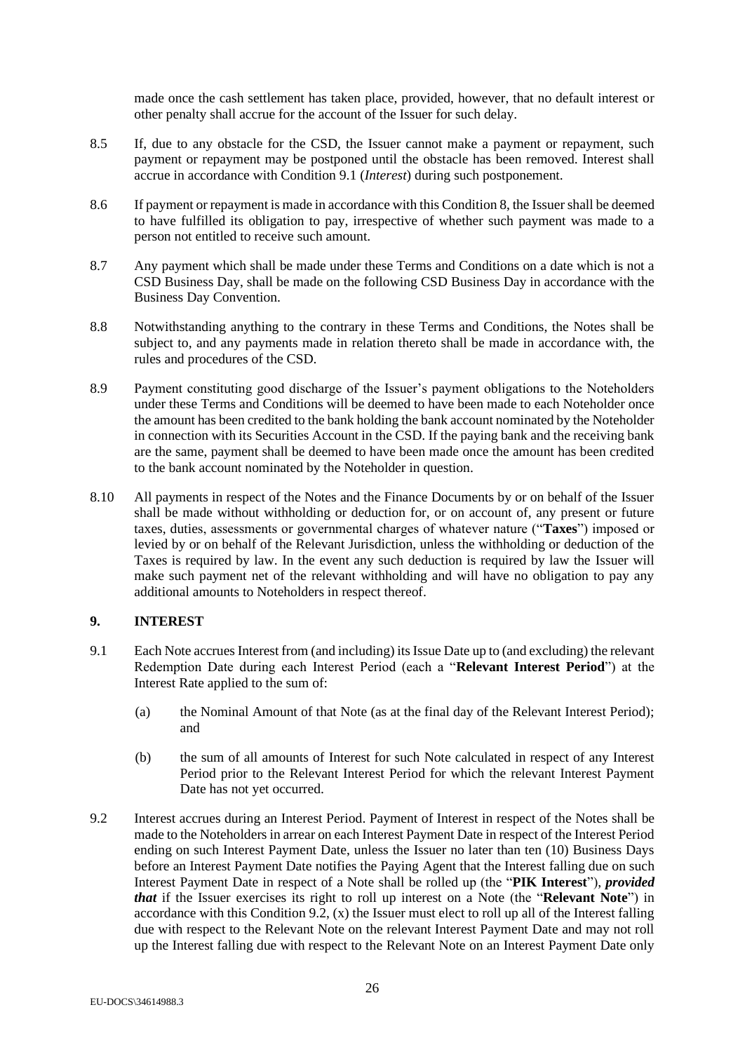made once the cash settlement has taken place, provided, however, that no default interest or other penalty shall accrue for the account of the Issuer for such delay.

8.5 If, due to any obstacle for the CSD, the Issuer cannot make a payment or repayment, such payment or repayment may be postponed until the obstacle has been removed. Interest shall accrue in accordance with Condition 9.1 (*Interest*) during such postponement.

8.6 If payment or repayment is made in accordance with this Condition 8, the Issuer shall be deemed to have fulfilled its obligation to pay, irrespective of whether such payment was made to a person not entitled to receive such amount.

8.7 Any payment which shall be made under these Terms and Conditions on a date which is not a CSD Business Day, shall be made on the following CSD Business Day in accordance with the Business Day Convention.

8.8 Notwithstanding anything to the contrary in these Terms and Conditions, the Notes shall be subject to, and any payments made in relation thereto shall be made in accordance with, the rules and procedures of the CSD.

8.9 Payment constituting good discharge of the Issuer's payment obligations to the Noteholders under these Terms and Conditions will be deemed to have been made to each Noteholder once the amount has been credited to the bank holding the bank account nominated by the Noteholder in connection with its Securities Account in the CSD. If the paying bank and the receiving bank are the same, payment shall be deemed to have been made once the amount has been credited to the bank account nominated by the Noteholder in question.

8.10 All payments in respect of the Notes and the Finance Documents by or on behalf of the Issuer shall be made without withholding or deduction for, or on account of, any present or future taxes, duties, assessments or governmental charges of whatever nature ("**Taxes**") imposed or levied by or on behalf of the Relevant Jurisdiction, unless the withholding or deduction of the Taxes is required by law. In the event any such deduction is required by law the Issuer will make such payment net of the relevant withholding and will have no obligation to pay any additional amounts to Noteholders in respect thereof.

## 9. INTEREST

9.1 Each Note accrues Interest from (and including) its Issue Date up to (and excluding) the relevant Redemption Date during each Interest Period (each a "**Relevant Interest Period**") at the Interest Rate applied to the sum of:

(a) the Nominal Amount of that Note (as at the final day of the Relevant Interest Period); and

(b) the sum of all amounts of Interest for such Note calculated in respect of any Interest Period prior to the Relevant Interest Period for which the relevant Interest Payment Date has not yet occurred.

9.2 Interest accrues during an Interest Period. Payment of Interest in respect of the Notes shall be made to the Noteholders in arrear on each Interest Payment Date in respect of the Interest Period ending on such Interest Payment Date, unless the Issuer no later than ten (10) Business Days before an Interest Payment Date notifies the Paying Agent that the Interest falling due on such Interest Payment Date in respect of a Note shall be rolled up (the "**PIK Interest**"), ***provided that*** if the Issuer exercises its right to roll up interest on a Note (the "**Relevant Note**") in accordance with this Condition 9.2, (x) the Issuer must elect to roll up all of the Interest falling due with respect to the Relevant Note on the relevant Interest Payment Date and may not roll up the Interest falling due with respect to the Relevant Note on an Interest Payment Date only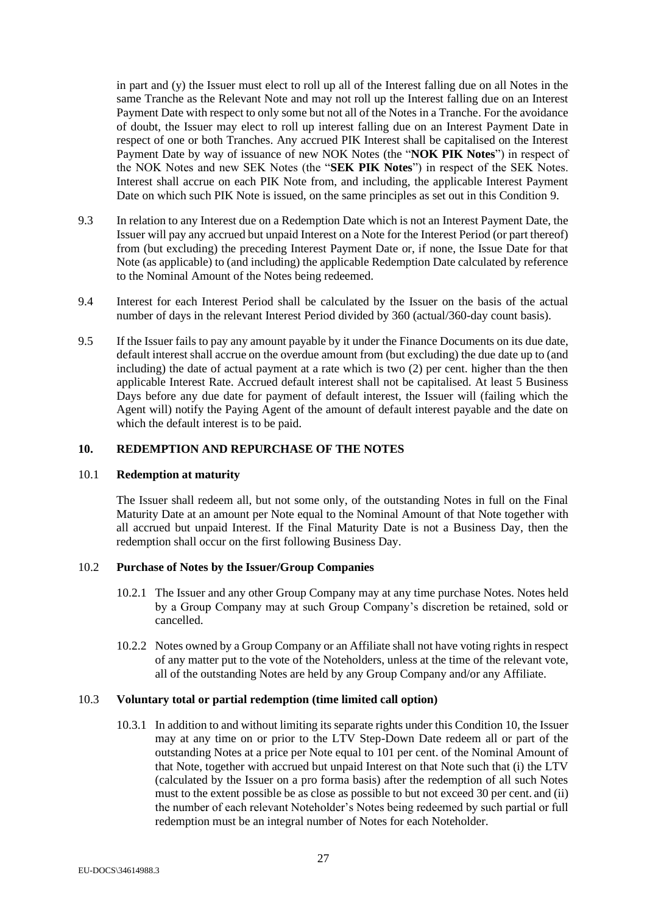in part and (y) the Issuer must elect to roll up all of the Interest falling due on all Notes in the same Tranche as the Relevant Note and may not roll up the Interest falling due on an Interest Payment Date with respect to only some but not all of the Notes in a Tranche. For the avoidance of doubt, the Issuer may elect to roll up interest falling due on an Interest Payment Date in respect of one or both Tranches. Any accrued PIK Interest shall be capitalised on the Interest Payment Date by way of issuance of new NOK Notes (the "**NOK PIK Notes**") in respect of the NOK Notes and new SEK Notes (the "**SEK PIK Notes**") in respect of the SEK Notes. Interest shall accrue on each PIK Note from, and including, the applicable Interest Payment Date on which such PIK Note is issued, on the same principles as set out in this Condition 9.

9.3 In relation to any Interest due on a Redemption Date which is not an Interest Payment Date, the Issuer will pay any accrued but unpaid Interest on a Note for the Interest Period (or part thereof) from (but excluding) the preceding Interest Payment Date or, if none, the Issue Date for that Note (as applicable) to (and including) the applicable Redemption Date calculated by reference to the Nominal Amount of the Notes being redeemed.

9.4 Interest for each Interest Period shall be calculated by the Issuer on the basis of the actual number of days in the relevant Interest Period divided by 360 (actual/360-day count basis).

9.5 If the Issuer fails to pay any amount payable by it under the Finance Documents on its due date, default interest shall accrue on the overdue amount from (but excluding) the due date up to (and including) the date of actual payment at a rate which is two (2) per cent. higher than the then applicable Interest Rate. Accrued default interest shall not be capitalised. At least 5 Business Days before any due date for payment of default interest, the Issuer will (failing which the Agent will) notify the Paying Agent of the amount of default interest payable and the date on which the default interest is to be paid.

## 10. REDEMPTION AND REPURCHASE OF THE NOTES

### 10.1 Redemption at maturity

The Issuer shall redeem all, but not some only, of the outstanding Notes in full on the Final Maturity Date at an amount per Note equal to the Nominal Amount of that Note together with all accrued but unpaid Interest. If the Final Maturity Date is not a Business Day, then the redemption shall occur on the first following Business Day.

### 10.2 Purchase of Notes by the Issuer/Group Companies

10.2.1 The Issuer and any other Group Company may at any time purchase Notes. Notes held by a Group Company may at such Group Company's discretion be retained, sold or cancelled.

10.2.2 Notes owned by a Group Company or an Affiliate shall not have voting rights in respect of any matter put to the vote of the Noteholders, unless at the time of the relevant vote, all of the outstanding Notes are held by any Group Company and/or any Affiliate.

### 10.3 Voluntary total or partial redemption (time limited call option)

10.3.1 In addition to and without limiting its separate rights under this Condition 10, the Issuer may at any time on or prior to the LTV Step-Down Date redeem all or part of the outstanding Notes at a price per Note equal to 101 per cent. of the Nominal Amount of that Note, together with accrued but unpaid Interest on that Note such that (i) the LTV (calculated by the Issuer on a pro forma basis) after the redemption of all such Notes must to the extent possible be as close as possible to but not exceed 30 per cent. and (ii) the number of each relevant Noteholder's Notes being redeemed by such partial or full redemption must be an integral number of Notes for each Noteholder.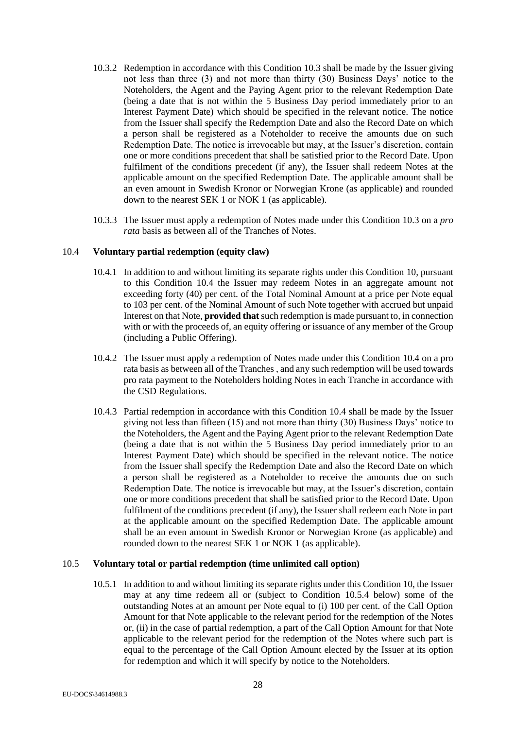10.3.2 Redemption in accordance with this Condition 10.3 shall be made by the Issuer giving not less than three (3) and not more than thirty (30) Business Days' notice to the Noteholders, the Agent and the Paying Agent prior to the relevant Redemption Date (being a date that is not within the 5 Business Day period immediately prior to an Interest Payment Date) which should be specified in the relevant notice. The notice from the Issuer shall specify the Redemption Date and also the Record Date on which a person shall be registered as a Noteholder to receive the amounts due on such Redemption Date. The notice is irrevocable but may, at the Issuer's discretion, contain one or more conditions precedent that shall be satisfied prior to the Record Date. Upon fulfilment of the conditions precedent (if any), the Issuer shall redeem Notes at the applicable amount on the specified Redemption Date. The applicable amount shall be an even amount in Swedish Kronor or Norwegian Krone (as applicable) and rounded down to the nearest SEK 1 or NOK 1 (as applicable).

10.3.3 The Issuer must apply a redemption of Notes made under this Condition 10.3 on a *pro rata* basis as between all of the Tranches of Notes.

### 10.4 **Voluntary partial redemption (equity claw)**

10.4.1 In addition to and without limiting its separate rights under this Condition 10, pursuant to this Condition 10.4 the Issuer may redeem Notes in an aggregate amount not exceeding forty (40) per cent. of the Total Nominal Amount at a price per Note equal to 103 per cent. of the Nominal Amount of such Note together with accrued but unpaid Interest on that Note, **provided that** such redemption is made pursuant to, in connection with or with the proceeds of, an equity offering or issuance of any member of the Group (including a Public Offering).

10.4.2 The Issuer must apply a redemption of Notes made under this Condition 10.4 on a pro rata basis as between all of the Tranches , and any such redemption will be used towards pro rata payment to the Noteholders holding Notes in each Tranche in accordance with the CSD Regulations.

10.4.3 Partial redemption in accordance with this Condition 10.4 shall be made by the Issuer giving not less than fifteen (15) and not more than thirty (30) Business Days' notice to the Noteholders, the Agent and the Paying Agent prior to the relevant Redemption Date (being a date that is not within the 5 Business Day period immediately prior to an Interest Payment Date) which should be specified in the relevant notice. The notice from the Issuer shall specify the Redemption Date and also the Record Date on which a person shall be registered as a Noteholder to receive the amounts due on such Redemption Date. The notice is irrevocable but may, at the Issuer's discretion, contain one or more conditions precedent that shall be satisfied prior to the Record Date. Upon fulfilment of the conditions precedent (if any), the Issuer shall redeem each Note in part at the applicable amount on the specified Redemption Date. The applicable amount shall be an even amount in Swedish Kronor or Norwegian Krone (as applicable) and rounded down to the nearest SEK 1 or NOK 1 (as applicable).

### 10.5 **Voluntary total or partial redemption (time unlimited call option)**

10.5.1 In addition to and without limiting its separate rights under this Condition 10, the Issuer may at any time redeem all or (subject to Condition 10.5.4 below) some of the outstanding Notes at an amount per Note equal to (i) 100 per cent. of the Call Option Amount for that Note applicable to the relevant period for the redemption of the Notes or, (ii) in the case of partial redemption, a part of the Call Option Amount for that Note applicable to the relevant period for the redemption of the Notes where such part is equal to the percentage of the Call Option Amount elected by the Issuer at its option for redemption and which it will specify by notice to the Noteholders.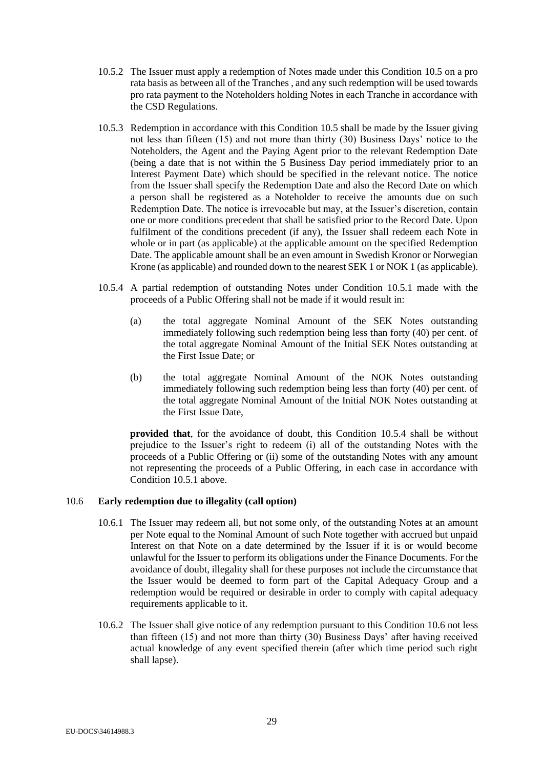10.5.2 The Issuer must apply a redemption of Notes made under this Condition 10.5 on a pro rata basis as between all of the Tranches , and any such redemption will be used towards pro rata payment to the Noteholders holding Notes in each Tranche in accordance with the CSD Regulations.

10.5.3 Redemption in accordance with this Condition 10.5 shall be made by the Issuer giving not less than fifteen (15) and not more than thirty (30) Business Days' notice to the Noteholders, the Agent and the Paying Agent prior to the relevant Redemption Date (being a date that is not within the 5 Business Day period immediately prior to an Interest Payment Date) which should be specified in the relevant notice. The notice from the Issuer shall specify the Redemption Date and also the Record Date on which a person shall be registered as a Noteholder to receive the amounts due on such Redemption Date. The notice is irrevocable but may, at the Issuer's discretion, contain one or more conditions precedent that shall be satisfied prior to the Record Date. Upon fulfilment of the conditions precedent (if any), the Issuer shall redeem each Note in whole or in part (as applicable) at the applicable amount on the specified Redemption Date. The applicable amount shall be an even amount in Swedish Kronor or Norwegian Krone (as applicable) and rounded down to the nearest SEK 1 or NOK 1 (as applicable).

10.5.4 A partial redemption of outstanding Notes under Condition 10.5.1 made with the proceeds of a Public Offering shall not be made if it would result in:

(a) the total aggregate Nominal Amount of the SEK Notes outstanding immediately following such redemption being less than forty (40) per cent. of the total aggregate Nominal Amount of the Initial SEK Notes outstanding at the First Issue Date; or

(b) the total aggregate Nominal Amount of the NOK Notes outstanding immediately following such redemption being less than forty (40) per cent. of the total aggregate Nominal Amount of the Initial NOK Notes outstanding at the First Issue Date,

**provided that**, for the avoidance of doubt, this Condition 10.5.4 shall be without prejudice to the Issuer's right to redeem (i) all of the outstanding Notes with the proceeds of a Public Offering or (ii) some of the outstanding Notes with any amount not representing the proceeds of a Public Offering, in each case in accordance with Condition 10.5.1 above.

10.6 **Early redemption due to illegality (call option)**

10.6.1 The Issuer may redeem all, but not some only, of the outstanding Notes at an amount per Note equal to the Nominal Amount of such Note together with accrued but unpaid Interest on that Note on a date determined by the Issuer if it is or would become unlawful for the Issuer to perform its obligations under the Finance Documents. For the avoidance of doubt, illegality shall for these purposes not include the circumstance that the Issuer would be deemed to form part of the Capital Adequacy Group and a redemption would be required or desirable in order to comply with capital adequacy requirements applicable to it.

10.6.2 The Issuer shall give notice of any redemption pursuant to this Condition 10.6 not less than fifteen (15) and not more than thirty (30) Business Days' after having received actual knowledge of any event specified therein (after which time period such right shall lapse).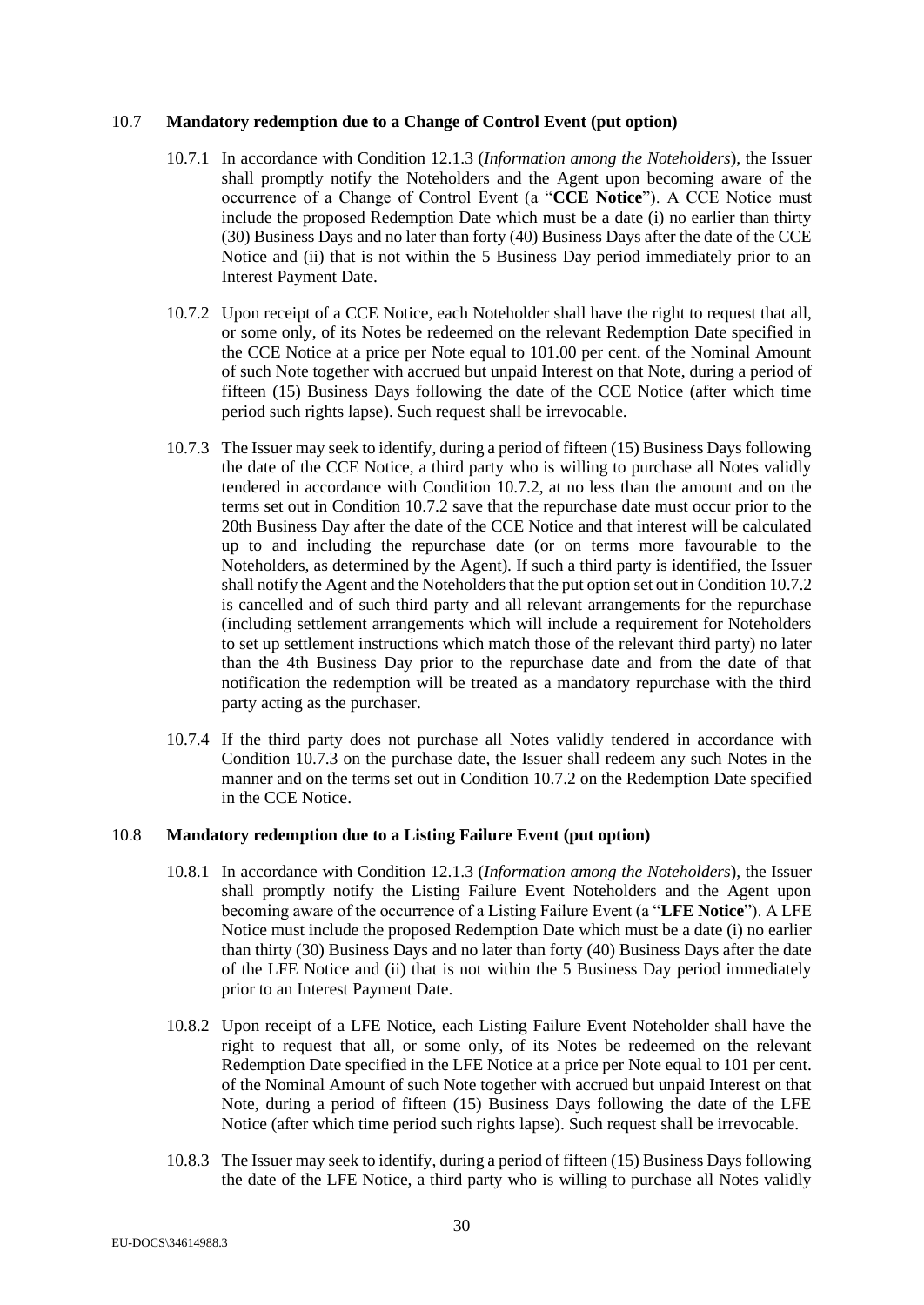### 10.7 **Mandatory redemption due to a Change of Control Event (put option)**

10.7.1 In accordance with Condition 12.1.3 (*Information among the Noteholders*), the Issuer shall promptly notify the Noteholders and the Agent upon becoming aware of the occurrence of a Change of Control Event (a "**CCE Notice**"). A CCE Notice must include the proposed Redemption Date which must be a date (i) no earlier than thirty (30) Business Days and no later than forty (40) Business Days after the date of the CCE Notice and (ii) that is not within the 5 Business Day period immediately prior to an Interest Payment Date.

10.7.2 Upon receipt of a CCE Notice, each Noteholder shall have the right to request that all, or some only, of its Notes be redeemed on the relevant Redemption Date specified in the CCE Notice at a price per Note equal to 101.00 per cent. of the Nominal Amount of such Note together with accrued but unpaid Interest on that Note, during a period of fifteen (15) Business Days following the date of the CCE Notice (after which time period such rights lapse). Such request shall be irrevocable.

10.7.3 The Issuer may seek to identify, during a period of fifteen (15) Business Days following the date of the CCE Notice, a third party who is willing to purchase all Notes validly tendered in accordance with Condition 10.7.2, at no less than the amount and on the terms set out in Condition 10.7.2 save that the repurchase date must occur prior to the 20th Business Day after the date of the CCE Notice and that interest will be calculated up to and including the repurchase date (or on terms more favourable to the Noteholders, as determined by the Agent). If such a third party is identified, the Issuer shall notify the Agent and the Noteholders that the put option set out in Condition 10.7.2 is cancelled and of such third party and all relevant arrangements for the repurchase (including settlement arrangements which will include a requirement for Noteholders to set up settlement instructions which match those of the relevant third party) no later than the 4th Business Day prior to the repurchase date and from the date of that notification the redemption will be treated as a mandatory repurchase with the third party acting as the purchaser.

10.7.4 If the third party does not purchase all Notes validly tendered in accordance with Condition 10.7.3 on the purchase date, the Issuer shall redeem any such Notes in the manner and on the terms set out in Condition 10.7.2 on the Redemption Date specified in the CCE Notice.

### 10.8 **Mandatory redemption due to a Listing Failure Event (put option)**

10.8.1 In accordance with Condition 12.1.3 (*Information among the Noteholders*), the Issuer shall promptly notify the Listing Failure Event Noteholders and the Agent upon becoming aware of the occurrence of a Listing Failure Event (a "**LFE Notice**"). A LFE Notice must include the proposed Redemption Date which must be a date (i) no earlier than thirty (30) Business Days and no later than forty (40) Business Days after the date of the LFE Notice and (ii) that is not within the 5 Business Day period immediately prior to an Interest Payment Date.

10.8.2 Upon receipt of a LFE Notice, each Listing Failure Event Noteholder shall have the right to request that all, or some only, of its Notes be redeemed on the relevant Redemption Date specified in the LFE Notice at a price per Note equal to 101 per cent. of the Nominal Amount of such Note together with accrued but unpaid Interest on that Note, during a period of fifteen (15) Business Days following the date of the LFE Notice (after which time period such rights lapse). Such request shall be irrevocable.

10.8.3 The Issuer may seek to identify, during a period of fifteen (15) Business Days following the date of the LFE Notice, a third party who is willing to purchase all Notes validly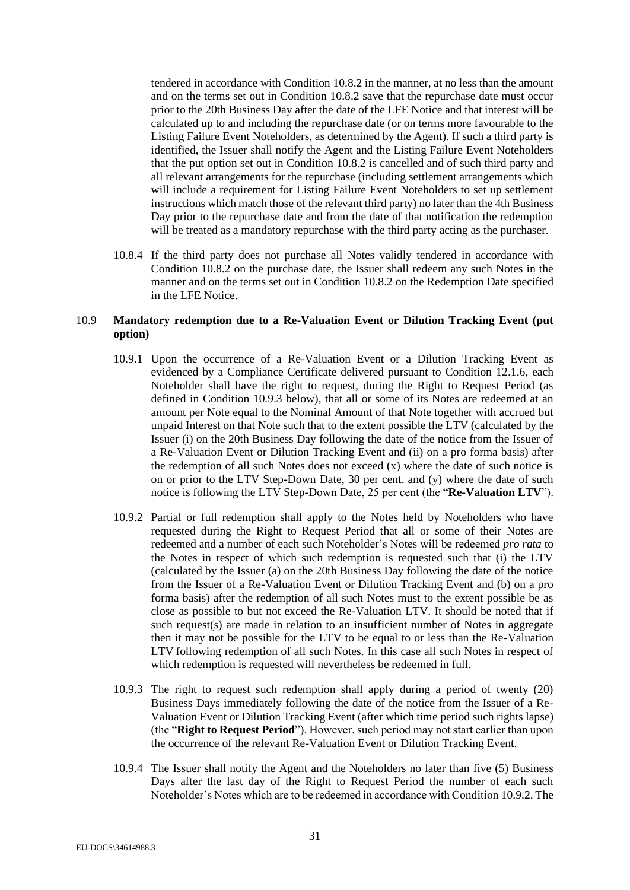tendered in accordance with Condition 10.8.2 in the manner, at no less than the amount and on the terms set out in Condition 10.8.2 save that the repurchase date must occur prior to the 20th Business Day after the date of the LFE Notice and that interest will be calculated up to and including the repurchase date (or on terms more favourable to the Listing Failure Event Noteholders, as determined by the Agent). If such a third party is identified, the Issuer shall notify the Agent and the Listing Failure Event Noteholders that the put option set out in Condition 10.8.2 is cancelled and of such third party and all relevant arrangements for the repurchase (including settlement arrangements which will include a requirement for Listing Failure Event Noteholders to set up settlement instructions which match those of the relevant third party) no later than the 4th Business Day prior to the repurchase date and from the date of that notification the redemption will be treated as a mandatory repurchase with the third party acting as the purchaser.

10.8.4 If the third party does not purchase all Notes validly tendered in accordance with Condition 10.8.2 on the purchase date, the Issuer shall redeem any such Notes in the manner and on the terms set out in Condition 10.8.2 on the Redemption Date specified in the LFE Notice.

### 10.9 Mandatory redemption due to a Re-Valuation Event or Dilution Tracking Event (put option)

10.9.1 Upon the occurrence of a Re-Valuation Event or a Dilution Tracking Event as evidenced by a Compliance Certificate delivered pursuant to Condition 12.1.6, each Noteholder shall have the right to request, during the Right to Request Period (as defined in Condition 10.9.3 below), that all or some of its Notes are redeemed at an amount per Note equal to the Nominal Amount of that Note together with accrued but unpaid Interest on that Note such that to the extent possible the LTV (calculated by the Issuer (i) on the 20th Business Day following the date of the notice from the Issuer of a Re-Valuation Event or Dilution Tracking Event and (ii) on a pro forma basis) after the redemption of all such Notes does not exceed (x) where the date of such notice is on or prior to the LTV Step-Down Date, 30 per cent. and (y) where the date of such notice is following the LTV Step-Down Date, 25 per cent (the "**Re-Valuation LTV**").

10.9.2 Partial or full redemption shall apply to the Notes held by Noteholders who have requested during the Right to Request Period that all or some of their Notes are redeemed and a number of each such Noteholder's Notes will be redeemed *pro rata* to the Notes in respect of which such redemption is requested such that (i) the LTV (calculated by the Issuer (a) on the 20th Business Day following the date of the notice from the Issuer of a Re-Valuation Event or Dilution Tracking Event and (b) on a pro forma basis) after the redemption of all such Notes must to the extent possible be as close as possible to but not exceed the Re-Valuation LTV. It should be noted that if such request(s) are made in relation to an insufficient number of Notes in aggregate then it may not be possible for the LTV to be equal to or less than the Re-Valuation LTV following redemption of all such Notes. In this case all such Notes in respect of which redemption is requested will nevertheless be redeemed in full.

10.9.3 The right to request such redemption shall apply during a period of twenty (20) Business Days immediately following the date of the notice from the Issuer of a Re-Valuation Event or Dilution Tracking Event (after which time period such rights lapse) (the "**Right to Request Period**"). However, such period may not start earlier than upon the occurrence of the relevant Re-Valuation Event or Dilution Tracking Event.

10.9.4 The Issuer shall notify the Agent and the Noteholders no later than five (5) Business Days after the last day of the Right to Request Period the number of each such Noteholder's Notes which are to be redeemed in accordance with Condition 10.9.2. The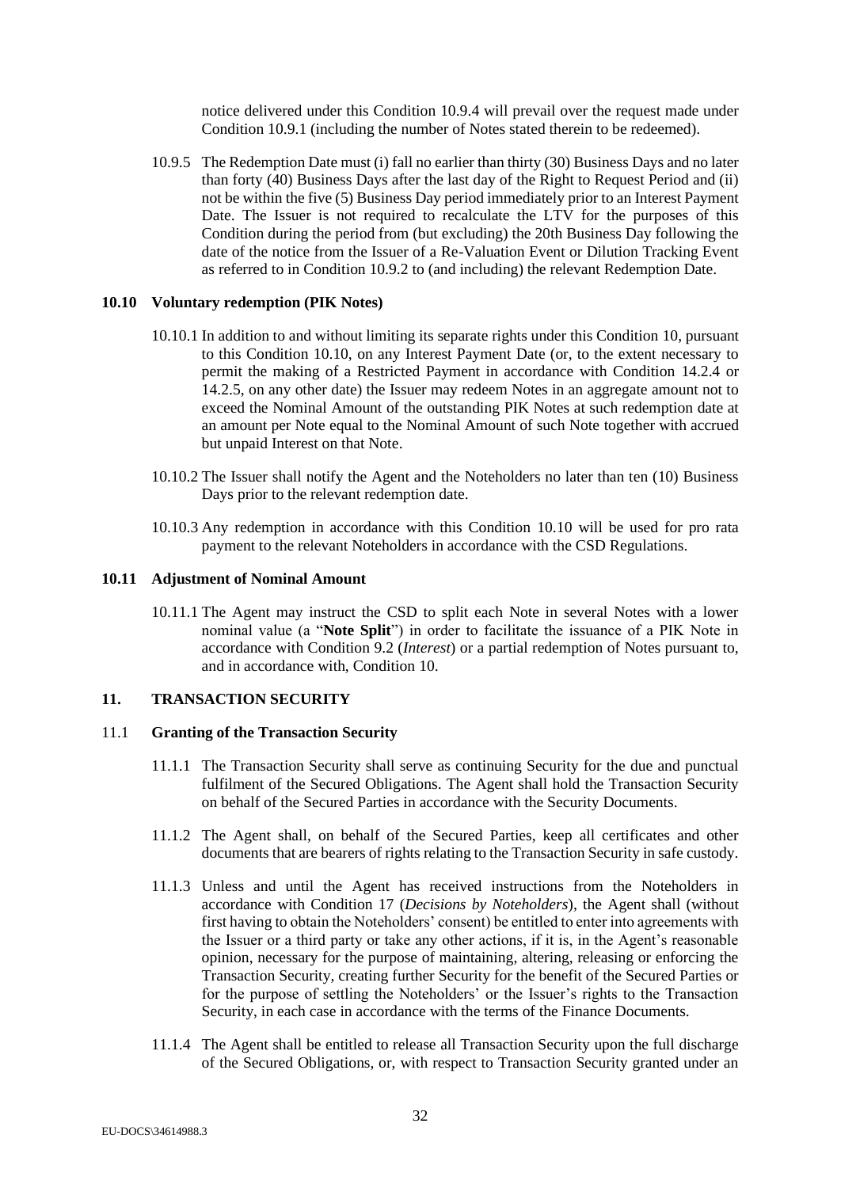notice delivered under this Condition 10.9.4 will prevail over the request made under Condition 10.9.1 (including the number of Notes stated therein to be redeemed).

10.9.5 The Redemption Date must (i) fall no earlier than thirty (30) Business Days and no later than forty (40) Business Days after the last day of the Right to Request Period and (ii) not be within the five (5) Business Day period immediately prior to an Interest Payment Date. The Issuer is not required to recalculate the LTV for the purposes of this Condition during the period from (but excluding) the 20th Business Day following the date of the notice from the Issuer of a Re-Valuation Event or Dilution Tracking Event as referred to in Condition 10.9.2 to (and including) the relevant Redemption Date.

### 10.10 Voluntary redemption (PIK Notes)

10.10.1 In addition to and without limiting its separate rights under this Condition 10, pursuant to this Condition 10.10, on any Interest Payment Date (or, to the extent necessary to permit the making of a Restricted Payment in accordance with Condition 14.2.4 or 14.2.5, on any other date) the Issuer may redeem Notes in an aggregate amount not to exceed the Nominal Amount of the outstanding PIK Notes at such redemption date at an amount per Note equal to the Nominal Amount of such Note together with accrued but unpaid Interest on that Note.

10.10.2 The Issuer shall notify the Agent and the Noteholders no later than ten (10) Business Days prior to the relevant redemption date.

10.10.3 Any redemption in accordance with this Condition 10.10 will be used for pro rata payment to the relevant Noteholders in accordance with the CSD Regulations.

### 10.11 Adjustment of Nominal Amount

10.11.1 The Agent may instruct the CSD to split each Note in several Notes with a lower nominal value (a "**Note Split**") in order to facilitate the issuance of a PIK Note in accordance with Condition 9.2 (*Interest*) or a partial redemption of Notes pursuant to, and in accordance with, Condition 10.

## 11. TRANSACTION SECURITY

### 11.1 Granting of the Transaction Security

11.1.1 The Transaction Security shall serve as continuing Security for the due and punctual fulfilment of the Secured Obligations. The Agent shall hold the Transaction Security on behalf of the Secured Parties in accordance with the Security Documents.

11.1.2 The Agent shall, on behalf of the Secured Parties, keep all certificates and other documents that are bearers of rights relating to the Transaction Security in safe custody.

11.1.3 Unless and until the Agent has received instructions from the Noteholders in accordance with Condition 17 (*Decisions by Noteholders*), the Agent shall (without first having to obtain the Noteholders' consent) be entitled to enter into agreements with the Issuer or a third party or take any other actions, if it is, in the Agent's reasonable opinion, necessary for the purpose of maintaining, altering, releasing or enforcing the Transaction Security, creating further Security for the benefit of the Secured Parties or for the purpose of settling the Noteholders' or the Issuer's rights to the Transaction Security, in each case in accordance with the terms of the Finance Documents.

11.1.4 The Agent shall be entitled to release all Transaction Security upon the full discharge of the Secured Obligations, or, with respect to Transaction Security granted under an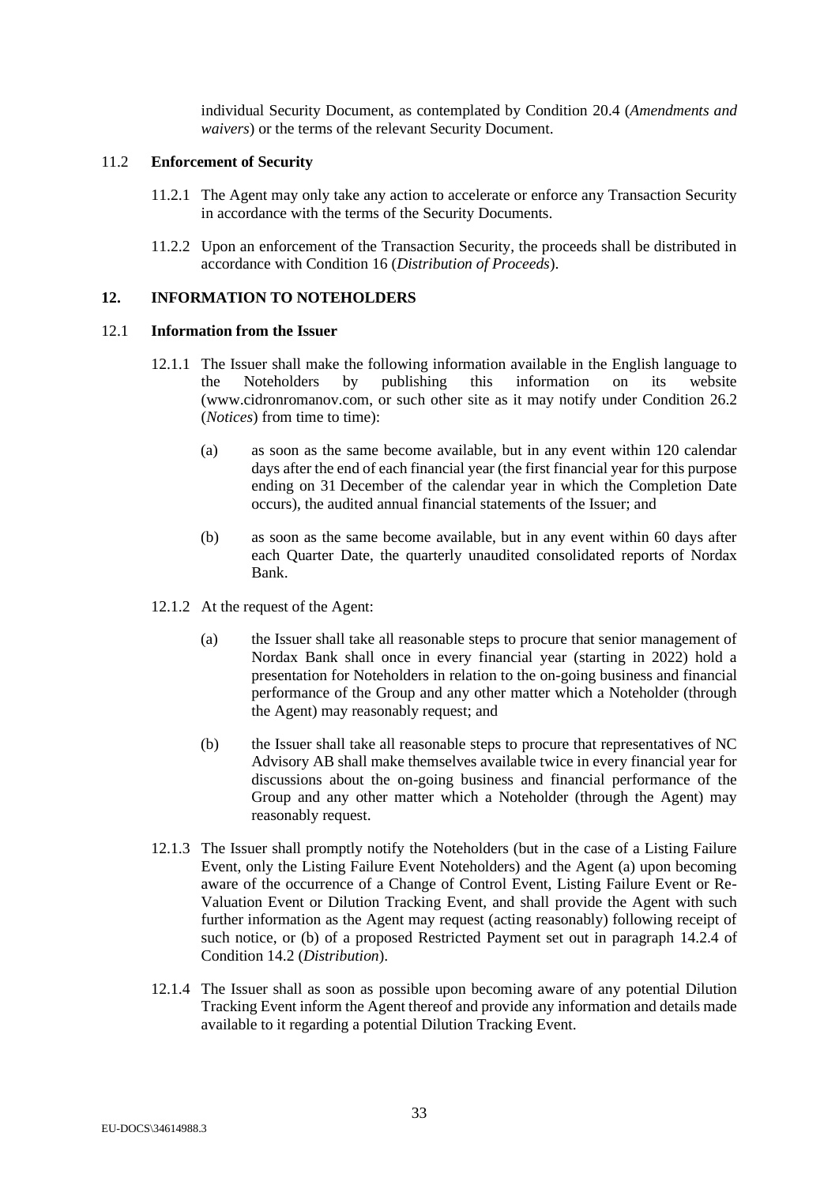individual Security Document, as contemplated by Condition 20.4 (*Amendments and waivers*) or the terms of the relevant Security Document.

### 11.2 Enforcement of Security

11.2.1 The Agent may only take any action to accelerate or enforce any Transaction Security in accordance with the terms of the Security Documents.

11.2.2 Upon an enforcement of the Transaction Security, the proceeds shall be distributed in accordance with Condition 16 (*Distribution of Proceeds*).

## 12. INFORMATION TO NOTEHOLDERS

### 12.1 Information from the Issuer

12.1.1 The Issuer shall make the following information available in the English language to the Noteholders by publishing this information on its website (www.cidronromanov.com, or such other site as it may notify under Condition 26.2 (*Notices*) from time to time):

(a) as soon as the same become available, but in any event within 120 calendar days after the end of each financial year (the first financial year for this purpose ending on 31 December of the calendar year in which the Completion Date occurs), the audited annual financial statements of the Issuer; and

(b) as soon as the same become available, but in any event within 60 days after each Quarter Date, the quarterly unaudited consolidated reports of Nordax Bank.

12.1.2 At the request of the Agent:

(a) the Issuer shall take all reasonable steps to procure that senior management of Nordax Bank shall once in every financial year (starting in 2022) hold a presentation for Noteholders in relation to the on-going business and financial performance of the Group and any other matter which a Noteholder (through the Agent) may reasonably request; and

(b) the Issuer shall take all reasonable steps to procure that representatives of NC Advisory AB shall make themselves available twice in every financial year for discussions about the on-going business and financial performance of the Group and any other matter which a Noteholder (through the Agent) may reasonably request.

12.1.3 The Issuer shall promptly notify the Noteholders (but in the case of a Listing Failure Event, only the Listing Failure Event Noteholders) and the Agent (a) upon becoming aware of the occurrence of a Change of Control Event, Listing Failure Event or Re-Valuation Event or Dilution Tracking Event, and shall provide the Agent with such further information as the Agent may request (acting reasonably) following receipt of such notice, or (b) of a proposed Restricted Payment set out in paragraph 14.2.4 of Condition 14.2 (*Distribution*).

12.1.4 The Issuer shall as soon as possible upon becoming aware of any potential Dilution Tracking Event inform the Agent thereof and provide any information and details made available to it regarding a potential Dilution Tracking Event.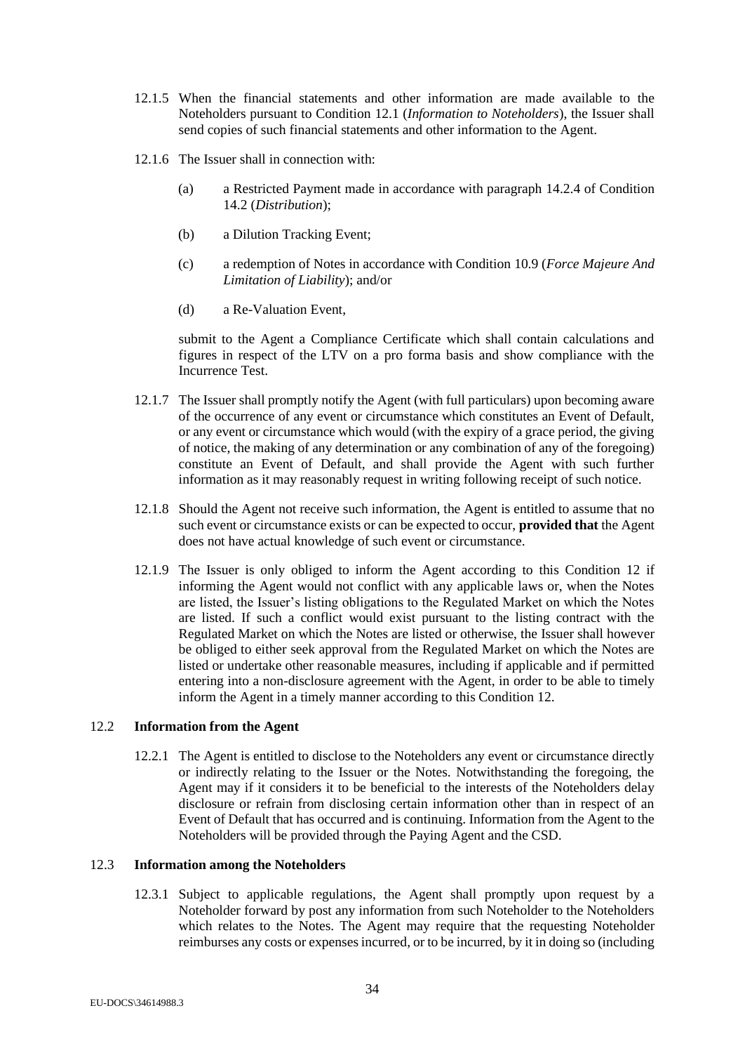12.1.5 When the financial statements and other information are made available to the Noteholders pursuant to Condition 12.1 (*Information to Noteholders*), the Issuer shall send copies of such financial statements and other information to the Agent.

12.1.6 The Issuer shall in connection with:

(a) a Restricted Payment made in accordance with paragraph 14.2.4 of Condition 14.2 (*Distribution*);

(b) a Dilution Tracking Event;

(c) a redemption of Notes in accordance with Condition 10.9 (*Force Majeure And Limitation of Liability*); and/or

(d) a Re-Valuation Event,

submit to the Agent a Compliance Certificate which shall contain calculations and figures in respect of the LTV on a pro forma basis and show compliance with the Incurrence Test.

12.1.7 The Issuer shall promptly notify the Agent (with full particulars) upon becoming aware of the occurrence of any event or circumstance which constitutes an Event of Default, or any event or circumstance which would (with the expiry of a grace period, the giving of notice, the making of any determination or any combination of any of the foregoing) constitute an Event of Default, and shall provide the Agent with such further information as it may reasonably request in writing following receipt of such notice.

12.1.8 Should the Agent not receive such information, the Agent is entitled to assume that no such event or circumstance exists or can be expected to occur, **provided that** the Agent does not have actual knowledge of such event or circumstance.

12.1.9 The Issuer is only obliged to inform the Agent according to this Condition 12 if informing the Agent would not conflict with any applicable laws or, when the Notes are listed, the Issuer's listing obligations to the Regulated Market on which the Notes are listed. If such a conflict would exist pursuant to the listing contract with the Regulated Market on which the Notes are listed or otherwise, the Issuer shall however be obliged to either seek approval from the Regulated Market on which the Notes are listed or undertake other reasonable measures, including if applicable and if permitted entering into a non-disclosure agreement with the Agent, in order to be able to timely inform the Agent in a timely manner according to this Condition 12.

## 12.2 Information from the Agent

12.2.1 The Agent is entitled to disclose to the Noteholders any event or circumstance directly or indirectly relating to the Issuer or the Notes. Notwithstanding the foregoing, the Agent may if it considers it to be beneficial to the interests of the Noteholders delay disclosure or refrain from disclosing certain information other than in respect of an Event of Default that has occurred and is continuing. Information from the Agent to the Noteholders will be provided through the Paying Agent and the CSD.

## 12.3 Information among the Noteholders

12.3.1 Subject to applicable regulations, the Agent shall promptly upon request by a Noteholder forward by post any information from such Noteholder to the Noteholders which relates to the Notes. The Agent may require that the requesting Noteholder reimburses any costs or expenses incurred, or to be incurred, by it in doing so (including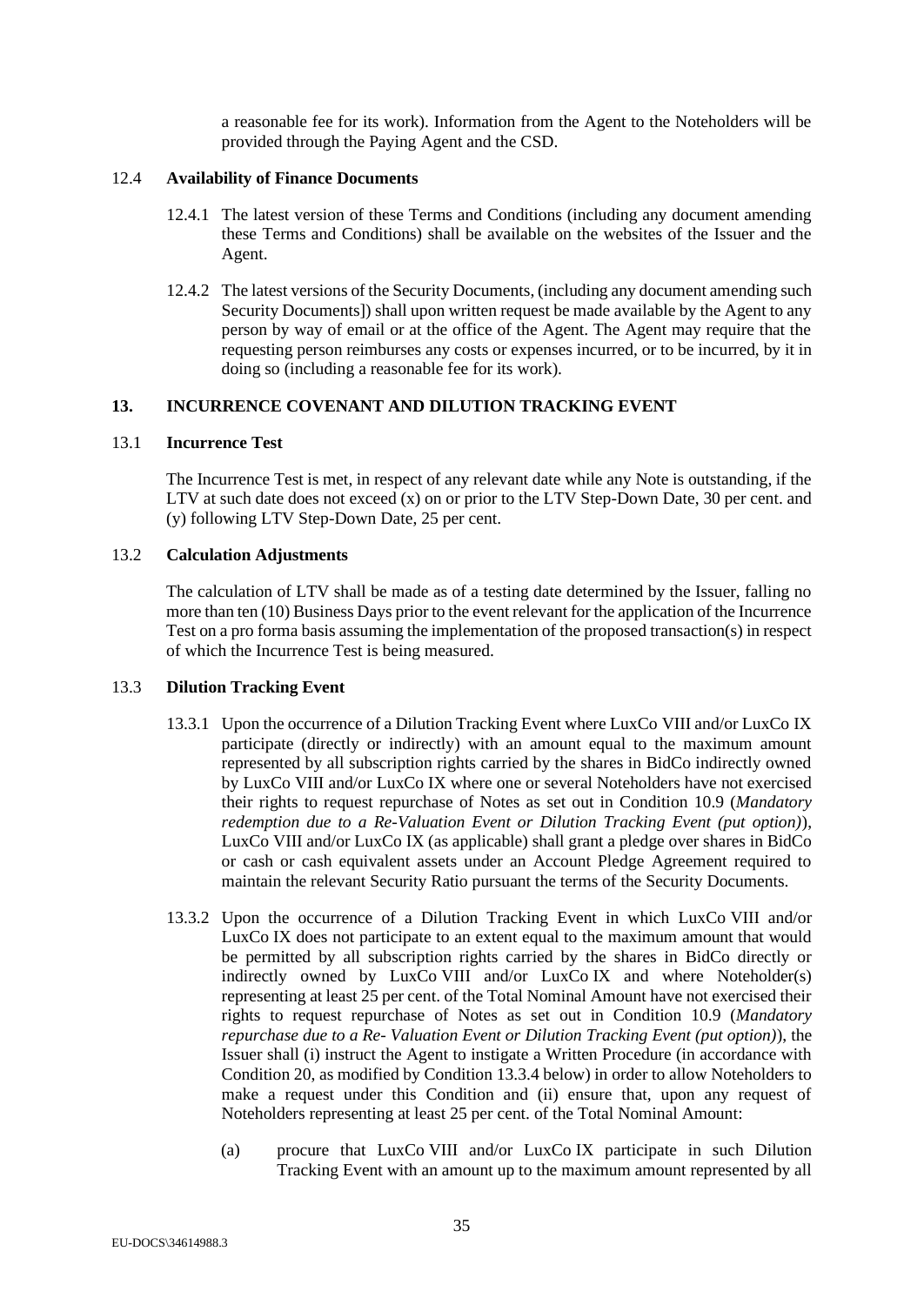a reasonable fee for its work). Information from the Agent to the Noteholders will be provided through the Paying Agent and the CSD.

### 12.4 **Availability of Finance Documents**

12.4.1 The latest version of these Terms and Conditions (including any document amending these Terms and Conditions) shall be available on the websites of the Issuer and the Agent.

12.4.2 The latest versions of the Security Documents, (including any document amending such Security Documents]) shall upon written request be made available by the Agent to any person by way of email or at the office of the Agent. The Agent may require that the requesting person reimburses any costs or expenses incurred, or to be incurred, by it in doing so (including a reasonable fee for its work).

## 13. INCURRENCE COVENANT AND DILUTION TRACKING EVENT

### 13.1 **Incurrence Test**

The Incurrence Test is met, in respect of any relevant date while any Note is outstanding, if the LTV at such date does not exceed (x) on or prior to the LTV Step-Down Date, 30 per cent. and (y) following LTV Step-Down Date, 25 per cent.

### 13.2 **Calculation Adjustments**

The calculation of LTV shall be made as of a testing date determined by the Issuer, falling no more than ten (10) Business Days prior to the event relevant for the application of the Incurrence Test on a pro forma basis assuming the implementation of the proposed transaction(s) in respect of which the Incurrence Test is being measured.

### 13.3 **Dilution Tracking Event**

13.3.1 Upon the occurrence of a Dilution Tracking Event where LuxCo VIII and/or LuxCo IX participate (directly or indirectly) with an amount equal to the maximum amount represented by all subscription rights carried by the shares in BidCo indirectly owned by LuxCo VIII and/or LuxCo IX where one or several Noteholders have not exercised their rights to request repurchase of Notes as set out in Condition 10.9 (*Mandatory redemption due to a Re-Valuation Event or Dilution Tracking Event (put option)*), LuxCo VIII and/or LuxCo IX (as applicable) shall grant a pledge over shares in BidCo or cash or cash equivalent assets under an Account Pledge Agreement required to maintain the relevant Security Ratio pursuant the terms of the Security Documents.

13.3.2 Upon the occurrence of a Dilution Tracking Event in which LuxCo VIII and/or LuxCo IX does not participate to an extent equal to the maximum amount that would be permitted by all subscription rights carried by the shares in BidCo directly or indirectly owned by LuxCo VIII and/or LuxCo IX and where Noteholder(s) representing at least 25 per cent. of the Total Nominal Amount have not exercised their rights to request repurchase of Notes as set out in Condition 10.9 (*Mandatory repurchase due to a Re- Valuation Event or Dilution Tracking Event (put option)*), the Issuer shall (i) instruct the Agent to instigate a Written Procedure (in accordance with Condition 20, as modified by Condition 13.3.4 below) in order to allow Noteholders to make a request under this Condition and (ii) ensure that, upon any request of Noteholders representing at least 25 per cent. of the Total Nominal Amount:

(a) procure that LuxCo VIII and/or LuxCo IX participate in such Dilution Tracking Event with an amount up to the maximum amount represented by all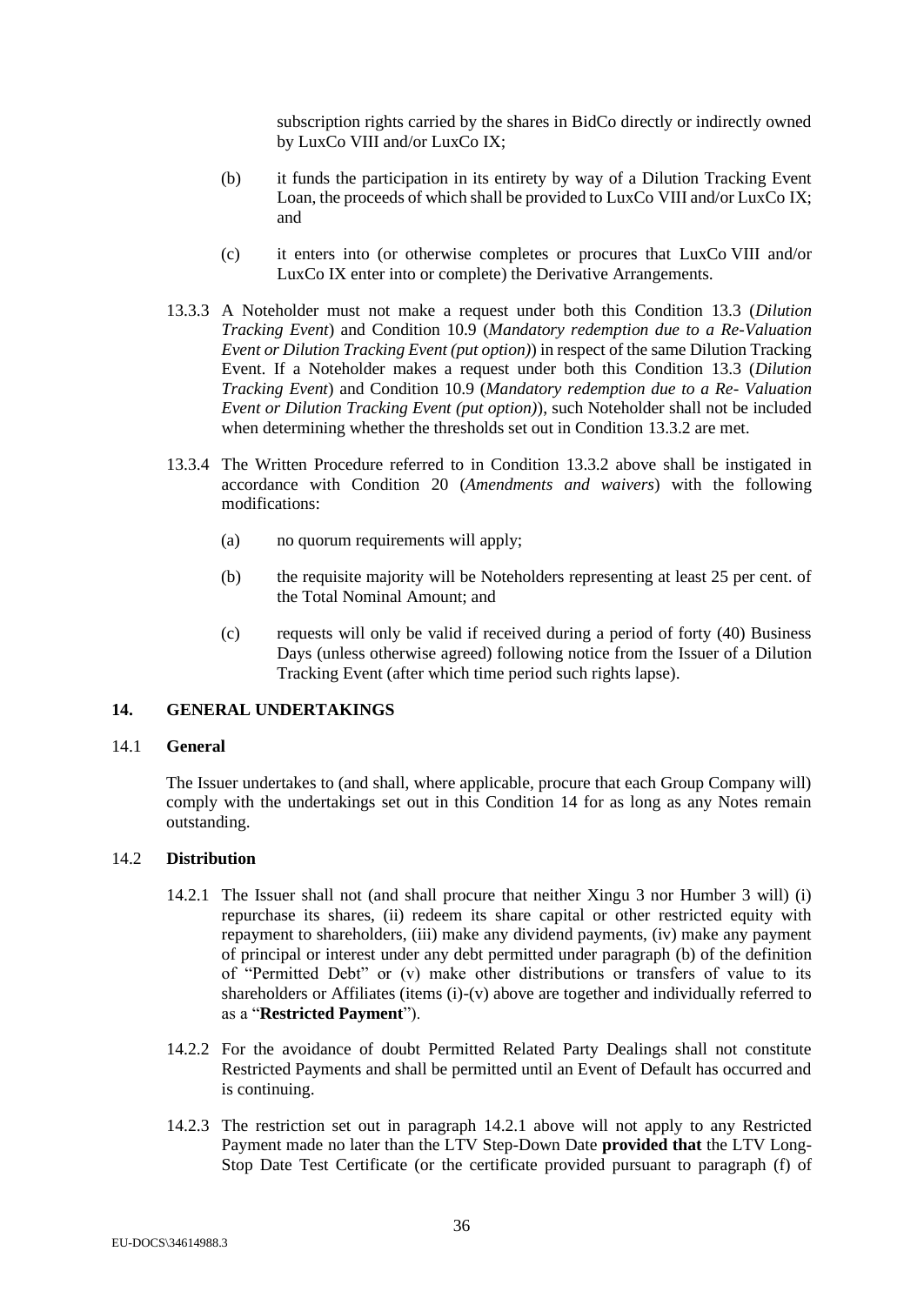subscription rights carried by the shares in BidCo directly or indirectly owned by LuxCo VIII and/or LuxCo IX;

(b) it funds the participation in its entirety by way of a Dilution Tracking Event Loan, the proceeds of which shall be provided to LuxCo VIII and/or LuxCo IX; and

(c) it enters into (or otherwise completes or procures that LuxCo VIII and/or LuxCo IX enter into or complete) the Derivative Arrangements.

13.3.3 A Noteholder must not make a request under both this Condition 13.3 (*Dilution Tracking Event*) and Condition 10.9 (*Mandatory redemption due to a Re-Valuation Event or Dilution Tracking Event (put option)*) in respect of the same Dilution Tracking Event. If a Noteholder makes a request under both this Condition 13.3 (*Dilution Tracking Event*) and Condition 10.9 (*Mandatory redemption due to a Re- Valuation Event or Dilution Tracking Event (put option)*), such Noteholder shall not be included when determining whether the thresholds set out in Condition 13.3.2 are met.

13.3.4 The Written Procedure referred to in Condition 13.3.2 above shall be instigated in accordance with Condition 20 (*Amendments and waivers*) with the following modifications:

(a) no quorum requirements will apply;

(b) the requisite majority will be Noteholders representing at least 25 per cent. of the Total Nominal Amount; and

(c) requests will only be valid if received during a period of forty (40) Business Days (unless otherwise agreed) following notice from the Issuer of a Dilution Tracking Event (after which time period such rights lapse).

## 14. GENERAL UNDERTAKINGS

### 14.1 General

The Issuer undertakes to (and shall, where applicable, procure that each Group Company will) comply with the undertakings set out in this Condition 14 for as long as any Notes remain outstanding.

### 14.2 Distribution

14.2.1 The Issuer shall not (and shall procure that neither Xingu 3 nor Humber 3 will) (i) repurchase its shares, (ii) redeem its share capital or other restricted equity with repayment to shareholders, (iii) make any dividend payments, (iv) make any payment of principal or interest under any debt permitted under paragraph (b) of the definition of "Permitted Debt" or (v) make other distributions or transfers of value to its shareholders or Affiliates (items (i)-(v) above are together and individually referred to as a "**Restricted Payment**").

14.2.2 For the avoidance of doubt Permitted Related Party Dealings shall not constitute Restricted Payments and shall be permitted until an Event of Default has occurred and is continuing.

14.2.3 The restriction set out in paragraph 14.2.1 above will not apply to any Restricted Payment made no later than the LTV Step-Down Date **provided that** the LTV Long-Stop Date Test Certificate (or the certificate provided pursuant to paragraph (f) of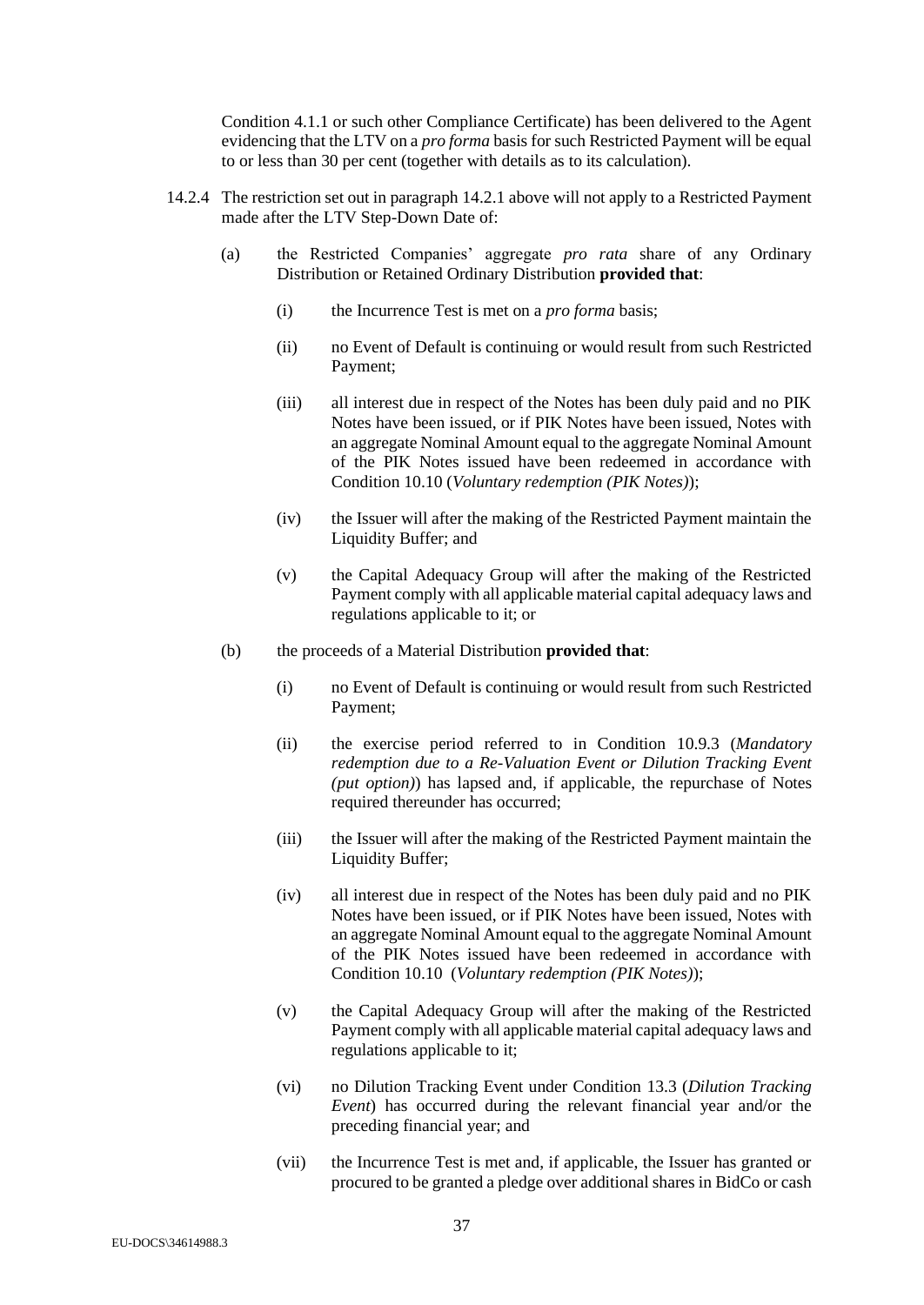Condition 4.1.1 or such other Compliance Certificate) has been delivered to the Agent evidencing that the LTV on a *pro forma* basis for such Restricted Payment will be equal to or less than 30 per cent (together with details as to its calculation).

14.2.4 The restriction set out in paragraph 14.2.1 above will not apply to a Restricted Payment made after the LTV Step-Down Date of:

(a) the Restricted Companies' aggregate *pro rata* share of any Ordinary Distribution or Retained Ordinary Distribution **provided that**:

(i) the Incurrence Test is met on a *pro forma* basis;

(ii) no Event of Default is continuing or would result from such Restricted Payment;

(iii) all interest due in respect of the Notes has been duly paid and no PIK Notes have been issued, or if PIK Notes have been issued, Notes with an aggregate Nominal Amount equal to the aggregate Nominal Amount of the PIK Notes issued have been redeemed in accordance with Condition 10.10 (*Voluntary redemption (PIK Notes)*);

(iv) the Issuer will after the making of the Restricted Payment maintain the Liquidity Buffer; and

(v) the Capital Adequacy Group will after the making of the Restricted Payment comply with all applicable material capital adequacy laws and regulations applicable to it; or

(b) the proceeds of a Material Distribution **provided that**:

(i) no Event of Default is continuing or would result from such Restricted Payment;

(ii) the exercise period referred to in Condition 10.9.3 (*Mandatory redemption due to a Re-Valuation Event or Dilution Tracking Event (put option)*) has lapsed and, if applicable, the repurchase of Notes required thereunder has occurred;

(iii) the Issuer will after the making of the Restricted Payment maintain the Liquidity Buffer;

(iv) all interest due in respect of the Notes has been duly paid and no PIK Notes have been issued, or if PIK Notes have been issued, Notes with an aggregate Nominal Amount equal to the aggregate Nominal Amount of the PIK Notes issued have been redeemed in accordance with Condition 10.10 (*Voluntary redemption (PIK Notes)*);

(v) the Capital Adequacy Group will after the making of the Restricted Payment comply with all applicable material capital adequacy laws and regulations applicable to it;

(vi) no Dilution Tracking Event under Condition 13.3 (*Dilution Tracking Event*) has occurred during the relevant financial year and/or the preceding financial year; and

(vii) the Incurrence Test is met and, if applicable, the Issuer has granted or procured to be granted a pledge over additional shares in BidCo or cash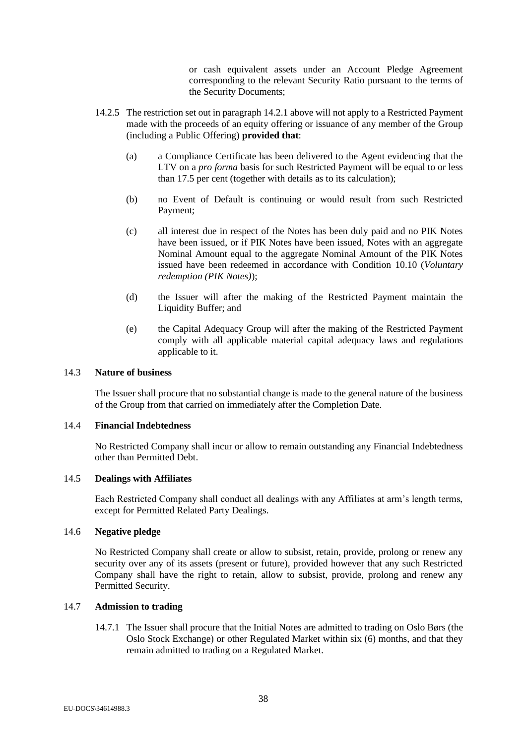or cash equivalent assets under an Account Pledge Agreement corresponding to the relevant Security Ratio pursuant to the terms of the Security Documents;

14.2.5 The restriction set out in paragraph 14.2.1 above will not apply to a Restricted Payment made with the proceeds of an equity offering or issuance of any member of the Group (including a Public Offering) **provided that**:

(a) a Compliance Certificate has been delivered to the Agent evidencing that the LTV on a *pro forma* basis for such Restricted Payment will be equal to or less than 17.5 per cent (together with details as to its calculation);

(b) no Event of Default is continuing or would result from such Restricted Payment;

(c) all interest due in respect of the Notes has been duly paid and no PIK Notes have been issued, or if PIK Notes have been issued, Notes with an aggregate Nominal Amount equal to the aggregate Nominal Amount of the PIK Notes issued have been redeemed in accordance with Condition 10.10 (*Voluntary redemption (PIK Notes)*);

(d) the Issuer will after the making of the Restricted Payment maintain the Liquidity Buffer; and

(e) the Capital Adequacy Group will after the making of the Restricted Payment comply with all applicable material capital adequacy laws and regulations applicable to it.

### 14.3 **Nature of business**

The Issuer shall procure that no substantial change is made to the general nature of the business of the Group from that carried on immediately after the Completion Date.

### 14.4 **Financial Indebtedness**

No Restricted Company shall incur or allow to remain outstanding any Financial Indebtedness other than Permitted Debt.

### 14.5 **Dealings with Affiliates**

Each Restricted Company shall conduct all dealings with any Affiliates at arm's length terms, except for Permitted Related Party Dealings.

### 14.6 **Negative pledge**

No Restricted Company shall create or allow to subsist, retain, provide, prolong or renew any security over any of its assets (present or future), provided however that any such Restricted Company shall have the right to retain, allow to subsist, provide, prolong and renew any Permitted Security.

### 14.7 **Admission to trading**

14.7.1 The Issuer shall procure that the Initial Notes are admitted to trading on Oslo Børs (the Oslo Stock Exchange) or other Regulated Market within six (6) months, and that they remain admitted to trading on a Regulated Market.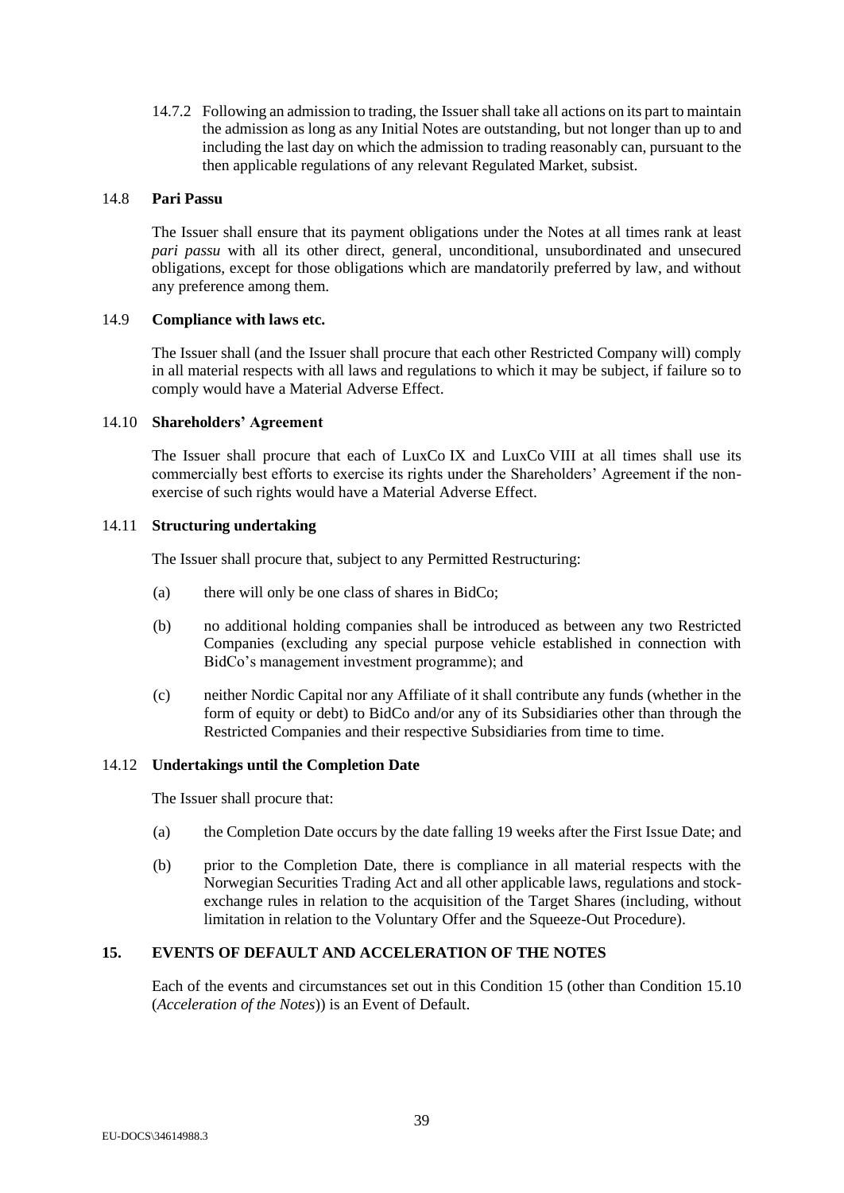14.7.2 Following an admission to trading, the Issuer shall take all actions on its part to maintain the admission as long as any Initial Notes are outstanding, but not longer than up to and including the last day on which the admission to trading reasonably can, pursuant to the then applicable regulations of any relevant Regulated Market, subsist.

### 14.8 **Pari Passu**

The Issuer shall ensure that its payment obligations under the Notes at all times rank at least *pari passu* with all its other direct, general, unconditional, unsubordinated and unsecured obligations, except for those obligations which are mandatorily preferred by law, and without any preference among them.

### 14.9 **Compliance with laws etc.**

The Issuer shall (and the Issuer shall procure that each other Restricted Company will) comply in all material respects with all laws and regulations to which it may be subject, if failure so to comply would have a Material Adverse Effect.

### 14.10 **Shareholders' Agreement**

The Issuer shall procure that each of LuxCo IX and LuxCo VIII at all times shall use its commercially best efforts to exercise its rights under the Shareholders' Agreement if the non-exercise of such rights would have a Material Adverse Effect.

### 14.11 **Structuring undertaking**

The Issuer shall procure that, subject to any Permitted Restructuring:

(a) there will only be one class of shares in BidCo;

(b) no additional holding companies shall be introduced as between any two Restricted Companies (excluding any special purpose vehicle established in connection with BidCo's management investment programme); and

(c) neither Nordic Capital nor any Affiliate of it shall contribute any funds (whether in the form of equity or debt) to BidCo and/or any of its Subsidiaries other than through the Restricted Companies and their respective Subsidiaries from time to time.

### 14.12 **Undertakings until the Completion Date**

The Issuer shall procure that:

(a) the Completion Date occurs by the date falling 19 weeks after the First Issue Date; and

(b) prior to the Completion Date, there is compliance in all material respects with the Norwegian Securities Trading Act and all other applicable laws, regulations and stock-exchange rules in relation to the acquisition of the Target Shares (including, without limitation in relation to the Voluntary Offer and the Squeeze-Out Procedure).

## 15. EVENTS OF DEFAULT AND ACCELERATION OF THE NOTES

Each of the events and circumstances set out in this Condition 15 (other than Condition 15.10 (*Acceleration of the Notes*)) is an Event of Default.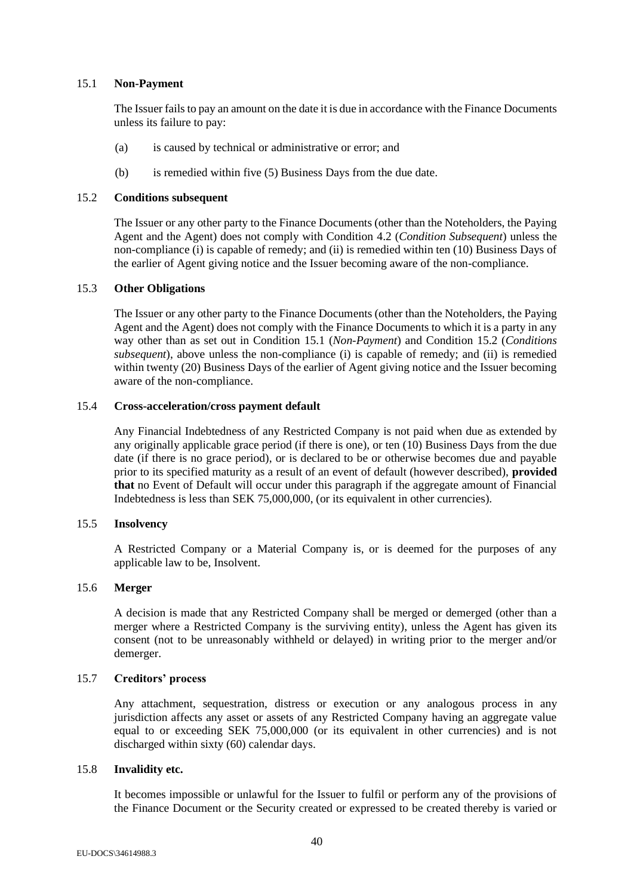### 15.1 **Non-Payment**

The Issuer fails to pay an amount on the date it is due in accordance with the Finance Documents unless its failure to pay:

(a) is caused by technical or administrative or error; and

(b) is remedied within five (5) Business Days from the due date.

### 15.2 **Conditions subsequent**

The Issuer or any other party to the Finance Documents (other than the Noteholders, the Paying Agent and the Agent) does not comply with Condition 4.2 (*Condition Subsequent*) unless the non-compliance (i) is capable of remedy; and (ii) is remedied within ten (10) Business Days of the earlier of Agent giving notice and the Issuer becoming aware of the non-compliance.

### 15.3 **Other Obligations**

The Issuer or any other party to the Finance Documents (other than the Noteholders, the Paying Agent and the Agent) does not comply with the Finance Documents to which it is a party in any way other than as set out in Condition 15.1 (*Non-Payment*) and Condition 15.2 (*Conditions subsequent*), above unless the non-compliance (i) is capable of remedy; and (ii) is remedied within twenty (20) Business Days of the earlier of Agent giving notice and the Issuer becoming aware of the non-compliance.

### 15.4 **Cross-acceleration/cross payment default**

Any Financial Indebtedness of any Restricted Company is not paid when due as extended by any originally applicable grace period (if there is one), or ten (10) Business Days from the due date (if there is no grace period), or is declared to be or otherwise becomes due and payable prior to its specified maturity as a result of an event of default (however described), **provided that** no Event of Default will occur under this paragraph if the aggregate amount of Financial Indebtedness is less than SEK 75,000,000, (or its equivalent in other currencies).

### 15.5 **Insolvency**

A Restricted Company or a Material Company is, or is deemed for the purposes of any applicable law to be, Insolvent.

### 15.6 **Merger**

A decision is made that any Restricted Company shall be merged or demerged (other than a merger where a Restricted Company is the surviving entity), unless the Agent has given its consent (not to be unreasonably withheld or delayed) in writing prior to the merger and/or demerger.

### 15.7 **Creditors' process**

Any attachment, sequestration, distress or execution or any analogous process in any jurisdiction affects any asset or assets of any Restricted Company having an aggregate value equal to or exceeding SEK 75,000,000 (or its equivalent in other currencies) and is not discharged within sixty (60) calendar days.

### 15.8 **Invalidity etc.**

It becomes impossible or unlawful for the Issuer to fulfil or perform any of the provisions of the Finance Document or the Security created or expressed to be created thereby is varied or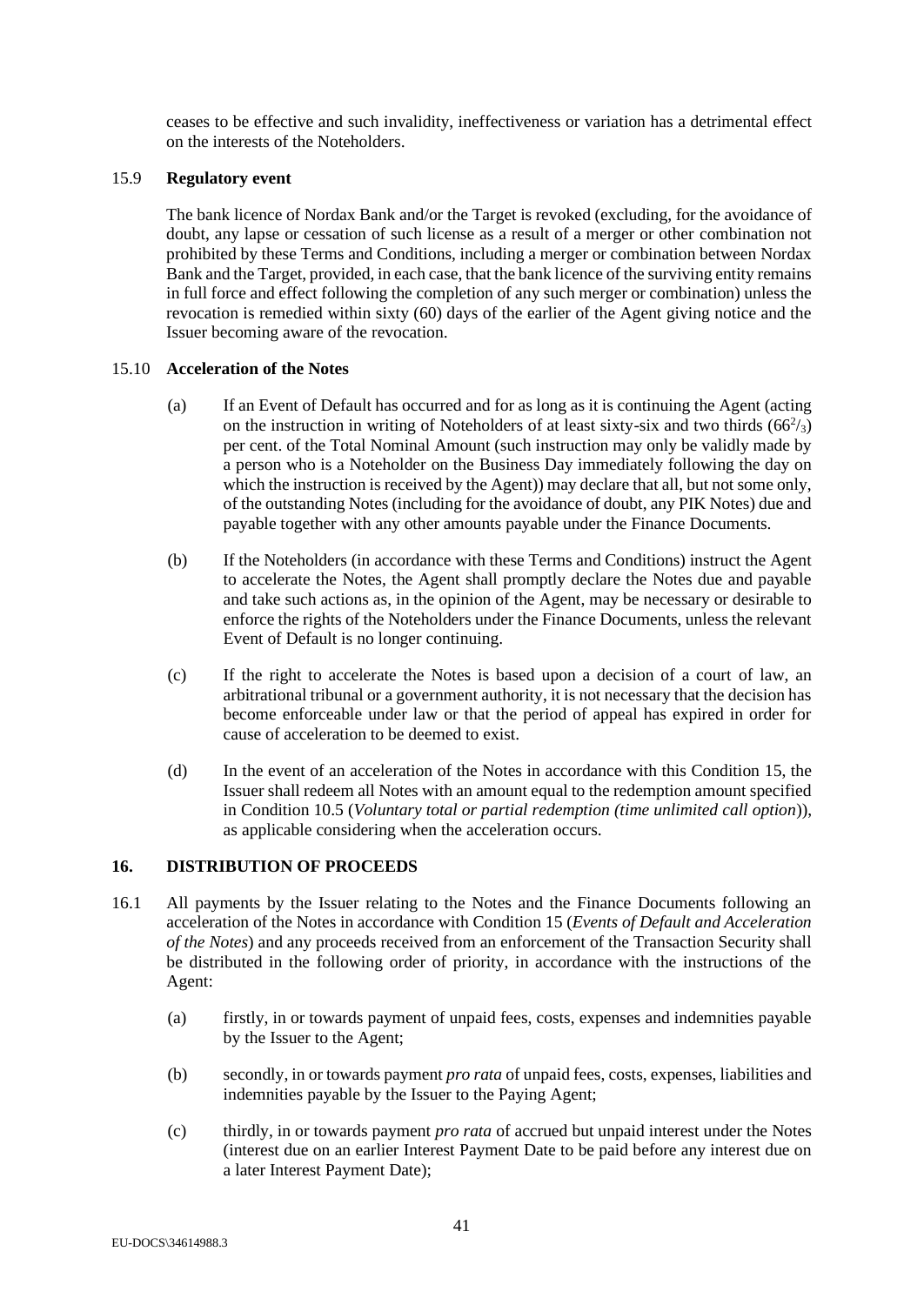ceases to be effective and such invalidity, ineffectiveness or variation has a detrimental effect on the interests of the Noteholders.

### 15.9 Regulatory event

The bank licence of Nordax Bank and/or the Target is revoked (excluding, for the avoidance of doubt, any lapse or cessation of such license as a result of a merger or other combination not prohibited by these Terms and Conditions, including a merger or combination between Nordax Bank and the Target, provided, in each case, that the bank licence of the surviving entity remains in full force and effect following the completion of any such merger or combination) unless the revocation is remedied within sixty (60) days of the earlier of the Agent giving notice and the Issuer becoming aware of the revocation.

### 15.10 Acceleration of the Notes

(a) If an Event of Default has occurred and for as long as it is continuing the Agent (acting on the instruction in writing of Noteholders of at least sixty-six and two thirds ($66^{2}/_{3}$) per cent. of the Total Nominal Amount (such instruction may only be validly made by a person who is a Noteholder on the Business Day immediately following the day on which the instruction is received by the Agent)) may declare that all, but not some only, of the outstanding Notes (including for the avoidance of doubt, any PIK Notes) due and payable together with any other amounts payable under the Finance Documents.

(b) If the Noteholders (in accordance with these Terms and Conditions) instruct the Agent to accelerate the Notes, the Agent shall promptly declare the Notes due and payable and take such actions as, in the opinion of the Agent, may be necessary or desirable to enforce the rights of the Noteholders under the Finance Documents, unless the relevant Event of Default is no longer continuing.

(c) If the right to accelerate the Notes is based upon a decision of a court of law, an arbitrational tribunal or a government authority, it is not necessary that the decision has become enforceable under law or that the period of appeal has expired in order for cause of acceleration to be deemed to exist.

(d) In the event of an acceleration of the Notes in accordance with this Condition 15, the Issuer shall redeem all Notes with an amount equal to the redemption amount specified in Condition 10.5 (*Voluntary total or partial redemption (time unlimited call option)*)), as applicable considering when the acceleration occurs.

## 16. DISTRIBUTION OF PROCEEDS

16.1 All payments by the Issuer relating to the Notes and the Finance Documents following an acceleration of the Notes in accordance with Condition 15 (*Events of Default and Acceleration of the Notes*) and any proceeds received from an enforcement of the Transaction Security shall be distributed in the following order of priority, in accordance with the instructions of the Agent:

(a) firstly, in or towards payment of unpaid fees, costs, expenses and indemnities payable by the Issuer to the Agent;

(b) secondly, in or towards payment *pro rata* of unpaid fees, costs, expenses, liabilities and indemnities payable by the Issuer to the Paying Agent;

(c) thirdly, in or towards payment *pro rata* of accrued but unpaid interest under the Notes (interest due on an earlier Interest Payment Date to be paid before any interest due on a later Interest Payment Date);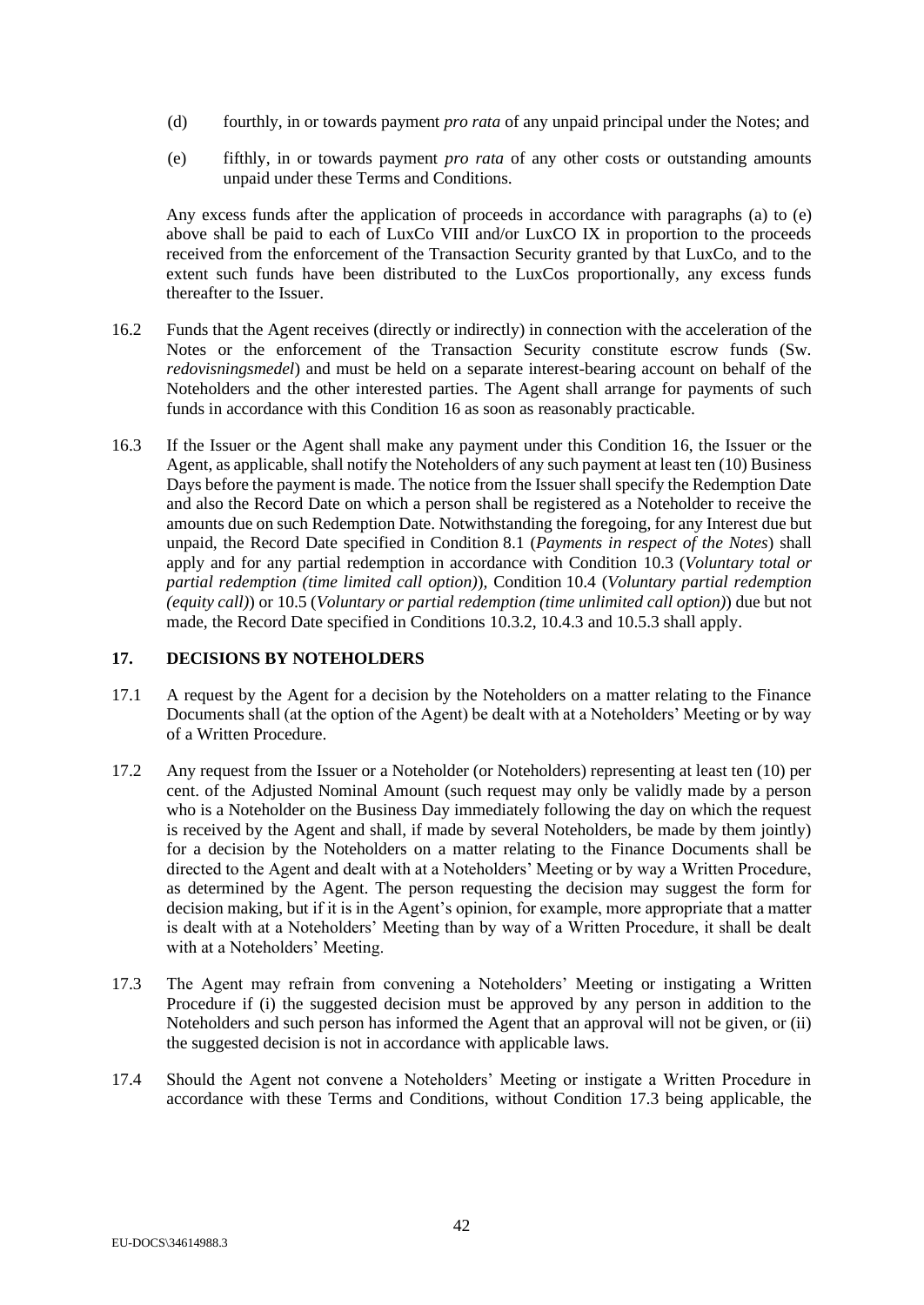(d) fourthly, in or towards payment *pro rata* of any unpaid principal under the Notes; and

(e) fifthly, in or towards payment *pro rata* of any other costs or outstanding amounts unpaid under these Terms and Conditions.

Any excess funds after the application of proceeds in accordance with paragraphs (a) to (e) above shall be paid to each of LuxCo VIII and/or LuxCO IX in proportion to the proceeds received from the enforcement of the Transaction Security granted by that LuxCo, and to the extent such funds have been distributed to the LuxCos proportionally, any excess funds thereafter to the Issuer.

16.2 Funds that the Agent receives (directly or indirectly) in connection with the acceleration of the Notes or the enforcement of the Transaction Security constitute escrow funds (Sw. *redovisningsmedel*) and must be held on a separate interest-bearing account on behalf of the Noteholders and the other interested parties. The Agent shall arrange for payments of such funds in accordance with this Condition 16 as soon as reasonably practicable.

16.3 If the Issuer or the Agent shall make any payment under this Condition 16, the Issuer or the Agent, as applicable, shall notify the Noteholders of any such payment at least ten (10) Business Days before the payment is made. The notice from the Issuer shall specify the Redemption Date and also the Record Date on which a person shall be registered as a Noteholder to receive the amounts due on such Redemption Date. Notwithstanding the foregoing, for any Interest due but unpaid, the Record Date specified in Condition 8.1 (*Payments in respect of the Notes*) shall apply and for any partial redemption in accordance with Condition 10.3 (*Voluntary total or partial redemption (time limited call option)*), Condition 10.4 (*Voluntary partial redemption (equity call)*) or 10.5 (*Voluntary or partial redemption (time unlimited call option)*) due but not made, the Record Date specified in Conditions 10.3.2, 10.4.3 and 10.5.3 shall apply.

## 17. DECISIONS BY NOTEHOLDERS

17.1 A request by the Agent for a decision by the Noteholders on a matter relating to the Finance Documents shall (at the option of the Agent) be dealt with at a Noteholders' Meeting or by way of a Written Procedure.

17.2 Any request from the Issuer or a Noteholder (or Noteholders) representing at least ten (10) per cent. of the Adjusted Nominal Amount (such request may only be validly made by a person who is a Noteholder on the Business Day immediately following the day on which the request is received by the Agent and shall, if made by several Noteholders, be made by them jointly) for a decision by the Noteholders on a matter relating to the Finance Documents shall be directed to the Agent and dealt with at a Noteholders' Meeting or by way a Written Procedure, as determined by the Agent. The person requesting the decision may suggest the form for decision making, but if it is in the Agent's opinion, for example, more appropriate that a matter is dealt with at a Noteholders' Meeting than by way of a Written Procedure, it shall be dealt with at a Noteholders' Meeting.

17.3 The Agent may refrain from convening a Noteholders' Meeting or instigating a Written Procedure if (i) the suggested decision must be approved by any person in addition to the Noteholders and such person has informed the Agent that an approval will not be given, or (ii) the suggested decision is not in accordance with applicable laws.

17.4 Should the Agent not convene a Noteholders' Meeting or instigate a Written Procedure in accordance with these Terms and Conditions, without Condition 17.3 being applicable, the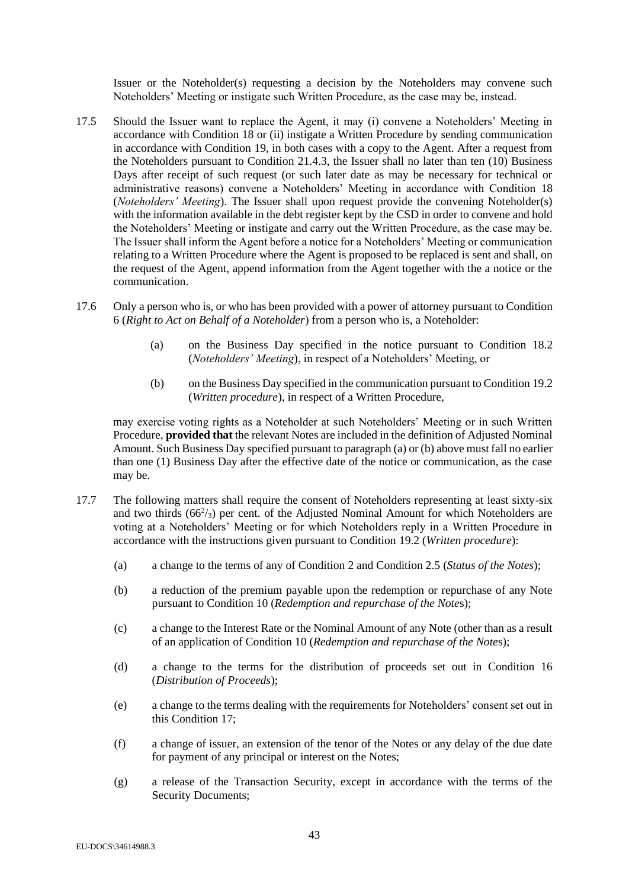Issuer or the Noteholder(s) requesting a decision by the Noteholders may convene such Noteholders' Meeting or instigate such Written Procedure, as the case may be, instead.

17.5 Should the Issuer want to replace the Agent, it may (i) convene a Noteholders' Meeting in accordance with Condition 18 or (ii) instigate a Written Procedure by sending communication in accordance with Condition 19, in both cases with a copy to the Agent. After a request from the Noteholders pursuant to Condition 21.4.3, the Issuer shall no later than ten (10) Business Days after receipt of such request (or such later date as may be necessary for technical or administrative reasons) convene a Noteholders' Meeting in accordance with Condition 18 (*Noteholders' Meeting*). The Issuer shall upon request provide the convening Noteholder(s) with the information available in the debt register kept by the CSD in order to convene and hold the Noteholders' Meeting or instigate and carry out the Written Procedure, as the case may be. The Issuer shall inform the Agent before a notice for a Noteholders' Meeting or communication relating to a Written Procedure where the Agent is proposed to be replaced is sent and shall, on the request of the Agent, append information from the Agent together with the a notice or the communication.

17.6 Only a person who is, or who has been provided with a power of attorney pursuant to Condition 6 (*Right to Act on Behalf of a Noteholder*) from a person who is, a Noteholder:

(a) on the Business Day specified in the notice pursuant to Condition 18.2 (*Noteholders' Meeting*), in respect of a Noteholders' Meeting, or

(b) on the Business Day specified in the communication pursuant to Condition 19.2 (*Written procedure*), in respect of a Written Procedure,

may exercise voting rights as a Noteholder at such Noteholders' Meeting or in such Written Procedure, **provided that** the relevant Notes are included in the definition of Adjusted Nominal Amount. Such Business Day specified pursuant to paragraph (a) or (b) above must fall no earlier than one (1) Business Day after the effective date of the notice or communication, as the case may be.

17.7 The following matters shall require the consent of Noteholders representing at least sixty-six and two thirds ($66^2/_3$) per cent. of the Adjusted Nominal Amount for which Noteholders are voting at a Noteholders' Meeting or for which Noteholders reply in a Written Procedure in accordance with the instructions given pursuant to Condition 19.2 (*Written procedure*):

(a) a change to the terms of any of Condition 2 and Condition 2.5 (*Status of the Notes*);

(b) a reduction of the premium payable upon the redemption or repurchase of any Note pursuant to Condition 10 (*Redemption and repurchase of the Notes*);

(c) a change to the Interest Rate or the Nominal Amount of any Note (other than as a result of an application of Condition 10 (*Redemption and repurchase of the Notes*);

(d) a change to the terms for the distribution of proceeds set out in Condition 16 (*Distribution of Proceeds*);

(e) a change to the terms dealing with the requirements for Noteholders' consent set out in this Condition 17;

(f) a change of issuer, an extension of the tenor of the Notes or any delay of the due date for payment of any principal or interest on the Notes;

(g) a release of the Transaction Security, except in accordance with the terms of the Security Documents;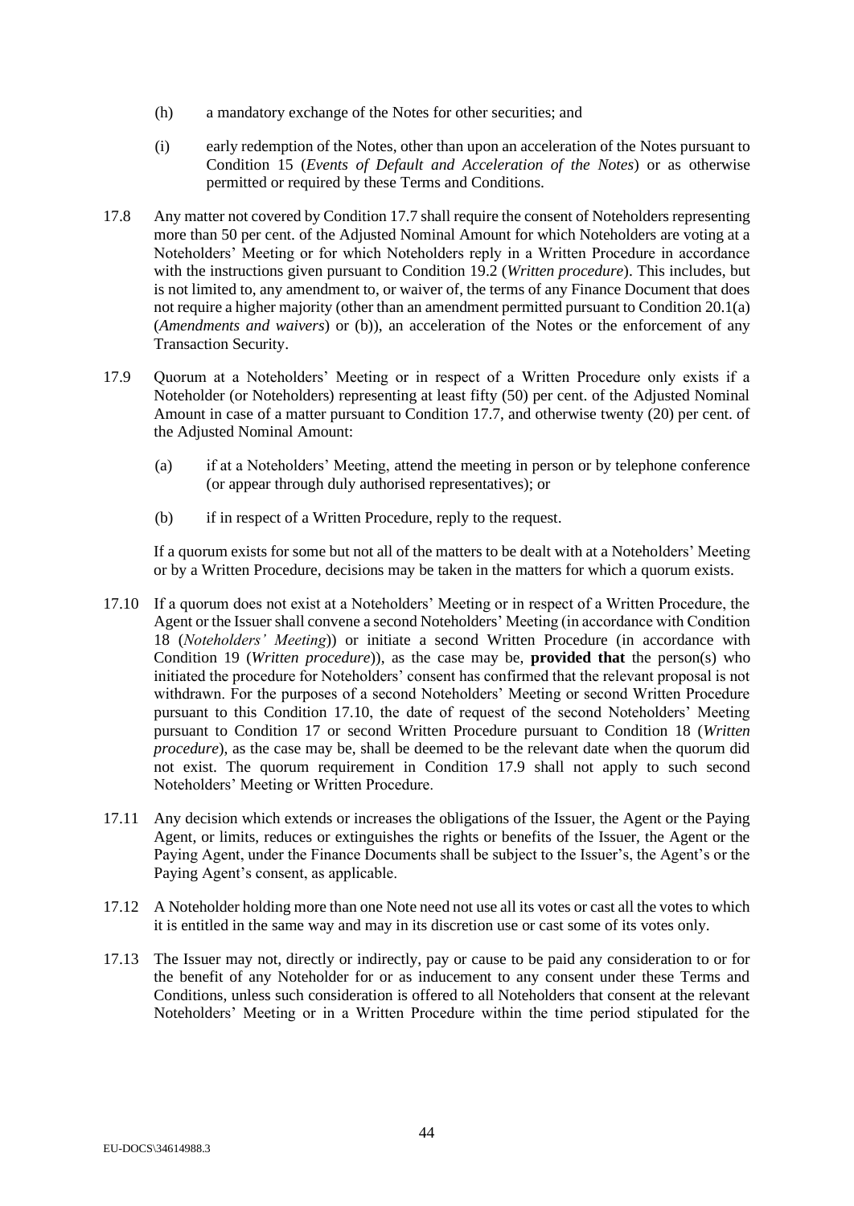(h) a mandatory exchange of the Notes for other securities; and

(i) early redemption of the Notes, other than upon an acceleration of the Notes pursuant to Condition 15 (*Events of Default and Acceleration of the Notes*) or as otherwise permitted or required by these Terms and Conditions.

17.8 Any matter not covered by Condition 17.7 shall require the consent of Noteholders representing more than 50 per cent. of the Adjusted Nominal Amount for which Noteholders are voting at a Noteholders' Meeting or for which Noteholders reply in a Written Procedure in accordance with the instructions given pursuant to Condition 19.2 (*Written procedure*). This includes, but is not limited to, any amendment to, or waiver of, the terms of any Finance Document that does not require a higher majority (other than an amendment permitted pursuant to Condition 20.1(a) (*Amendments and waivers*) or (b)), an acceleration of the Notes or the enforcement of any Transaction Security.

17.9 Quorum at a Noteholders' Meeting or in respect of a Written Procedure only exists if a Noteholder (or Noteholders) representing at least fifty (50) per cent. of the Adjusted Nominal Amount in case of a matter pursuant to Condition 17.7, and otherwise twenty (20) per cent. of the Adjusted Nominal Amount:

(a) if at a Noteholders' Meeting, attend the meeting in person or by telephone conference (or appear through duly authorised representatives); or

(b) if in respect of a Written Procedure, reply to the request.

If a quorum exists for some but not all of the matters to be dealt with at a Noteholders' Meeting or by a Written Procedure, decisions may be taken in the matters for which a quorum exists.

17.10 If a quorum does not exist at a Noteholders' Meeting or in respect of a Written Procedure, the Agent or the Issuer shall convene a second Noteholders' Meeting (in accordance with Condition 18 (*Noteholders' Meeting*)) or initiate a second Written Procedure (in accordance with Condition 19 (*Written procedure*)), as the case may be, **provided that** the person(s) who initiated the procedure for Noteholders' consent has confirmed that the relevant proposal is not withdrawn. For the purposes of a second Noteholders' Meeting or second Written Procedure pursuant to this Condition 17.10, the date of request of the second Noteholders' Meeting pursuant to Condition 17 or second Written Procedure pursuant to Condition 18 (*Written procedure*), as the case may be, shall be deemed to be the relevant date when the quorum did not exist. The quorum requirement in Condition 17.9 shall not apply to such second Noteholders' Meeting or Written Procedure.

17.11 Any decision which extends or increases the obligations of the Issuer, the Agent or the Paying Agent, or limits, reduces or extinguishes the rights or benefits of the Issuer, the Agent or the Paying Agent, under the Finance Documents shall be subject to the Issuer's, the Agent's or the Paying Agent's consent, as applicable.

17.12 A Noteholder holding more than one Note need not use all its votes or cast all the votes to which it is entitled in the same way and may in its discretion use or cast some of its votes only.

17.13 The Issuer may not, directly or indirectly, pay or cause to be paid any consideration to or for the benefit of any Noteholder for or as inducement to any consent under these Terms and Conditions, unless such consideration is offered to all Noteholders that consent at the relevant Noteholders' Meeting or in a Written Procedure within the time period stipulated for the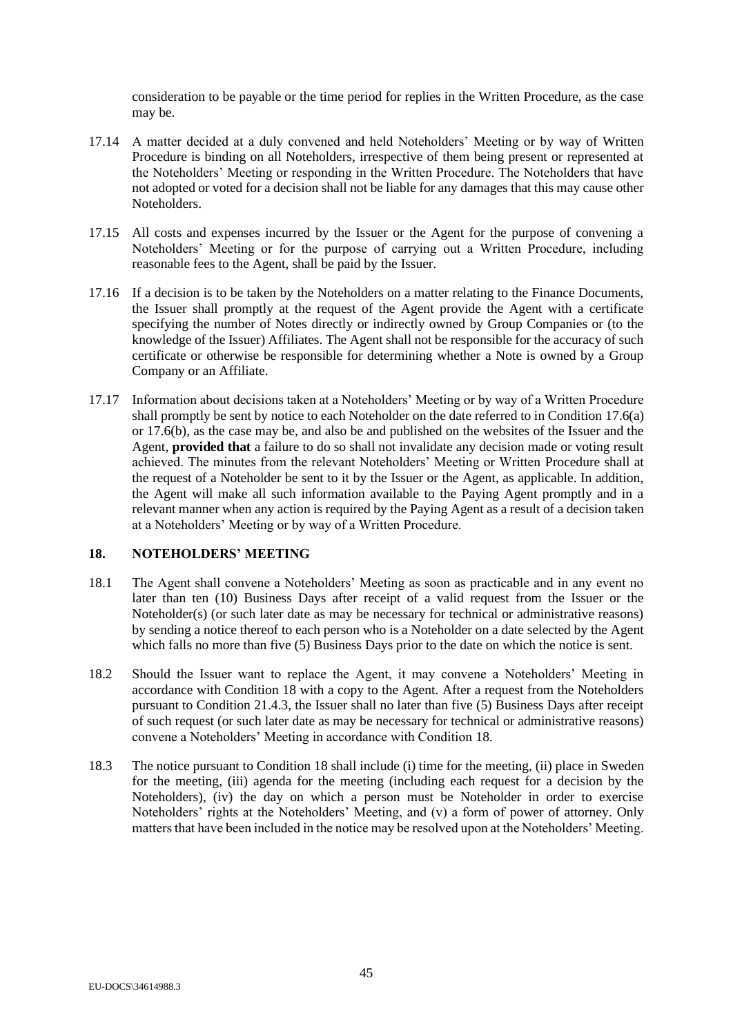consideration to be payable or the time period for replies in the Written Procedure, as the case may be.

17.14 A matter decided at a duly convened and held Noteholders' Meeting or by way of Written Procedure is binding on all Noteholders, irrespective of them being present or represented at the Noteholders' Meeting or responding in the Written Procedure. The Noteholders that have not adopted or voted for a decision shall not be liable for any damages that this may cause other Noteholders.

17.15 All costs and expenses incurred by the Issuer or the Agent for the purpose of convening a Noteholders' Meeting or for the purpose of carrying out a Written Procedure, including reasonable fees to the Agent, shall be paid by the Issuer.

17.16 If a decision is to be taken by the Noteholders on a matter relating to the Finance Documents, the Issuer shall promptly at the request of the Agent provide the Agent with a certificate specifying the number of Notes directly or indirectly owned by Group Companies or (to the knowledge of the Issuer) Affiliates. The Agent shall not be responsible for the accuracy of such certificate or otherwise be responsible for determining whether a Note is owned by a Group Company or an Affiliate.

17.17 Information about decisions taken at a Noteholders' Meeting or by way of a Written Procedure shall promptly be sent by notice to each Noteholder on the date referred to in Condition 17.6(a) or 17.6(b), as the case may be, and also be and published on the websites of the Issuer and the Agent, **provided that** a failure to do so shall not invalidate any decision made or voting result achieved. The minutes from the relevant Noteholders' Meeting or Written Procedure shall at the request of a Noteholder be sent to it by the Issuer or the Agent, as applicable. In addition, the Agent will make all such information available to the Paying Agent promptly and in a relevant manner when any action is required by the Paying Agent as a result of a decision taken at a Noteholders' Meeting or by way of a Written Procedure.

## 18. NOTEHOLDERS' MEETING

18.1 The Agent shall convene a Noteholders' Meeting as soon as practicable and in any event no later than ten (10) Business Days after receipt of a valid request from the Issuer or the Noteholder(s) (or such later date as may be necessary for technical or administrative reasons) by sending a notice thereof to each person who is a Noteholder on a date selected by the Agent which falls no more than five (5) Business Days prior to the date on which the notice is sent.

18.2 Should the Issuer want to replace the Agent, it may convene a Noteholders' Meeting in accordance with Condition 18 with a copy to the Agent. After a request from the Noteholders pursuant to Condition 21.4.3, the Issuer shall no later than five (5) Business Days after receipt of such request (or such later date as may be necessary for technical or administrative reasons) convene a Noteholders' Meeting in accordance with Condition 18.

18.3 The notice pursuant to Condition 18 shall include (i) time for the meeting, (ii) place in Sweden for the meeting, (iii) agenda for the meeting (including each request for a decision by the Noteholders), (iv) the day on which a person must be Noteholder in order to exercise Noteholders' rights at the Noteholders' Meeting, and (v) a form of power of attorney. Only matters that have been included in the notice may be resolved upon at the Noteholders' Meeting.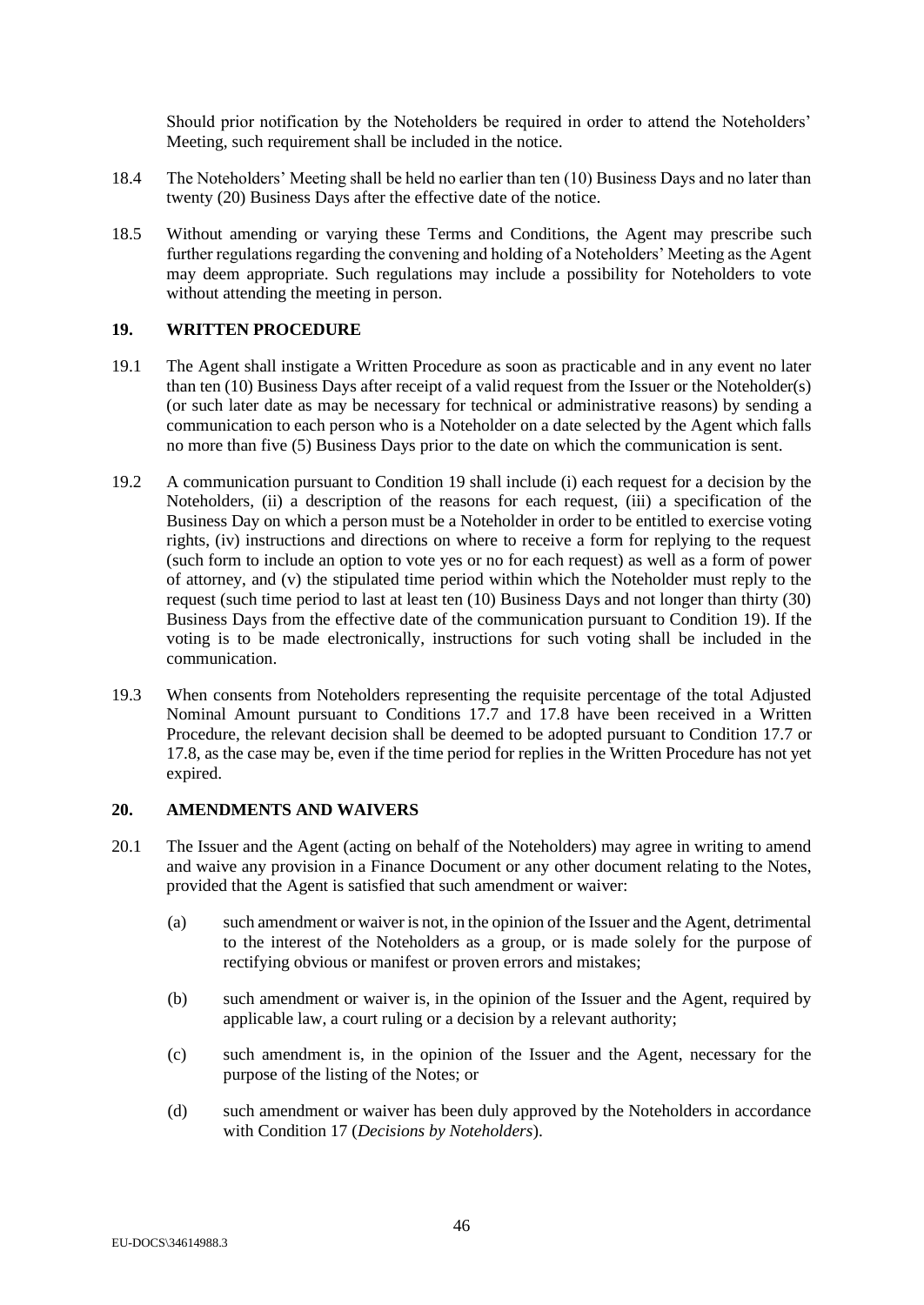Should prior notification by the Noteholders be required in order to attend the Noteholders' Meeting, such requirement shall be included in the notice.

18.4 The Noteholders' Meeting shall be held no earlier than ten (10) Business Days and no later than twenty (20) Business Days after the effective date of the notice.

18.5 Without amending or varying these Terms and Conditions, the Agent may prescribe such further regulations regarding the convening and holding of a Noteholders' Meeting as the Agent may deem appropriate. Such regulations may include a possibility for Noteholders to vote without attending the meeting in person.

## 19. WRITTEN PROCEDURE

19.1 The Agent shall instigate a Written Procedure as soon as practicable and in any event no later than ten (10) Business Days after receipt of a valid request from the Issuer or the Noteholder(s) (or such later date as may be necessary for technical or administrative reasons) by sending a communication to each person who is a Noteholder on a date selected by the Agent which falls no more than five (5) Business Days prior to the date on which the communication is sent.

19.2 A communication pursuant to Condition 19 shall include (i) each request for a decision by the Noteholders, (ii) a description of the reasons for each request, (iii) a specification of the Business Day on which a person must be a Noteholder in order to be entitled to exercise voting rights, (iv) instructions and directions on where to receive a form for replying to the request (such form to include an option to vote yes or no for each request) as well as a form of power of attorney, and (v) the stipulated time period within which the Noteholder must reply to the request (such time period to last at least ten (10) Business Days and not longer than thirty (30) Business Days from the effective date of the communication pursuant to Condition 19). If the voting is to be made electronically, instructions for such voting shall be included in the communication.

19.3 When consents from Noteholders representing the requisite percentage of the total Adjusted Nominal Amount pursuant to Conditions 17.7 and 17.8 have been received in a Written Procedure, the relevant decision shall be deemed to be adopted pursuant to Condition 17.7 or 17.8, as the case may be, even if the time period for replies in the Written Procedure has not yet expired.

## 20. AMENDMENTS AND WAIVERS

20.1 The Issuer and the Agent (acting on behalf of the Noteholders) may agree in writing to amend and waive any provision in a Finance Document or any other document relating to the Notes, provided that the Agent is satisfied that such amendment or waiver:

(a) such amendment or waiver is not, in the opinion of the Issuer and the Agent, detrimental to the interest of the Noteholders as a group, or is made solely for the purpose of rectifying obvious or manifest or proven errors and mistakes;

(b) such amendment or waiver is, in the opinion of the Issuer and the Agent, required by applicable law, a court ruling or a decision by a relevant authority;

(c) such amendment is, in the opinion of the Issuer and the Agent, necessary for the purpose of the listing of the Notes; or

(d) such amendment or waiver has been duly approved by the Noteholders in accordance with Condition 17 (*Decisions by Noteholders*).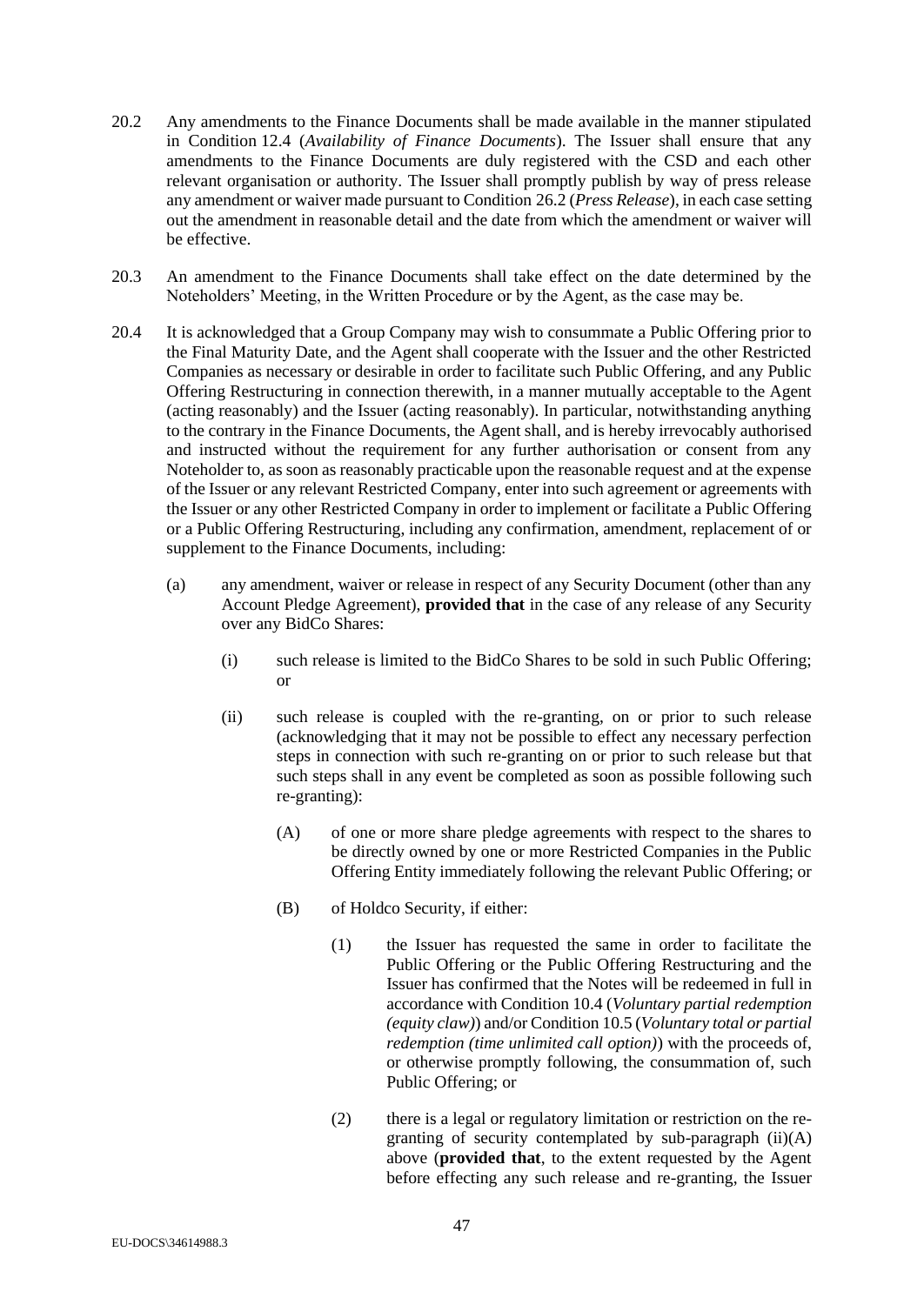20.2 Any amendments to the Finance Documents shall be made available in the manner stipulated in Condition 12.4 (*Availability of Finance Documents*). The Issuer shall ensure that any amendments to the Finance Documents are duly registered with the CSD and each other relevant organisation or authority. The Issuer shall promptly publish by way of press release any amendment or waiver made pursuant to Condition 26.2 (*Press Release*), in each case setting out the amendment in reasonable detail and the date from which the amendment or waiver will be effective.

20.3 An amendment to the Finance Documents shall take effect on the date determined by the Noteholders' Meeting, in the Written Procedure or by the Agent, as the case may be.

20.4 It is acknowledged that a Group Company may wish to consummate a Public Offering prior to the Final Maturity Date, and the Agent shall cooperate with the Issuer and the other Restricted Companies as necessary or desirable in order to facilitate such Public Offering, and any Public Offering Restructuring in connection therewith, in a manner mutually acceptable to the Agent (acting reasonably) and the Issuer (acting reasonably). In particular, notwithstanding anything to the contrary in the Finance Documents, the Agent shall, and is hereby irrevocably authorised and instructed without the requirement for any further authorisation or consent from any Noteholder to, as soon as reasonably practicable upon the reasonable request and at the expense of the Issuer or any relevant Restricted Company, enter into such agreement or agreements with the Issuer or any other Restricted Company in order to implement or facilitate a Public Offering or a Public Offering Restructuring, including any confirmation, amendment, replacement of or supplement to the Finance Documents, including:

(a) any amendment, waiver or release in respect of any Security Document (other than any Account Pledge Agreement), **provided that** in the case of any release of any Security over any BidCo Shares:

(i) such release is limited to the BidCo Shares to be sold in such Public Offering; or

(ii) such release is coupled with the re-granting, on or prior to such release (acknowledging that it may not be possible to effect any necessary perfection steps in connection with such re-granting on or prior to such release but that such steps shall in any event be completed as soon as possible following such re-granting):

(A) of one or more share pledge agreements with respect to the shares to be directly owned by one or more Restricted Companies in the Public Offering Entity immediately following the relevant Public Offering; or

(B) of Holdco Security, if either:

(1) the Issuer has requested the same in order to facilitate the Public Offering or the Public Offering Restructuring and the Issuer has confirmed that the Notes will be redeemed in full in accordance with Condition 10.4 (*Voluntary partial redemption (equity claw)*) and/or Condition 10.5 (*Voluntary total or partial redemption (time unlimited call option)*) with the proceeds of, or otherwise promptly following, the consummation of, such Public Offering; or

(2) there is a legal or regulatory limitation or restriction on the re-granting of security contemplated by sub-paragraph (ii)(A) above (**provided that**, to the extent requested by the Agent before effecting any such release and re-granting, the Issuer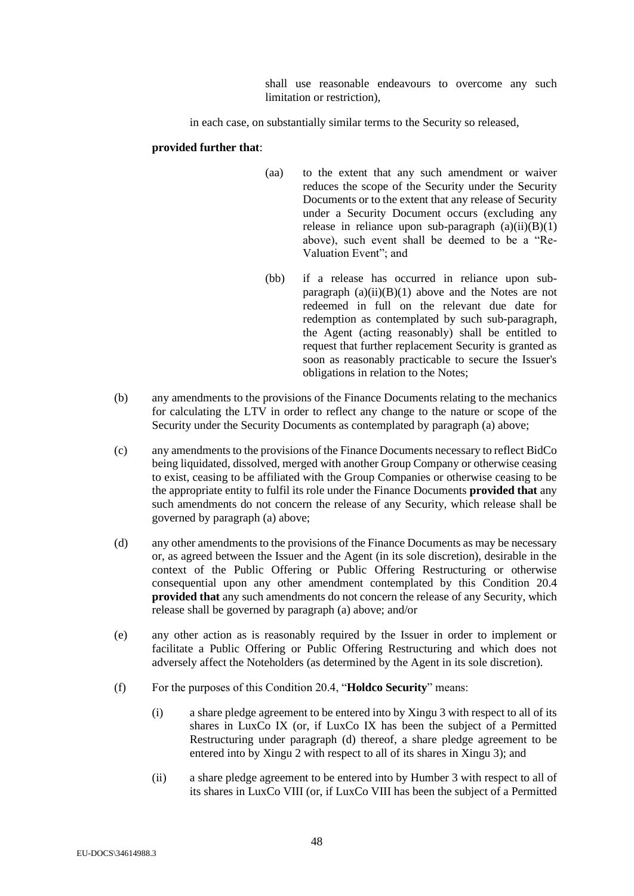shall use reasonable endeavours to overcome any such limitation or restriction),

in each case, on substantially similar terms to the Security so released,

**provided further that**:

(aa) to the extent that any such amendment or waiver reduces the scope of the Security under the Security Documents or to the extent that any release of Security under a Security Document occurs (excluding any release in reliance upon sub-paragraph (a)(ii)(B)(1) above), such event shall be deemed to be a "Re-Valuation Event"; and

(bb) if a release has occurred in reliance upon sub-paragraph (a)(ii)(B)(1) above and the Notes are not redeemed in full on the relevant due date for redemption as contemplated by such sub-paragraph, the Agent (acting reasonably) shall be entitled to request that further replacement Security is granted as soon as reasonably practicable to secure the Issuer's obligations in relation to the Notes;

(b) any amendments to the provisions of the Finance Documents relating to the mechanics for calculating the LTV in order to reflect any change to the nature or scope of the Security under the Security Documents as contemplated by paragraph (a) above;

(c) any amendments to the provisions of the Finance Documents necessary to reflect BidCo being liquidated, dissolved, merged with another Group Company or otherwise ceasing to exist, ceasing to be affiliated with the Group Companies or otherwise ceasing to be the appropriate entity to fulfil its role under the Finance Documents **provided that** any such amendments do not concern the release of any Security, which release shall be governed by paragraph (a) above;

(d) any other amendments to the provisions of the Finance Documents as may be necessary or, as agreed between the Issuer and the Agent (in its sole discretion), desirable in the context of the Public Offering or Public Offering Restructuring or otherwise consequential upon any other amendment contemplated by this Condition 20.4 **provided that** any such amendments do not concern the release of any Security, which release shall be governed by paragraph (a) above; and/or

(e) any other action as is reasonably required by the Issuer in order to implement or facilitate a Public Offering or Public Offering Restructuring and which does not adversely affect the Noteholders (as determined by the Agent in its sole discretion).

(f) For the purposes of this Condition 20.4, "**Holdco Security**" means:

(i) a share pledge agreement to be entered into by Xingu 3 with respect to all of its shares in LuxCo IX (or, if LuxCo IX has been the subject of a Permitted Restructuring under paragraph (d) thereof, a share pledge agreement to be entered into by Xingu 2 with respect to all of its shares in Xingu 3); and

(ii) a share pledge agreement to be entered into by Humber 3 with respect to all of its shares in LuxCo VIII (or, if LuxCo VIII has been the subject of a Permitted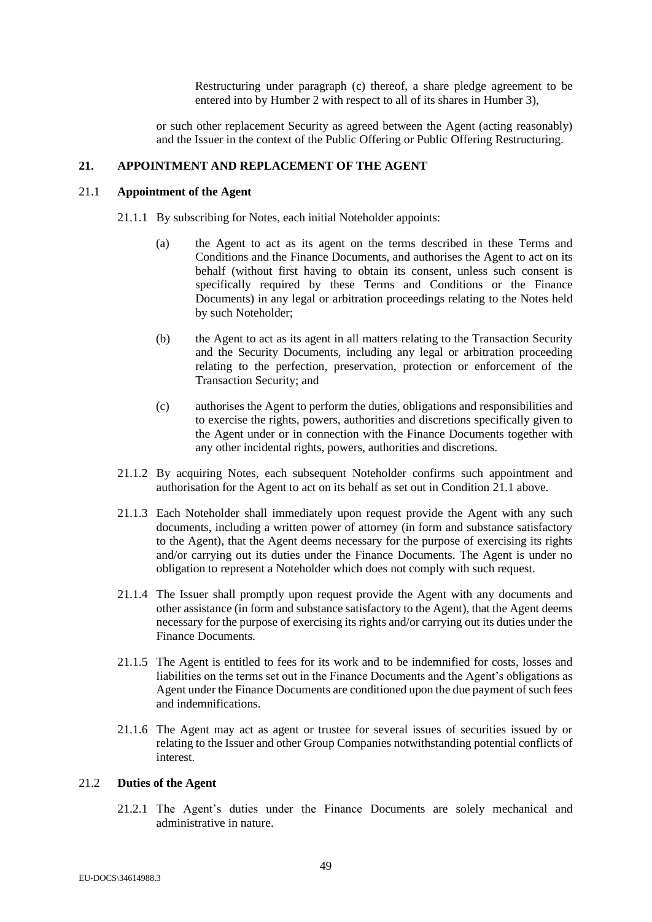Restructuring under paragraph (c) thereof, a share pledge agreement to be entered into by Humber 2 with respect to all of its shares in Humber 3),

or such other replacement Security as agreed between the Agent (acting reasonably) and the Issuer in the context of the Public Offering or Public Offering Restructuring.

## 21. APPOINTMENT AND REPLACEMENT OF THE AGENT

### 21.1 Appointment of the Agent

21.1.1 By subscribing for Notes, each initial Noteholder appoints:

(a) the Agent to act as its agent on the terms described in these Terms and Conditions and the Finance Documents, and authorises the Agent to act on its behalf (without first having to obtain its consent, unless such consent is specifically required by these Terms and Conditions or the Finance Documents) in any legal or arbitration proceedings relating to the Notes held by such Noteholder;

(b) the Agent to act as its agent in all matters relating to the Transaction Security and the Security Documents, including any legal or arbitration proceeding relating to the perfection, preservation, protection or enforcement of the Transaction Security; and

(c) authorises the Agent to perform the duties, obligations and responsibilities and to exercise the rights, powers, authorities and discretions specifically given to the Agent under or in connection with the Finance Documents together with any other incidental rights, powers, authorities and discretions.

21.1.2 By acquiring Notes, each subsequent Noteholder confirms such appointment and authorisation for the Agent to act on its behalf as set out in Condition 21.1 above.

21.1.3 Each Noteholder shall immediately upon request provide the Agent with any such documents, including a written power of attorney (in form and substance satisfactory to the Agent), that the Agent deems necessary for the purpose of exercising its rights and/or carrying out its duties under the Finance Documents. The Agent is under no obligation to represent a Noteholder which does not comply with such request.

21.1.4 The Issuer shall promptly upon request provide the Agent with any documents and other assistance (in form and substance satisfactory to the Agent), that the Agent deems necessary for the purpose of exercising its rights and/or carrying out its duties under the Finance Documents.

21.1.5 The Agent is entitled to fees for its work and to be indemnified for costs, losses and liabilities on the terms set out in the Finance Documents and the Agent's obligations as Agent under the Finance Documents are conditioned upon the due payment of such fees and indemnifications.

21.1.6 The Agent may act as agent or trustee for several issues of securities issued by or relating to the Issuer and other Group Companies notwithstanding potential conflicts of interest.

### 21.2 Duties of the Agent

21.2.1 The Agent's duties under the Finance Documents are solely mechanical and administrative in nature.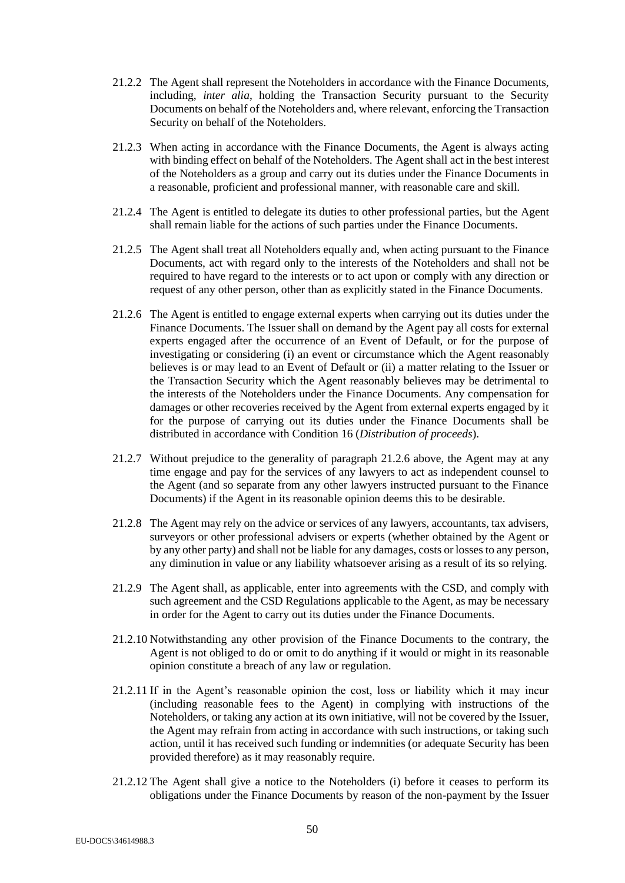21.2.2 The Agent shall represent the Noteholders in accordance with the Finance Documents, including, *inter alia*, holding the Transaction Security pursuant to the Security Documents on behalf of the Noteholders and, where relevant, enforcing the Transaction Security on behalf of the Noteholders.

21.2.3 When acting in accordance with the Finance Documents, the Agent is always acting with binding effect on behalf of the Noteholders. The Agent shall act in the best interest of the Noteholders as a group and carry out its duties under the Finance Documents in a reasonable, proficient and professional manner, with reasonable care and skill.

21.2.4 The Agent is entitled to delegate its duties to other professional parties, but the Agent shall remain liable for the actions of such parties under the Finance Documents.

21.2.5 The Agent shall treat all Noteholders equally and, when acting pursuant to the Finance Documents, act with regard only to the interests of the Noteholders and shall not be required to have regard to the interests or to act upon or comply with any direction or request of any other person, other than as explicitly stated in the Finance Documents.

21.2.6 The Agent is entitled to engage external experts when carrying out its duties under the Finance Documents. The Issuer shall on demand by the Agent pay all costs for external experts engaged after the occurrence of an Event of Default, or for the purpose of investigating or considering (i) an event or circumstance which the Agent reasonably believes is or may lead to an Event of Default or (ii) a matter relating to the Issuer or the Transaction Security which the Agent reasonably believes may be detrimental to the interests of the Noteholders under the Finance Documents. Any compensation for damages or other recoveries received by the Agent from external experts engaged by it for the purpose of carrying out its duties under the Finance Documents shall be distributed in accordance with Condition 16 (*Distribution of proceeds*).

21.2.7 Without prejudice to the generality of paragraph 21.2.6 above, the Agent may at any time engage and pay for the services of any lawyers to act as independent counsel to the Agent (and so separate from any other lawyers instructed pursuant to the Finance Documents) if the Agent in its reasonable opinion deems this to be desirable.

21.2.8 The Agent may rely on the advice or services of any lawyers, accountants, tax advisers, surveyors or other professional advisers or experts (whether obtained by the Agent or by any other party) and shall not be liable for any damages, costs or losses to any person, any diminution in value or any liability whatsoever arising as a result of its so relying.

21.2.9 The Agent shall, as applicable, enter into agreements with the CSD, and comply with such agreement and the CSD Regulations applicable to the Agent, as may be necessary in order for the Agent to carry out its duties under the Finance Documents.

21.2.10 Notwithstanding any other provision of the Finance Documents to the contrary, the Agent is not obliged to do or omit to do anything if it would or might in its reasonable opinion constitute a breach of any law or regulation.

21.2.11 If in the Agent's reasonable opinion the cost, loss or liability which it may incur (including reasonable fees to the Agent) in complying with instructions of the Noteholders, or taking any action at its own initiative, will not be covered by the Issuer, the Agent may refrain from acting in accordance with such instructions, or taking such action, until it has received such funding or indemnities (or adequate Security has been provided therefore) as it may reasonably require.

21.2.12 The Agent shall give a notice to the Noteholders (i) before it ceases to perform its obligations under the Finance Documents by reason of the non-payment by the Issuer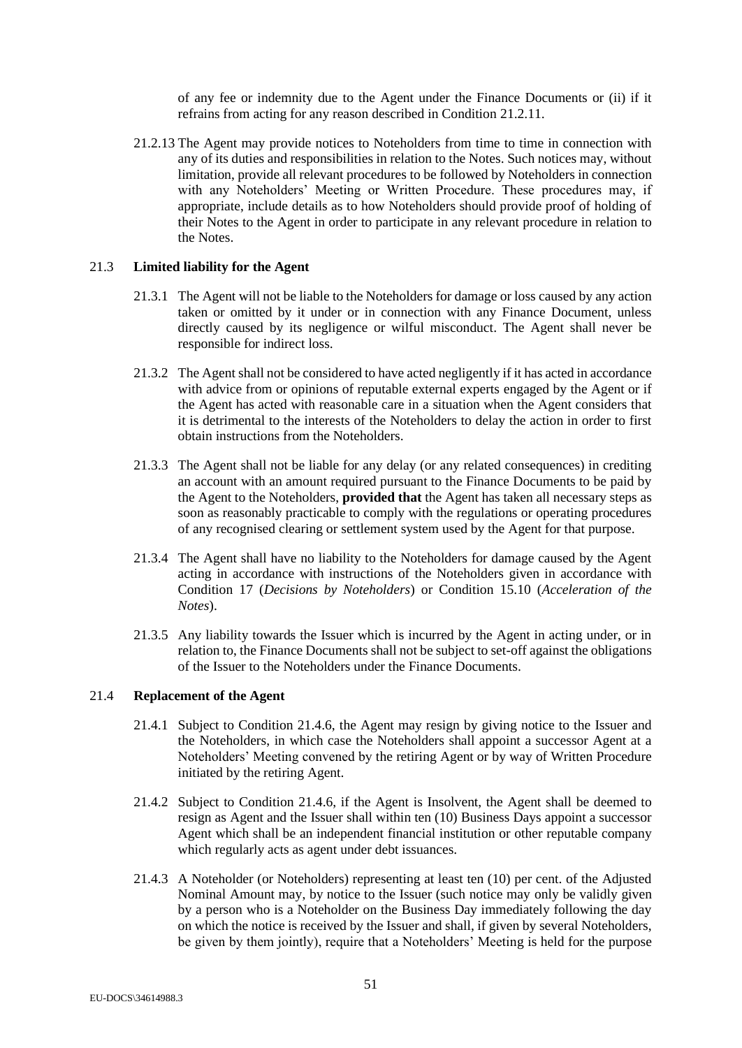of any fee or indemnity due to the Agent under the Finance Documents or (ii) if it refrains from acting for any reason described in Condition 21.2.11.

21.2.13 The Agent may provide notices to Noteholders from time to time in connection with any of its duties and responsibilities in relation to the Notes. Such notices may, without limitation, provide all relevant procedures to be followed by Noteholders in connection with any Noteholders' Meeting or Written Procedure. These procedures may, if appropriate, include details as to how Noteholders should provide proof of holding of their Notes to the Agent in order to participate in any relevant procedure in relation to the Notes.

### 21.3 Limited liability for the Agent

21.3.1 The Agent will not be liable to the Noteholders for damage or loss caused by any action taken or omitted by it under or in connection with any Finance Document, unless directly caused by its negligence or wilful misconduct. The Agent shall never be responsible for indirect loss.

21.3.2 The Agent shall not be considered to have acted negligently if it has acted in accordance with advice from or opinions of reputable external experts engaged by the Agent or if the Agent has acted with reasonable care in a situation when the Agent considers that it is detrimental to the interests of the Noteholders to delay the action in order to first obtain instructions from the Noteholders.

21.3.3 The Agent shall not be liable for any delay (or any related consequences) in crediting an account with an amount required pursuant to the Finance Documents to be paid by the Agent to the Noteholders, **provided that** the Agent has taken all necessary steps as soon as reasonably practicable to comply with the regulations or operating procedures of any recognised clearing or settlement system used by the Agent for that purpose.

21.3.4 The Agent shall have no liability to the Noteholders for damage caused by the Agent acting in accordance with instructions of the Noteholders given in accordance with Condition 17 (*Decisions by Noteholders*) or Condition 15.10 (*Acceleration of the Notes*).

21.3.5 Any liability towards the Issuer which is incurred by the Agent in acting under, or in relation to, the Finance Documents shall not be subject to set-off against the obligations of the Issuer to the Noteholders under the Finance Documents.

### 21.4 Replacement of the Agent

21.4.1 Subject to Condition 21.4.6, the Agent may resign by giving notice to the Issuer and the Noteholders, in which case the Noteholders shall appoint a successor Agent at a Noteholders' Meeting convened by the retiring Agent or by way of Written Procedure initiated by the retiring Agent.

21.4.2 Subject to Condition 21.4.6, if the Agent is Insolvent, the Agent shall be deemed to resign as Agent and the Issuer shall within ten (10) Business Days appoint a successor Agent which shall be an independent financial institution or other reputable company which regularly acts as agent under debt issuances.

21.4.3 A Noteholder (or Noteholders) representing at least ten (10) per cent. of the Adjusted Nominal Amount may, by notice to the Issuer (such notice may only be validly given by a person who is a Noteholder on the Business Day immediately following the day on which the notice is received by the Issuer and shall, if given by several Noteholders, be given by them jointly), require that a Noteholders' Meeting is held for the purpose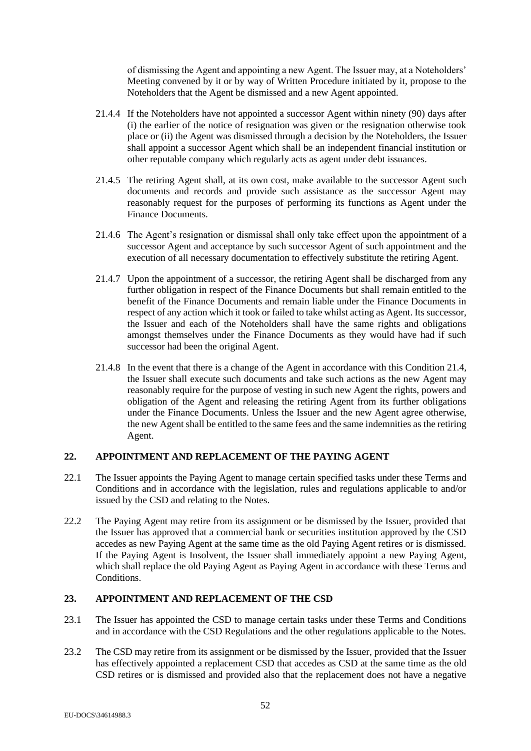of dismissing the Agent and appointing a new Agent. The Issuer may, at a Noteholders' Meeting convened by it or by way of Written Procedure initiated by it, propose to the Noteholders that the Agent be dismissed and a new Agent appointed.

21.4.4 If the Noteholders have not appointed a successor Agent within ninety (90) days after (i) the earlier of the notice of resignation was given or the resignation otherwise took place or (ii) the Agent was dismissed through a decision by the Noteholders, the Issuer shall appoint a successor Agent which shall be an independent financial institution or other reputable company which regularly acts as agent under debt issuances.

21.4.5 The retiring Agent shall, at its own cost, make available to the successor Agent such documents and records and provide such assistance as the successor Agent may reasonably request for the purposes of performing its functions as Agent under the Finance Documents.

21.4.6 The Agent's resignation or dismissal shall only take effect upon the appointment of a successor Agent and acceptance by such successor Agent of such appointment and the execution of all necessary documentation to effectively substitute the retiring Agent.

21.4.7 Upon the appointment of a successor, the retiring Agent shall be discharged from any further obligation in respect of the Finance Documents but shall remain entitled to the benefit of the Finance Documents and remain liable under the Finance Documents in respect of any action which it took or failed to take whilst acting as Agent. Its successor, the Issuer and each of the Noteholders shall have the same rights and obligations amongst themselves under the Finance Documents as they would have had if such successor had been the original Agent.

21.4.8 In the event that there is a change of the Agent in accordance with this Condition 21.4, the Issuer shall execute such documents and take such actions as the new Agent may reasonably require for the purpose of vesting in such new Agent the rights, powers and obligation of the Agent and releasing the retiring Agent from its further obligations under the Finance Documents. Unless the Issuer and the new Agent agree otherwise, the new Agent shall be entitled to the same fees and the same indemnities as the retiring Agent.

## 22. APPOINTMENT AND REPLACEMENT OF THE PAYING AGENT

22.1 The Issuer appoints the Paying Agent to manage certain specified tasks under these Terms and Conditions and in accordance with the legislation, rules and regulations applicable to and/or issued by the CSD and relating to the Notes.

22.2 The Paying Agent may retire from its assignment or be dismissed by the Issuer, provided that the Issuer has approved that a commercial bank or securities institution approved by the CSD accedes as new Paying Agent at the same time as the old Paying Agent retires or is dismissed. If the Paying Agent is Insolvent, the Issuer shall immediately appoint a new Paying Agent, which shall replace the old Paying Agent as Paying Agent in accordance with these Terms and Conditions.

## 23. APPOINTMENT AND REPLACEMENT OF THE CSD

23.1 The Issuer has appointed the CSD to manage certain tasks under these Terms and Conditions and in accordance with the CSD Regulations and the other regulations applicable to the Notes.

23.2 The CSD may retire from its assignment or be dismissed by the Issuer, provided that the Issuer has effectively appointed a replacement CSD that accedes as CSD at the same time as the old CSD retires or is dismissed and provided also that the replacement does not have a negative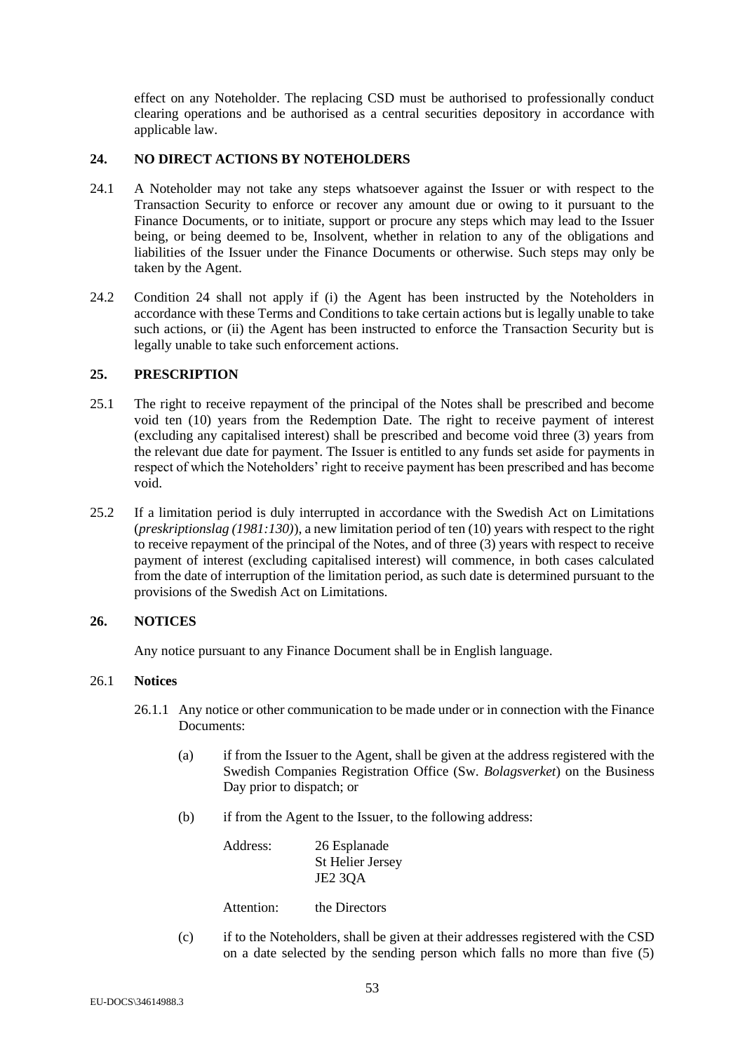effect on any Noteholder. The replacing CSD must be authorised to professionally conduct clearing operations and be authorised as a central securities depository in accordance with applicable law.

## 24. NO DIRECT ACTIONS BY NOTEHOLDERS

24.1 A Noteholder may not take any steps whatsoever against the Issuer or with respect to the Transaction Security to enforce or recover any amount due or owing to it pursuant to the Finance Documents, or to initiate, support or procure any steps which may lead to the Issuer being, or being deemed to be, Insolvent, whether in relation to any of the obligations and liabilities of the Issuer under the Finance Documents or otherwise. Such steps may only be taken by the Agent.

24.2 Condition 24 shall not apply if (i) the Agent has been instructed by the Noteholders in accordance with these Terms and Conditions to take certain actions but is legally unable to take such actions, or (ii) the Agent has been instructed to enforce the Transaction Security but is legally unable to take such enforcement actions.

## 25. PRESCRIPTION

25.1 The right to receive repayment of the principal of the Notes shall be prescribed and become void ten (10) years from the Redemption Date. The right to receive payment of interest (excluding any capitalised interest) shall be prescribed and become void three (3) years from the relevant due date for payment. The Issuer is entitled to any funds set aside for payments in respect of which the Noteholders' right to receive payment has been prescribed and has become void.

25.2 If a limitation period is duly interrupted in accordance with the Swedish Act on Limitations (*preskriptionslag (1981:130)*), a new limitation period of ten (10) years with respect to the right to receive repayment of the principal of the Notes, and of three (3) years with respect to receive payment of interest (excluding capitalised interest) will commence, in both cases calculated from the date of interruption of the limitation period, as such date is determined pursuant to the provisions of the Swedish Act on Limitations.

## 26. NOTICES

Any notice pursuant to any Finance Document shall be in English language.

### 26.1 Notices

26.1.1 Any notice or other communication to be made under or in connection with the Finance Documents:

(a) if from the Issuer to the Agent, shall be given at the address registered with the Swedish Companies Registration Office (Sw. *Bolagsverket*) on the Business Day prior to dispatch; or

(b) if from the Agent to the Issuer, to the following address:

Address: 26 Esplanade
St Helier Jersey
JE2 3QA

Attention: the Directors

(c) if to the Noteholders, shall be given at their addresses registered with the CSD on a date selected by the sending person which falls no more than five (5)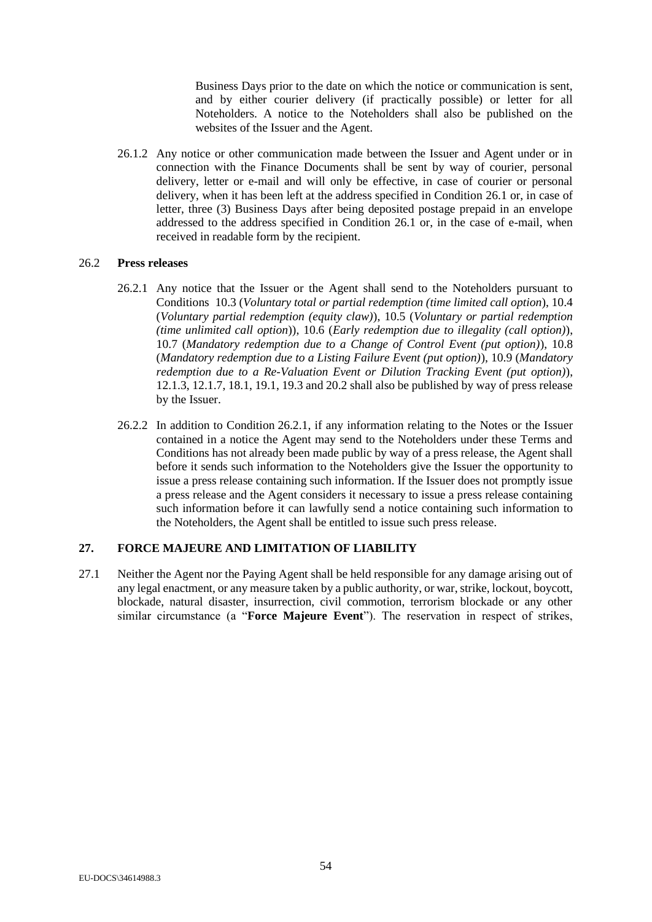Business Days prior to the date on which the notice or communication is sent, and by either courier delivery (if practically possible) or letter for all Noteholders. A notice to the Noteholders shall also be published on the websites of the Issuer and the Agent.

26.1.2 Any notice or other communication made between the Issuer and Agent under or in connection with the Finance Documents shall be sent by way of courier, personal delivery, letter or e-mail and will only be effective, in case of courier or personal delivery, when it has been left at the address specified in Condition 26.1 or, in case of letter, three (3) Business Days after being deposited postage prepaid in an envelope addressed to the address specified in Condition 26.1 or, in the case of e-mail, when received in readable form by the recipient.

26.2 **Press releases**

26.2.1 Any notice that the Issuer or the Agent shall send to the Noteholders pursuant to Conditions 10.3 (*Voluntary total or partial redemption (time limited call option*), 10.4 (*Voluntary partial redemption (equity claw)*), 10.5 (*Voluntary or partial redemption (time unlimited call option*)), 10.6 (*Early redemption due to illegality (call option)*), 10.7 (*Mandatory redemption due to a Change of Control Event (put option)*), 10.8 (*Mandatory redemption due to a Listing Failure Event (put option)*), 10.9 (*Mandatory redemption due to a Re-Valuation Event or Dilution Tracking Event (put option)*), 12.1.3, 12.1.7, 18.1, 19.1, 19.3 and 20.2 shall also be published by way of press release by the Issuer.

26.2.2 In addition to Condition 26.2.1, if any information relating to the Notes or the Issuer contained in a notice the Agent may send to the Noteholders under these Terms and Conditions has not already been made public by way of a press release, the Agent shall before it sends such information to the Noteholders give the Issuer the opportunity to issue a press release containing such information. If the Issuer does not promptly issue a press release and the Agent considers it necessary to issue a press release containing such information before it can lawfully send a notice containing such information to the Noteholders, the Agent shall be entitled to issue such press release.

## 27. FORCE MAJEURE AND LIMITATION OF LIABILITY

27.1 Neither the Agent nor the Paying Agent shall be held responsible for any damage arising out of any legal enactment, or any measure taken by a public authority, or war, strike, lockout, boycott, blockade, natural disaster, insurrection, civil commotion, terrorism blockade or any other similar circumstance (a "**Force Majeure Event**"). The reservation in respect of strikes,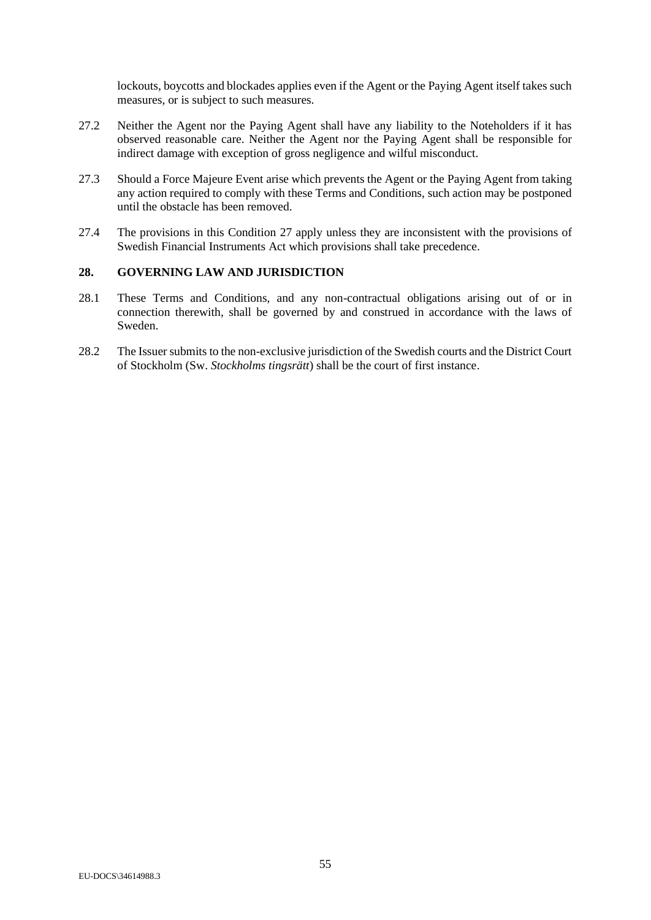lockouts, boycotts and blockades applies even if the Agent or the Paying Agent itself takes such measures, or is subject to such measures.

27.2 Neither the Agent nor the Paying Agent shall have any liability to the Noteholders if it has observed reasonable care. Neither the Agent nor the Paying Agent shall be responsible for indirect damage with exception of gross negligence and wilful misconduct.

27.3 Should a Force Majeure Event arise which prevents the Agent or the Paying Agent from taking any action required to comply with these Terms and Conditions, such action may be postponed until the obstacle has been removed.

27.4 The provisions in this Condition 27 apply unless they are inconsistent with the provisions of Swedish Financial Instruments Act which provisions shall take precedence.

## 28. GOVERNING LAW AND JURISDICTION

28.1 These Terms and Conditions, and any non-contractual obligations arising out of or in connection therewith, shall be governed by and construed in accordance with the laws of Sweden.

28.2 The Issuer submits to the non-exclusive jurisdiction of the Swedish courts and the District Court of Stockholm (Sw. *Stockholms tingsrätt*) shall be the court of first instance.

EU-DOCS\34614988.3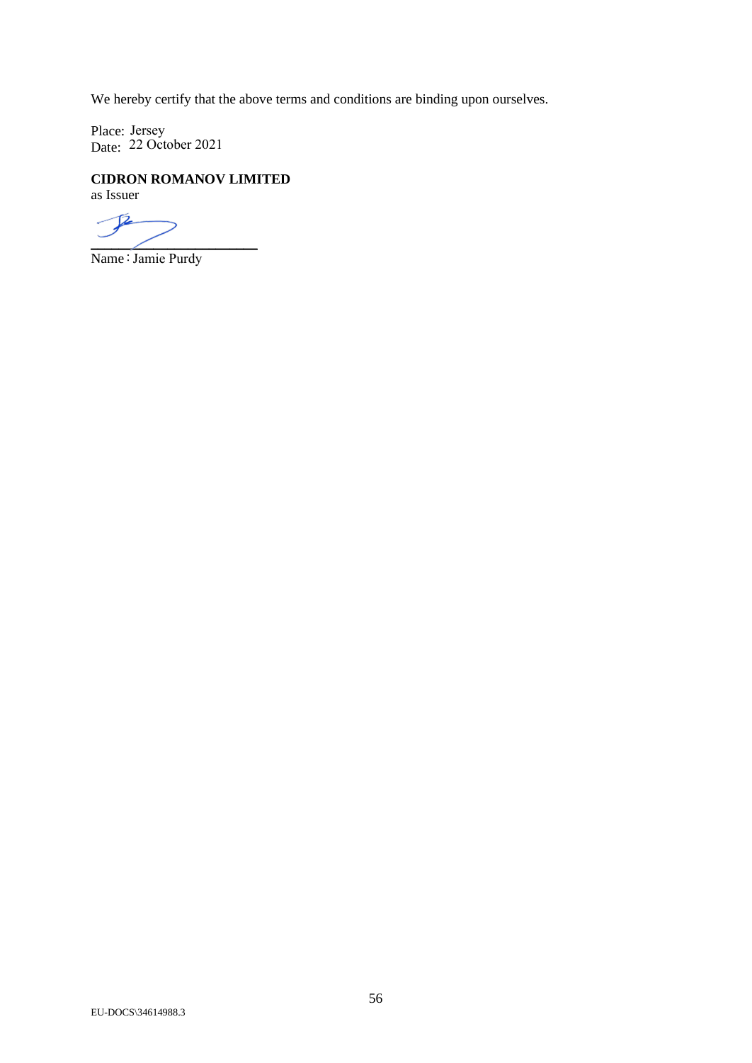We hereby certify that the above terms and conditions are binding upon ourselves.

Place: Jersey
Date: 22 October 2021

**CIDRON ROMANOV LIMITED**
as Issuer

______________________
Name : Jamie Purdy

EU-DOCS\34614988.3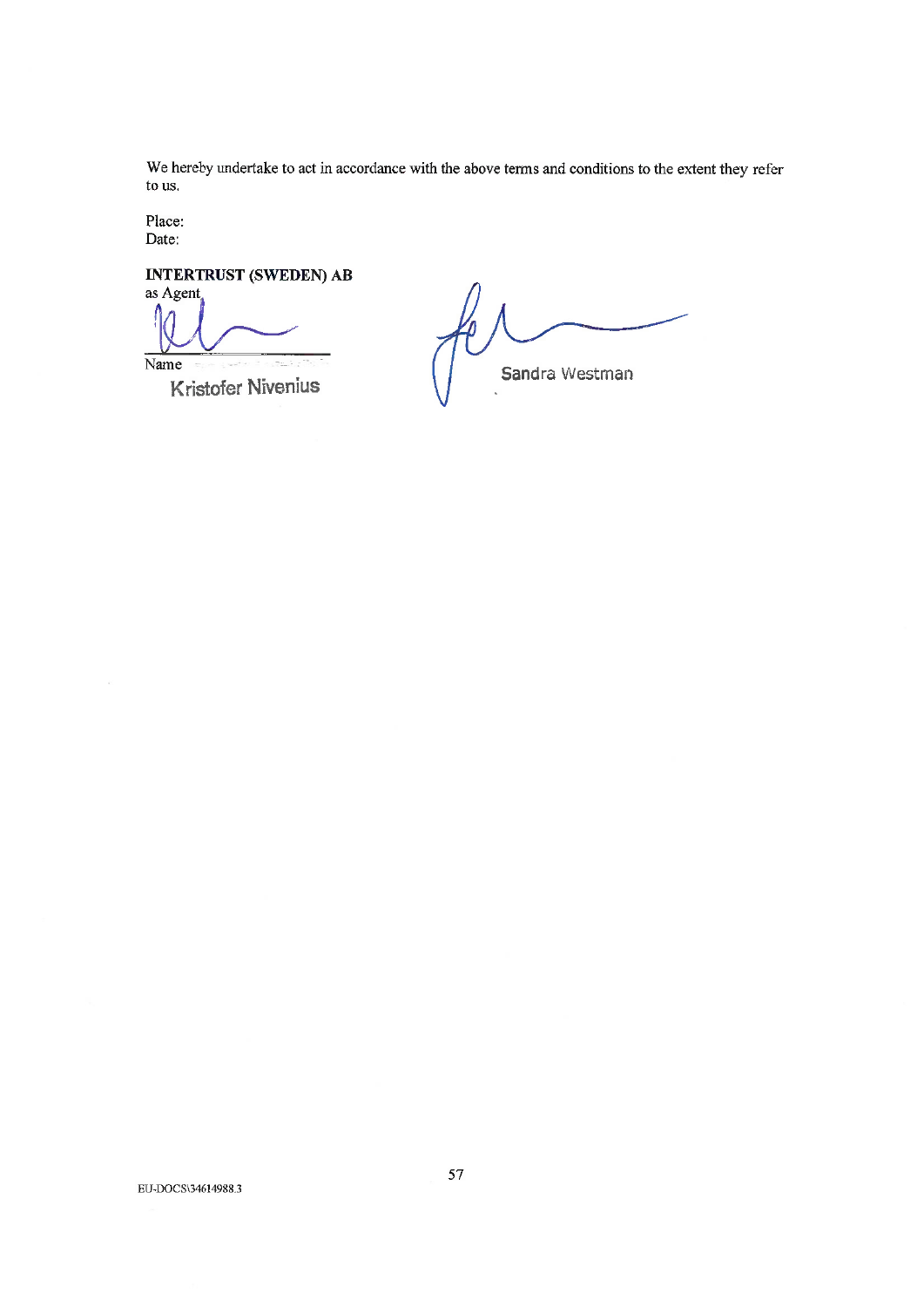We hereby undertake to act in accordance with the above terms and conditions to the extent they refer to us.

Place:
Date:

**INTERTRUST (SWEDEN) AB**
as Agent

Name
Kristofer Nivenius

Sandra Westman

EU-DOCS\34614988.3